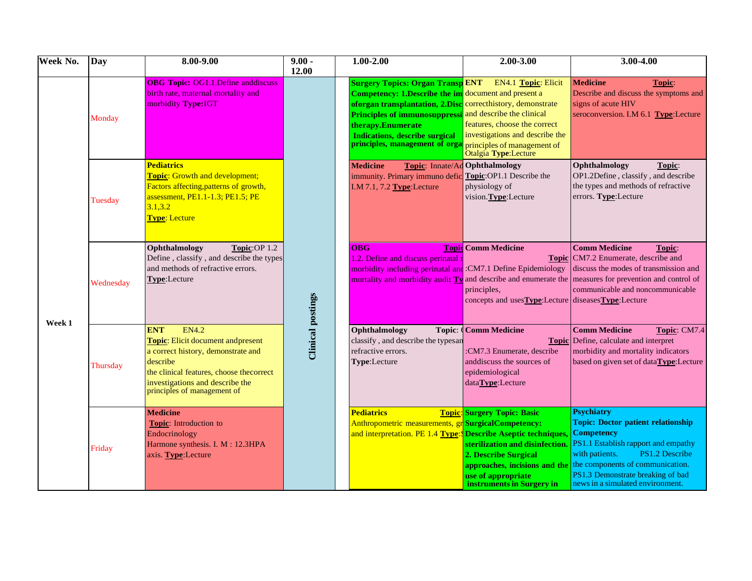| Week No. | Day | 8.00-9.00 | 9.00 - 12.00 | 1.00-2.00 | 2.00-3.00 | 3.00-4.00 |
|---|---|---|---|---|---|---|
| Week 1 | Monday | **OBG Topic:** OG1.1.Define anddiscuss birth rate, maternal mortality and morbidity **Type:**IGT | Clinical postings | **Surgery Topics: Organ Transp Competency: 1.Describe the im oforgan transplantation, 2.Disc Principles of immunosuppressi therapy.Enumerate Indications, describe surgical principles, management of orga** | **ENT** EN4.1 **Topic**: Elicit document and present a correcthistory, demonstrate and describe the clinical features, choose the correct investigations and describe the principles of management of Otalgia **Type**:Lecture | **Medicine** **Topic**: Describe and discuss the symptoms and signs of acute HIV seroconversion. I.M 6.1 **Type**:Lecture |
| | Tuesday | **Pediatrics** **Topic**: Growth and development; Factors affecting,patterns of growth, assessment, PE1.1-1.3; PE1.5; PE 3.1,3.2 **Type**: Lecture | | **Medicine** **Topic**: Innate/Ad immunity. Primary immuno defic I.M 7.1, 7.2 **Type**:Lecture | **Ophthalmology** **Topic**:OP1.1 Describe the physiology of vision.**Type**:Lecture | **Ophthalmology** **Topic**: OP1.2Define , classify , and describe the types and methods of refractive errors. **Type**:Lecture |
| | Wednesday | **Ophthalmology** **Topic**:OP 1.2 Define , classify , and describe the types and methods of refractive errors. **Type**:Lecture | | **OBG** **Topic** 1.2. Define and discuss perinatal m morbidity including perinatal and mortality and morbidity audit **Ty** | **Comm Medicine** **Topic** :CM7.1 Define Epidemiology and describe and enumerate the principles, concepts and uses**Type**:Lecture | **Comm Medicine** **Topic**: CM7.2 Enumerate, describe and discuss the modes of transmission and measures for prevention and control of communicable and noncommunicable diseases**Type**:Lecture |
| | Thursday | **ENT** EN4.2 **Topic**: Elicit document andpresent a correct history, demonstrate and describe the clinical features, choose thecorrect investigations and describe the principles of management of | | **Ophthalmology** **Topic**: ( classify , and describe the typesan refractive errors. **Type**:Lecture | **Comm Medicine** **Topic** :CM7.3 Enumerate, describe anddiscuss the sources of epidemiological data**Type**:Lecture | **Comm Medicine** **Topic**: CM7.4 Define, calculate and interpret morbidity and mortality indicators based on given set of data**Type**:Lecture |
| | Friday | **Medicine** **Topic**: Introduction to Endocrinology Harmone synthesis. I. M : 12.3HPA axis. **Type**:Lecture | | **Pediatrics** **Topic**: Anthropometric measurements, gr and interpretation. PE 1.4 **Type**:S | **Surgery Topic: Basic SurgicalCompetency: Describe Aseptic techniques, sterilization and disinfection. 2. Describe Surgical approaches, incisions and the use of appropriate instruments in Surgery in** | **Psychiatry** **Topic: Doctor patient relationship Competency** PS1.1 Establish rapport and empathy with patients. PS1.2 Describe the components of communication. PS1.3 Demonstrate breaking of bad news in a simulated environment. |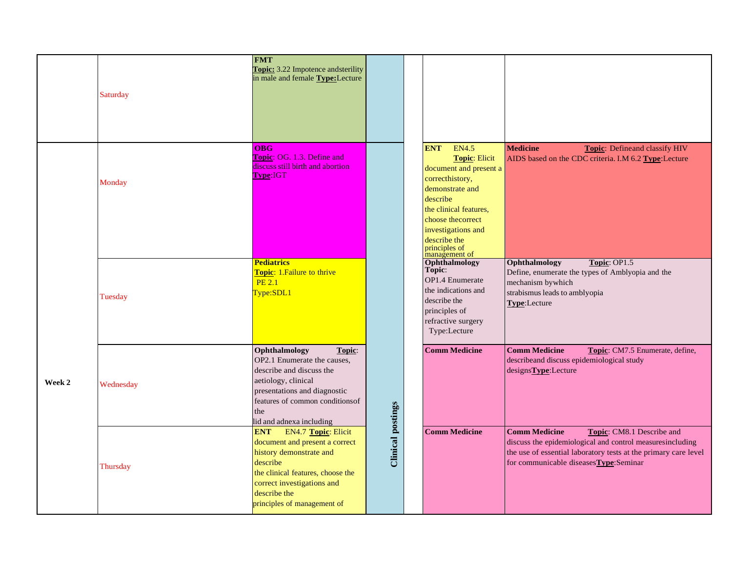| | | | | | | |
|---|---|---|---|---|---|---|
| | Saturday | **FMT** **Topic:** 3.22 Impotence andsterility in male and female **Type:**Lecture | | | | |
| Week 2 | Monday | **OBG** **Topic**: OG. 1.3. Define and discuss still birth and abortion **Type**:IGT | Clinical postings | | **ENT** EN4.5 **Topic**: Elicit document and present a correcthistory, demonstrate and describe the clinical features, choose thecorrect investigations and describe the principles of management of | **Medicine** **Topic**: Defineand classify HIV AIDS based on the CDC criteria. I.M 6.2 **Type**:Lecture |
| | Tuesday | **Pediatrics** **Topic**: 1.Failure to thrive PE 2.1 Type:SDL1 | | | **Ophthalmology** **Topic**: OP1.4 Enumerate the indications and describe the principles of refractive surgery Type:Lecture | **Ophthalmology** **Topic**: OP1.5 Define, enumerate the types of Amblyopia and the mechanism bywhich strabismus leads to amblyopia **Type**:Lecture |
| | Wednesday | **Ophthalmology** **Topic**: OP2.1 Enumerate the causes, describe and discuss the aetiology, clinical presentations and diagnostic features of common conditionsof the lid and adnexa including | | | **Comm Medicine** | **Comm Medicine** **Topic**: CM7.5 Enumerate, define, describeand discuss epidemiological study designs**Type**:Lecture |
| | Thursday | **ENT** EN4.7 **Topic**: Elicit document and present a correct history demonstrate and describe the clinical features, choose the correct investigations and describe the principles of management of | | | **Comm Medicine** | **Comm Medicine** **Topic**: CM8.1 Describe and discuss the epidemiological and control measuresincluding the use of essential laboratory tests at the primary care level for communicable diseases**Type**:Seminar |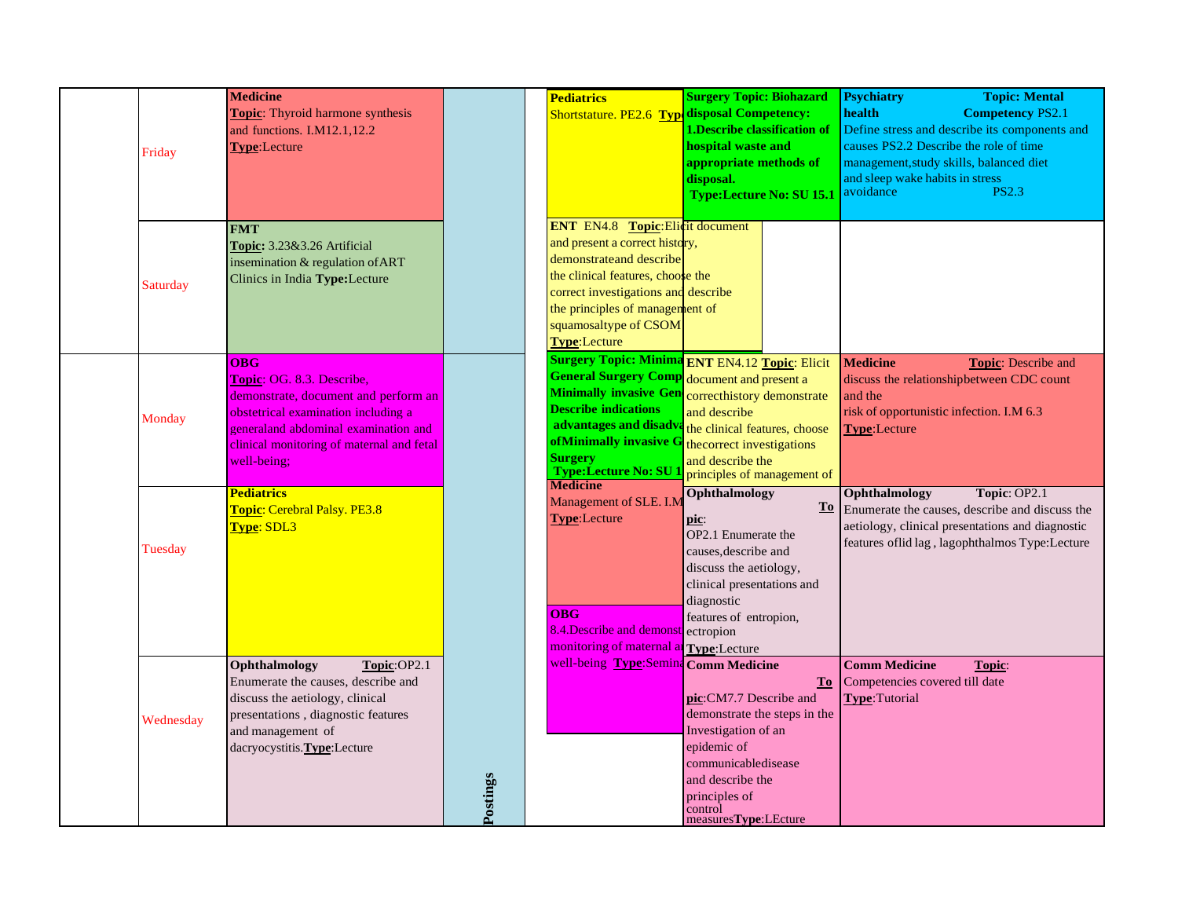| | Day | | | | | | |
|---|---|---|---|---|---|---|---|
| | Friday | **Medicine** **Topic**: Thyroid harmone synthesis and functions. I.M12.1,12.2 **Type**:Lecture | | | **Pediatrics** Shortstature. PE2.6 **Typ** | **Surgery Topic: Biohazard disposal Competency: 1.Describe classification of hospital waste and appropriate methods of disposal. Type:Lecture No: SU 15.1** | **Psychiatry Topic: Mental health Competency** PS2.1 Define stress and describe its components and causes PS2.2 Describe the role of time management,study skills, balanced diet and sleep wake habits in stress avoidance PS2.3 |
| | Saturday | **FMT** **Topic:** 3.23&3.26 Artificial insemination & regulation of ART Clinics in India **Type:**Lecture | | | **ENT** EN4.8 **Topic**:Elicit document and present a correct history, demonstrateand describe the clinical features, choose the correct investigations and describe the principles of management of squamosaltype of CSOM **Type**:Lecture | | |
| | Monday | **OBG** **Topic**: OG. 8.3. Describe, demonstrate, document and perform an obstetrical examination including a generaland abdominal examination and clinical monitoring of maternal and fetal well-being; | | | **Surgery Topic: Minima General Surgery Comp Minimally invasive Gen Describe indications advantages and disadva ofMinimally invasive G Surgery Type:Lecture No: SU 1** | **ENT** EN4.12 **Topic**: Elicit document and present a correcthistory demonstrate and describe the clinical features, choose thecorrect investigations and describe the principles of management of | **Medicine Topic**: Describe and discuss the relationshipbetween CDC count and the risk of opportunistic infection. I.M 6.3 **Type**:Lecture |
| | Tuesday | **Pediatrics** **Topic**: Cerebral Palsy. PE3.8 **Type**: SDL3 | | | **Medicine** Management of SLE. I.M **Type**:Lecture | **Ophthalmology Topic**: OP2.1 Enumerate the causes,describe and discuss the aetiology, clinical presentations and diagnostic features of entropion, ectropion **Type**:Lecture | **Ophthalmology Topic**: OP2.1 Enumerate the causes, describe and discuss the aetiology, clinical presentations and diagnostic features oflid lag , lagophthalmos Type:Lecture |
| | Wednesday | **Ophthalmology Topic**:OP2.1 Enumerate the causes, describe and discuss the aetiology, clinical presentations , diagnostic features and management of dacryocystitis.**Type**:Lecture | **Postings** | | **OBG** 8.4.Describe and demonst monitoring of maternal a well-being **Type**:Semina | **Comm Medicine Topic**:CM7.7 Describe and demonstrate the steps in the Investigation of an epidemic of communicabledisease and describe the principles of control measures**Type**:LEcture | **Comm Medicine Topic**: Competencies covered till date **Type**:Tutorial |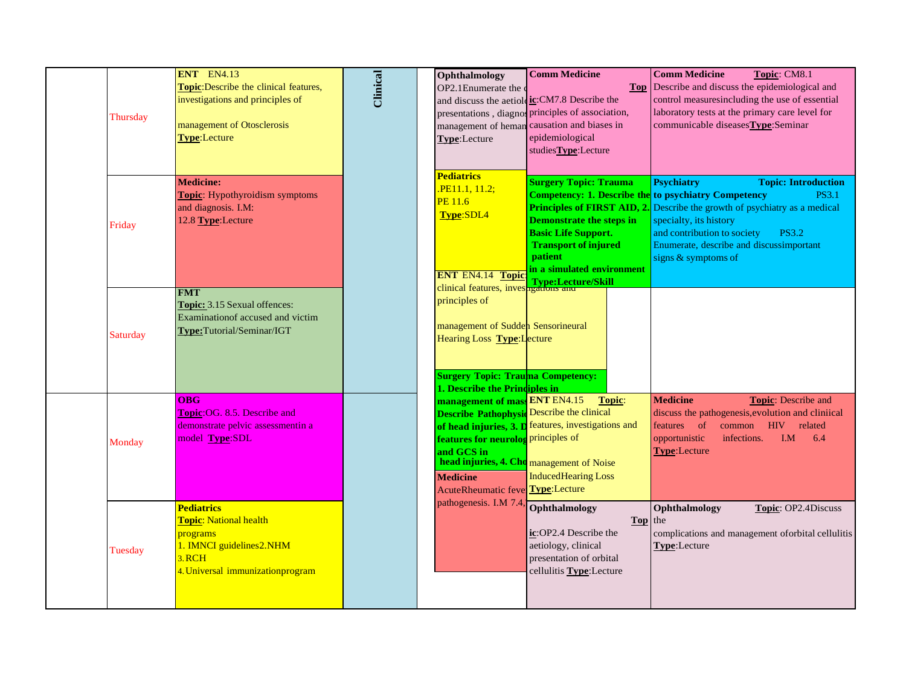| | Day | | | | | |
|---|---|---|---|---|---|---|
| | Thursday | **ENT** EN4.13 **Topic**:Describe the clinical features, investigations and principles of management of Otosclerosis **Type**:Lecture | **Clinical** | **Ophthalmology** OP2.1Enumerate the c and discuss the aetiol presentations , diagnos management of heman **Type**:Lecture | **Comm Medicine** **Topic**:CM7.8 Describe the principles of association, causation and biases in epidemiological studies**Type**:Lecture | **Comm Medicine** **Topic**: CM8.1 Describe and discuss the epidemiological and control measuresincluding the use of essential laboratory tests at the primary care level for communicable diseases**Type**:Seminar |
| | Friday | **Medicine:** **Topic**: Hypothyroidism symptoms and diagnosis. I.M: 12.8 **Type**:Lecture | | **Pediatrics** .PE11.1, 11.2; PE 11.6 **Type**:SDL4 | **Surgery Topic: Trauma Competency: 1. Describe the Principles of FIRST AID, 2. Demonstrate the steps in Basic Life Support. Transport of injured patient in a simulated environment Type:Lecture/Skill** | **Psychiatry Topic: Introduction to psychiatry Competency** PS3.1 Describe the growth of psychiatry as a medical specialty, its history and contribution to society PS3.2 Enumerate, describe and discussimportant signs & symptoms of |
| | Saturday | **FMT** **Topic:** 3.15 Sexual offences: Examinationof accused and victim **Type:**Tutorial/Seminar/IGT | | **ENT** EN4.14 **Topic**: clinical features, investigations and principles of management of Sudden Sensorineural Hearing Loss **Type**:Lecture | | |
| | | | | **Surgery Topic: Trauma Competency: 1. Describe the Principles in** | | |
| | Monday | **OBG** **Topic**:OG. 8.5. Describe and demonstrate pelvic assessmentin a model **Type**:SDL | | **management of mass Describe Pathophysi of head injuries, 3. D features for neurolog and GCS in head injuries, 4. Cho** | **ENT** EN4.15 **Topic**: Describe the clinical features, investigations and principles of management of Noise InducedHearing Loss **Type**:Lecture | **Medicine** **Topic**: Describe and discuss the pathogenesis,evolution and cliniical features of common HIV related opportunistic infections. I.M 6.4 **Type**:Lecture |
| | Tuesday | **Pediatrics** **Topic**: National health programs 1. IMNCI guidelines2.NHM 3.RCH 4.Universal immunizationprogram | | **Medicine** AcuteRheumatic feve pathogenesis. I.M 7.4, | **Ophthalmology** **Topic**:OP2.4 Describe the aetiology, clinical presentation of orbital cellulitis **Type**:Lecture | **Ophthalmology** **Topic**: OP2.4Discuss the complications and management oforbital cellulitis **Type**:Lecture |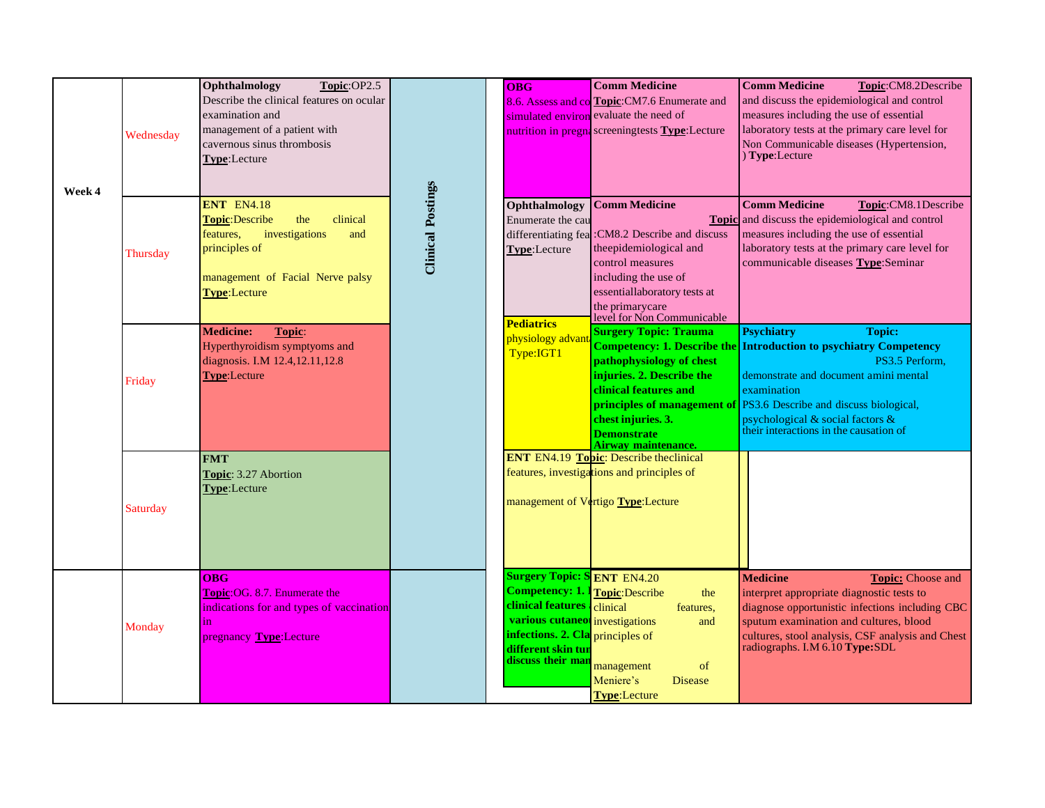| Week | Day | | Clinical Postings | | | |
|---|---|---|---|---|---|---|
| Week 4 | Wednesday | **Ophthalmology** **Topic**:OP2.5 Describe the clinical features on ocular examination and management of a patient with cavernous sinus thrombosis **Type**:Lecture | **Clinical Postings** | **OBG** 8.6. Assess and co simulated environ nutrition in pregna | **Comm Medicine** **Topic**:CM7.6 Enumerate and evaluate the need of screeningtests **Type**:Lecture | **Comm Medicine** **Topic**:CM8.2Describe and discuss the epidemiological and control measures including the use of essential laboratory tests at the primary care level for Non Communicable diseases (Hypertension, ) **Type**:Lecture |
| | Thursday | **ENT** EN4.18 **Topic**:Describe the clinical features, investigations and principles of management of Facial Nerve palsy **Type**:Lecture | | **Ophthalmology** Enumerate the cau differentiating fea **Type**:Lecture | **Comm Medicine** **Topic**:CM8.2 Describe and discuss theepidemiological and control measures including the use of essentiallaboratory tests at the primarycare level for Non Communicable | **Comm Medicine** **Topic**:CM8.1Describe and discuss the epidemiological and control measures including the use of essential laboratory tests at the primary care level for communicable diseases **Type**:Seminar |
| | Friday | **Medicine:** **Topic**: Hyperthyroidism symptyoms and diagnosis. I.M 12.4,12.11,12.8 **Type**:Lecture | | **Pediatrics** physiology advant Type:IGT1 | **Surgery Topic: Trauma Competency: 1. Describe the pathophysiology of chest injuries. 2. Describe the clinical features and principles of management of chest injuries. 3. Demonstrate Airway maintenance.** | **Psychiatry** **Topic: Introduction to psychiatry Competency** PS3.5 Perform, demonstrate and document amini mental examination PS3.6 Describe and discuss biological, psychological & social factors & their interactions in the causation of |
| | Saturday | **FMT** **Topic**: 3.27 Abortion **Type**:Lecture | | **ENT** EN4.19 **Topic**: Describe theclinical features, investigations and principles of management of Vertigo **Type**:Lecture | | |
| | Monday | **OBG** **Topic**:OG. 8.7. Enumerate the indications for and types of vaccination in pregnancy **Type**:Lecture | | **Surgery Topic: S Competency: 1. I clinical features various cutaneo infections. 2. Cla different skin tur discuss their man** | **ENT** EN4.20 **Topic**:Describe the clinical features, investigations and principles of management of Meniere's Disease **Type**:Lecture | **Medicine** **Topic:** Choose and interpret appropriate diagnostic tests to diagnose opportunistic infections including CBC sputum examination and cultures, blood cultures, stool analysis, CSF analysis and Chest radiographs. I.M 6.10 **Type:**SDL |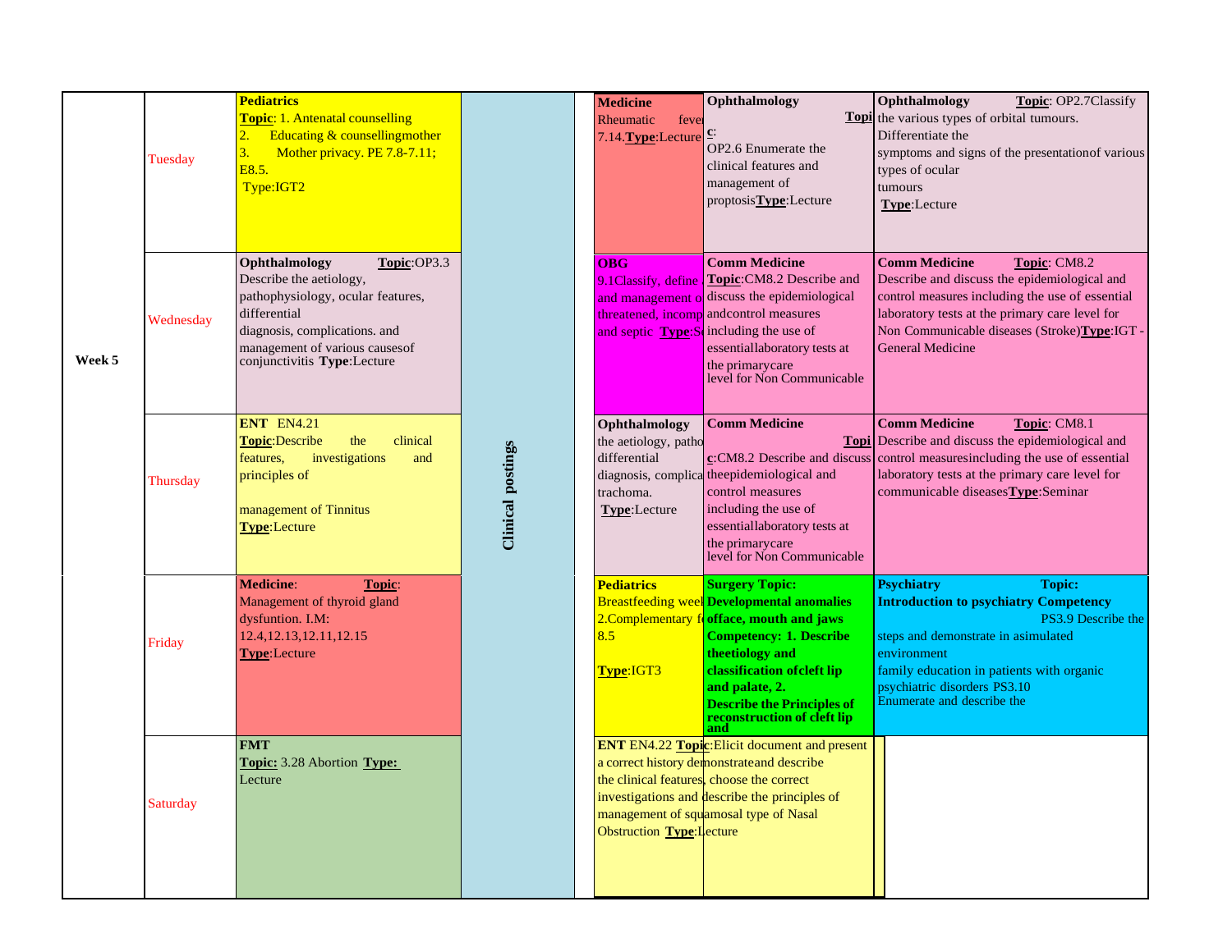| Week | Day | | Clinical postings | | | |
|---|---|---|---|---|---|---|
| Week 5 | Tuesday | **Pediatrics** **Topic**: 1. Antenatal counselling 2. Educating & counsellingmother 3. Mother privacy. PE 7.8-7.11; E8.5. Type:IGT2 | Clinical postings | **Medicine** Rheumatic fever 7.14.**Type**:Lecture | **Ophthalmology** **Topic**: OP2.6 Enumerate the clinical features and management of proptosis**Type**:Lecture | **Ophthalmology** **Topic**: OP2.7Classify the various types of orbital tumours. Differentiate the symptoms and signs of the presentationof various types of ocular tumours **Type**:Lecture |
| | Wednesday | **Ophthalmology** **Topic**:OP3.3 Describe the aetiology, pathophysiology, ocular features, differential diagnosis, complications. and management of various causesof conjunctivitis **Type**:Lecture | | **OBG** 9.1Classify, define and management of threatened, incomp and septic **Type**:S | **Comm Medicine** **Topic**:CM8.2 Describe and discuss the epidemiological andcontrol measures including the use of essentiallaboratory tests at the primarycare level for Non Communicable | **Comm Medicine** **Topic**: CM8.2 Describe and discuss the epidemiological and control measures including the use of essential laboratory tests at the primary care level for Non Communicable diseases (Stroke)**Type**:IGT - General Medicine |
| | Thursday | **ENT** EN4.21 **Topic**:Describe the clinical features, investigations and principles of management of Tinnitus **Type**:Lecture | | **Ophthalmology** the aetiology, patho differential diagnosis, complica trachoma. **Type**:Lecture | **Comm Medicine** **Topic**:CM8.2 Describe and discuss theepidemiological and control measures including the use of essentiallaboratory tests at the primarycare level for Non Communicable | **Comm Medicine** **Topic**: CM8.1 Describe and discuss the epidemiological and control measuresincluding the use of essential laboratory tests at the primary care level for communicable diseases**Type**:Seminar |
| | Friday | **Medicine**: **Topic**: Management of thyroid gland dysfuntion. I.M: 12.4,12.13,12.11,12.15 **Type**:Lecture | | **Pediatrics** Breastfeeding weel 2.Complementary f 8.5 **Type**:IGT3 | **Surgery Topic: Developmental anomalies offace, mouth and jaws Competency: 1. Describe theetiology and classification ofcleft lip and palate, 2. Describe the Principles of reconstruction of cleft lip and** | **Psychiatry Topic: Introduction to psychiatry Competency** PS3.9 Describe the steps and demonstrate in asimulated environment family education in patients with organic psychiatric disorders PS3.10 Enumerate and describe the |
| | Saturday | **FMT** **Topic:** 3.28 Abortion **Type:** Lecture | | **ENT** EN4.22 **Topic**:Elicit document and present a correct history demonstrateand describe the clinical features, choose the correct investigations and describe the principles of management of squamosal type of Nasal Obstruction **Type**:Lecture | | |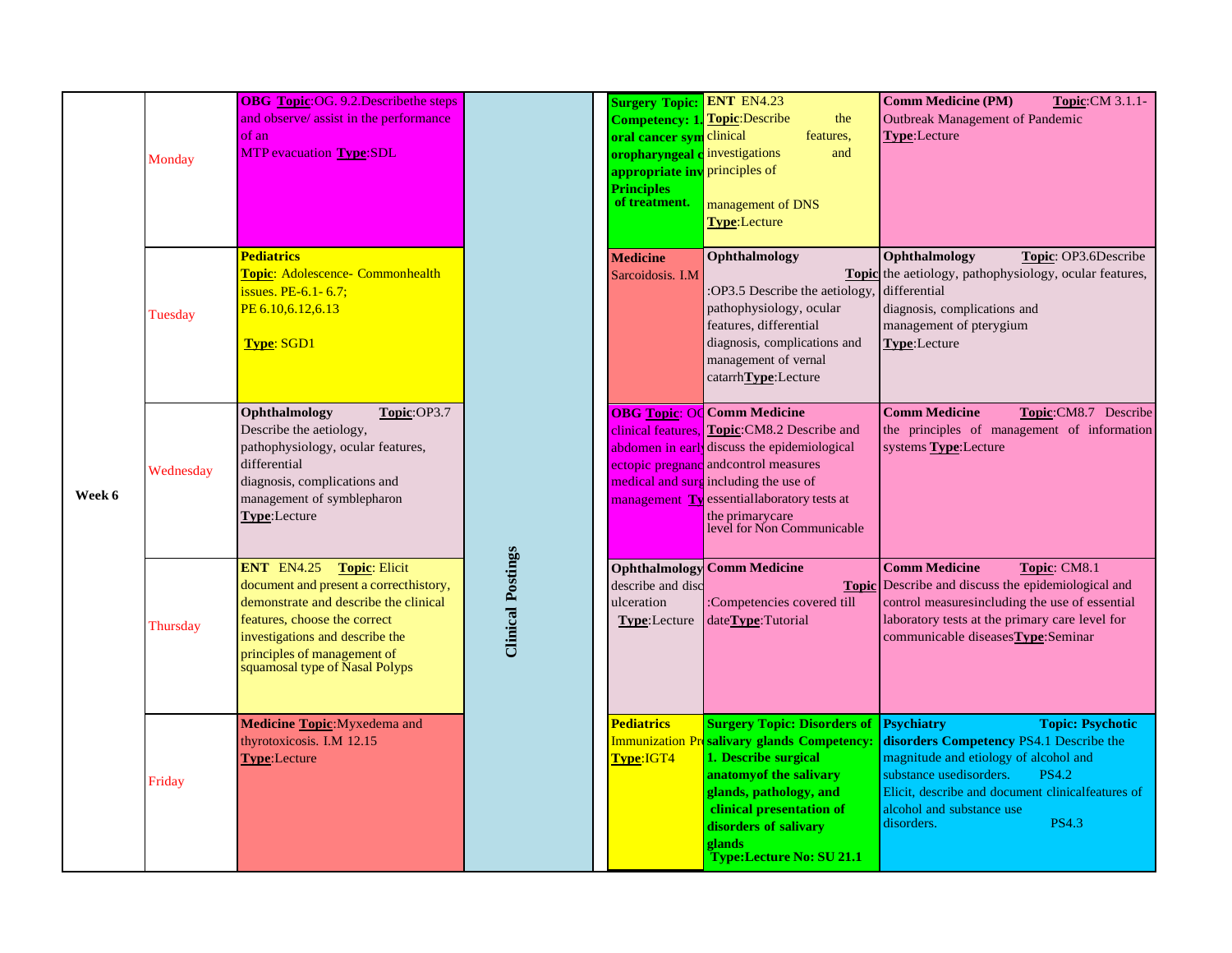| Week | Day | | | | | | |
|---|---|---|---|---|---|---|---|
| Week 6 | Monday | **OBG Topic**:OG. 9.2.Describethe steps and observe/ assist in the performance of an MTP evacuation **Type**:SDL | Clinical Postings | | **Surgery Topic: Competency: 1. oral cancer sym oropharyngeal c appropriate inv Principles of treatment.** | **ENT** EN4.23 **Topic**:Describe the clinical features, investigations and principles of management of DNS **Type**:Lecture | **Comm Medicine (PM)** **Topic**:CM 3.1.1- Outbreak Management of Pandemic **Type**:Lecture |
| | Tuesday | **Pediatrics** **Topic**: Adolescence- Commonhealth issues. PE-6.1- 6.7; PE 6.10,6.12,6.13 **Type**: SGD1 | | | **Medicine** Sarcoidosis. I.M | **Ophthalmology** **Topic** :OP3.5 Describe the aetiology, pathophysiology, ocular features, differential diagnosis, complications and management of vernal catarrh**Type**:Lecture | **Ophthalmology** **Topic**: OP3.6Describe the aetiology, pathophysiology, ocular features, differential diagnosis, complications and management of pterygium **Type**:Lecture |
| | Wednesday | **Ophthalmology** **Topic**:OP3.7 Describe the aetiology, pathophysiology, ocular features, differential diagnosis, complications and management of symblepharon **Type**:Lecture | | | **OBG Topic**: OG clinical features, abdomen in earl ectopic pregnanc medical and surg management Ty | **Comm Medicine** **Topic**:CM8.2 Describe and discuss the epidemiological andcontrol measures including the use of essentiallaboratory tests at the primarycare level for Non Communicable | **Comm Medicine** **Topic**:CM8.7 Describe the principles of management of information systems **Type**:Lecture |
| | Thursday | **ENT** EN4.25 **Topic**: Elicit document and present a correcthistory, demonstrate and describe the clinical features, choose the correct investigations and describe the principles of management of squamosal type of Nasal Polyps | | | **Ophthalmology** describe and disc ulceration **Type**:Lecture | **Comm Medicine** **Topic** :Competencies covered till date**Type**:Tutorial | **Comm Medicine** **Topic**: CM8.1 Describe and discuss the epidemiological and control measuresincluding the use of essential laboratory tests at the primary care level for communicable diseases**Type**:Seminar |
| | Friday | **Medicine Topic**:Myxedema and thyrotoxicosis. I.M 12.15 **Type**:Lecture | | | **Pediatrics** Immunization Pr **Type**:IGT4 | **Surgery Topic: Disorders of salivary glands Competency: 1. Describe surgical anatomyof the salivary glands, pathology, and clinical presentation of disorders of salivary glands Type:Lecture No: SU 21.1** | **Psychiatry** **Topic: Psychotic disorders Competency** PS4.1 Describe the magnitude and etiology of alcohol and substance usedisorders. PS4.2 Elicit, describe and document clinicalfeatures of alcohol and substance use disorders. PS4.3 |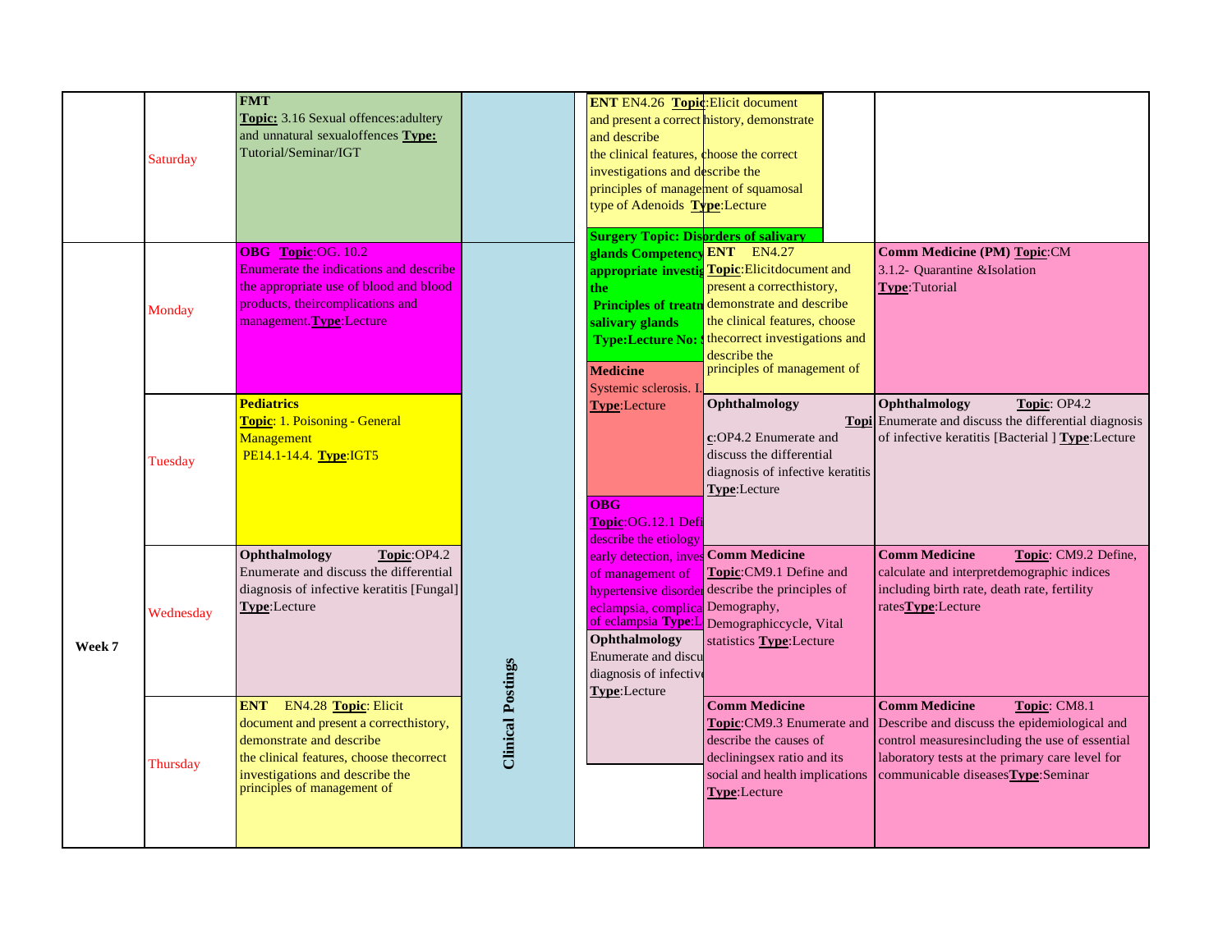| | | | | | | |
|---|---|---|---|---|---|---|
| | Saturday | **FMT** **Topic:** 3.16 Sexual offences:adultery and unnatural sexualoffences **Type:** Tutorial/Seminar/IGT | Clinical Postings | **ENT** EN4.26 **Topic**:Elicit document and present a correct history, demonstrate and describe the clinical features, choose the correct investigations and describe the principles of management of squamosal type of Adenoids **Type**:Lecture | | |
| Week 7 | Monday | **OBG** **Topic**:OG. 10.2 Enumerate the indications and describe the appropriate use of blood and blood products, theircomplications and management.**Type**:Lecture | | **Surgery Topic: Disorders of salivary glands Competency appropriate investig the Principles of treatm salivary glands Type:Lecture No:** | **ENT** EN4.27 **Topic**:Elicitdocument and present a correcthistory, demonstrate and describe the clinical features, choose thecorrect investigations and describe the principles of management of | **Comm Medicine (PM) Topic**:CM 3.1.2- Quarantine &Isolation **Type**:Tutorial |
| | Tuesday | **Pediatrics** **Topic**: 1. Poisoning - General Management PE14.1-14.4. **Type**:IGT5 | | **Medicine** Systemic sclerosis. I. **Type**:Lecture | **Ophthalmology** **Topic**:OP4.2 Enumerate and discuss the differential diagnosis of infective keratitis **Type**:Lecture | **Ophthalmology** **Topic**: OP4.2 Enumerate and discuss the differential diagnosis of infective keratitis [Bacterial ] **Type**:Lecture |
| | Wednesday | **Ophthalmology** **Topic**:OP4.2 Enumerate and discuss the differential diagnosis of infective keratitis [Fungal] **Type**:Lecture | | **OBG** **Topic**:OG.12.1 Defi describe the etiology early detection, inves of management of hypertensive disorder eclampsia, complica of eclampsia **Type**:L | **Comm Medicine** **Topic**:CM9.1 Define and describe the principles of Demography, Demographiccycle, Vital statistics **Type**:Lecture | **Comm Medicine** **Topic**: CM9.2 Define, calculate and interpretdemographic indices including birth rate, death rate, fertility rates**Type**:Lecture |
| | Thursday | **ENT** EN4.28 **Topic**: Elicit document and present a correcthistory, demonstrate and describe the clinical features, choose thecorrect investigations and describe the principles of management of | | **Ophthalmology** Enumerate and discu diagnosis of infective **Type**:Lecture | **Comm Medicine** **Topic**:CM9.3 Enumerate and describe the causes of decliningsex ratio and its social and health implications **Type**:Lecture | **Comm Medicine** **Topic**: CM8.1 Describe and discuss the epidemiological and control measuresincluding the use of essential laboratory tests at the primary care level for communicable diseases**Type**:Seminar |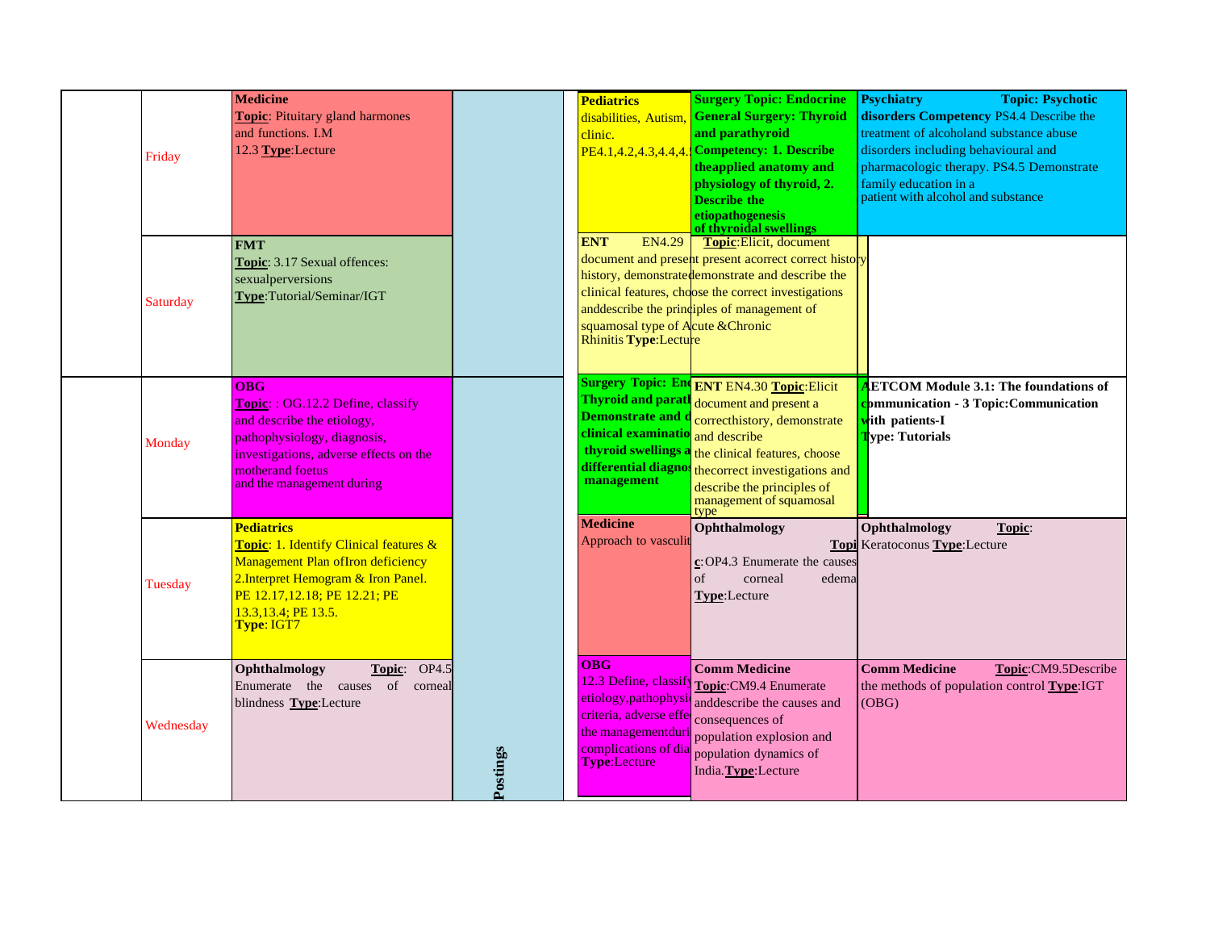| | | | | | | |
|---|---|---|---|---|---|---|
| | Friday | **Medicine** **Topic**: Pituitary gland harmones and functions. I.M 12.3 **Type**:Lecture | | **Pediatrics** disabilities, Autism, clinic. PE4.1,4.2,4.3,4.4,4. | **Surgery Topic: Endocrine General Surgery: Thyroid and parathyroid Competency: 1. Describe theapplied anatomy and physiology of thyroid, 2. Describe the etiopathogenesis of thyroidal swellings** | **Psychiatry Topic: Psychotic disorders Competency** PS4.4 Describe the treatment of alcoholand substance abuse disorders including behavioural and pharmacologic therapy. PS4.5 Demonstrate family education in a patient with alcohol and substance |
| | Saturday | **FMT** **Topic**: 3.17 Sexual offences: sexualperversions **Type**:Tutorial/Seminar/IGT | | **ENT** EN4.29 **Topic**:Elicit, document document and present present acorrect correct history history, demonstratedemonstrate and describe the clinical features, choose the correct investigations anddescribe the principles of management of squamosal type of Acute &Chronic Rhinitis **Type**:Lecture | | |
| | Monday | **OBG** **Topic**: : OG.12.2 Define, classify and describe the etiology, pathophysiology, diagnosis, investigations, adverse effects on the motherand foetus and the management during | | **Surgery Topic: En Thyroid and parat Demonstrate and d clinical examinatio thyroid swellings a differential diagno management** | **ENT** EN4.30 **Topic**:Elicit document and present a correcthistory, demonstrate and describe the clinical features, choose thecorrect investigations and describe the principles of management of squamosal type | **AETCOM Module 3.1: The foundations of communication - 3 Topic:Communication with patients-I Type: Tutorials** |
| | Tuesday | **Pediatrics** **Topic**: 1. Identify Clinical features & Management Plan ofIron deficiency 2.Interpret Hemogram & Iron Panel. PE 12.17,12.18; PE 12.21; PE 13.3,13.4; PE 13.5. **Type**: IGT7 | | **Medicine** Approach to vasculit | **Ophthalmology** **Topic**:OP4.3 Enumerate the causes of corneal edema **Type**:Lecture | **Ophthalmology** **Topic**: Keratoconus **Type**:Lecture |
| | Wednesday | **Ophthalmology** **Topic**: OP4.5 Enumerate the causes of corneal blindness **Type**:Lecture | **Postings** | **OBG** 12.3 Define, classify etiology,pathophysi criteria, adverse effe the managementduri complications of dia **Type**:Lecture | **Comm Medicine** **Topic**:CM9.4 Enumerate anddescribe the causes and consequences of population explosion and population dynamics of India.**Type**:Lecture | **Comm Medicine** **Topic**:CM9.5Describe the methods of population control **Type**:IGT (OBG) |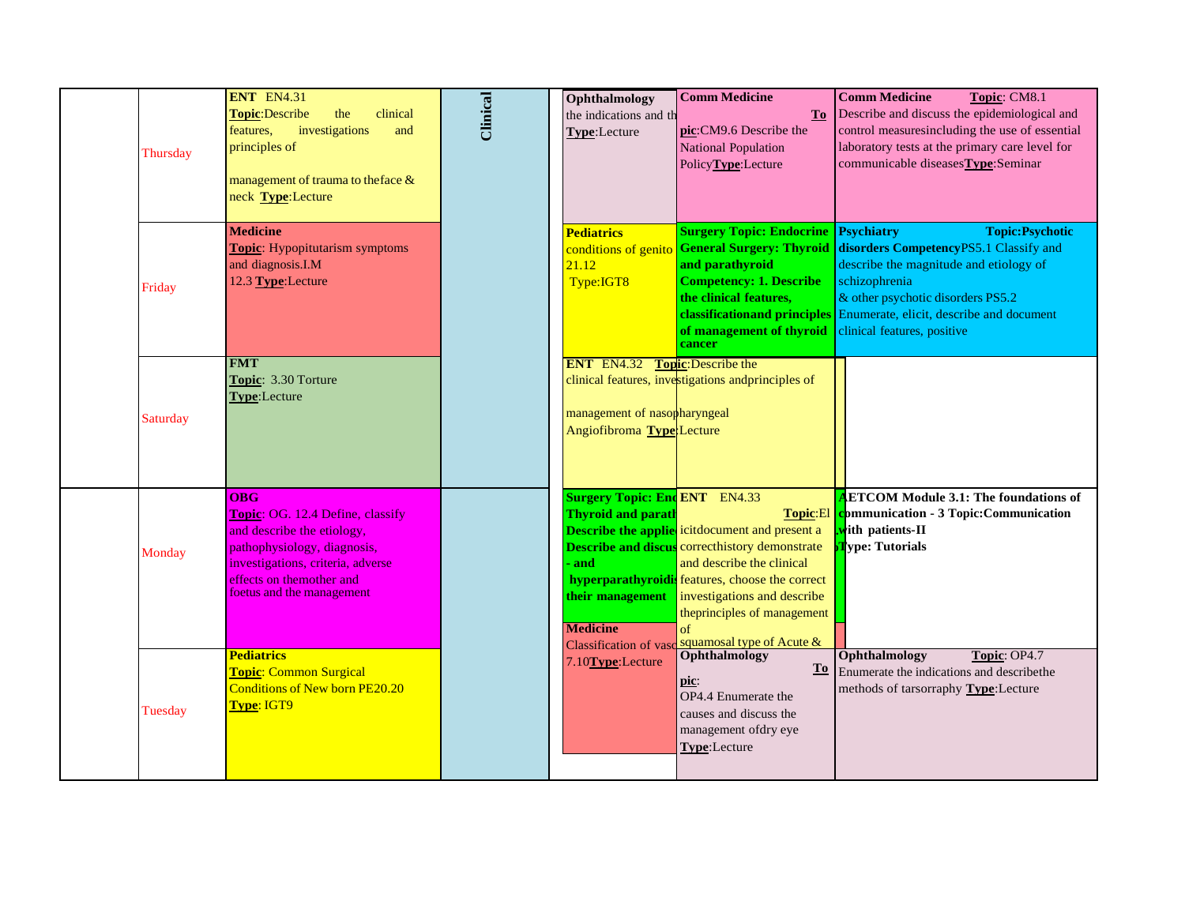| | | | | | | |
|---|---|---|---|---|---|---|
| | Thursday | **ENT** EN4.31 **Topic**:Describe the clinical features, investigations and principles of management of trauma to theface & neck **Type**:Lecture | **Clinical** | **Ophthalmology** the indications and th **Type**:Lecture | **Comm Medicine** **Topic**:CM9.6 Describe the National Population Policy**Type**:Lecture | **Comm Medicine** **Topic**: CM8.1 Describe and discuss the epidemiological and control measuresincluding the use of essential laboratory tests at the primary care level for communicable diseases**Type**:Seminar |
| | Friday | **Medicine** **Topic**: Hypopitutarism symptoms and diagnosis.I.M 12.3 **Type**:Lecture | | **Pediatrics** conditions of genito 21.12 Type:IGT8 | **Surgery Topic: Endocrine General Surgery: Thyroid and parathyroid Competency: 1. Describe the clinical features, classificationand principles of management of thyroid cancer** | **Psychiatry Topic:Psychotic disorders Competency**PS5.1 Classify and describe the magnitude and etiology of schizophrenia & other psychotic disorders PS5.2 Enumerate, elicit, describe and document clinical features, positive |
| | Saturday | **FMT** **Topic**: 3.30 Torture **Type**:Lecture | | **ENT** EN4.32 **Topic**:Describe the clinical features, investigations andprinciples of management of nasopharyngeal Angiofibroma **Type**:Lecture | | |
| | Monday | **OBG** **Topic**: OG. 12.4 Define, classify and describe the etiology, pathophysiology, diagnosis, investigations, criteria, adverse effects on themother and foetus and the management | | **Surgery Topic: End Thyroid and parath Describe the applie Describe and discus - and hyperparathyroidi their management** **Medicine** Classification of vas 7.10**Type**:Lecture | **ENT** EN4.33 **Topic**:Elicitdocument and present a correcthistory demonstrate and describe the clinical features, choose the correct investigations and describe theprinciples of management of squamosal type of Acute & | **AETCOM Module 3.1: The foundations of communication - 3 Topic:Communication with patients-II Type: Tutorials** |
| | Tuesday | **Pediatrics** **Topic**: Common Surgical Conditions of New born PE20.20 **Type**: IGT9 | | | **Ophthalmology** **Topic**: OP4.4 Enumerate the causes and discuss the management ofdry eye **Type**:Lecture | **Ophthalmology** **Topic**: OP4.7 Enumerate the indications and describethe methods of tarsorraphy **Type**:Lecture |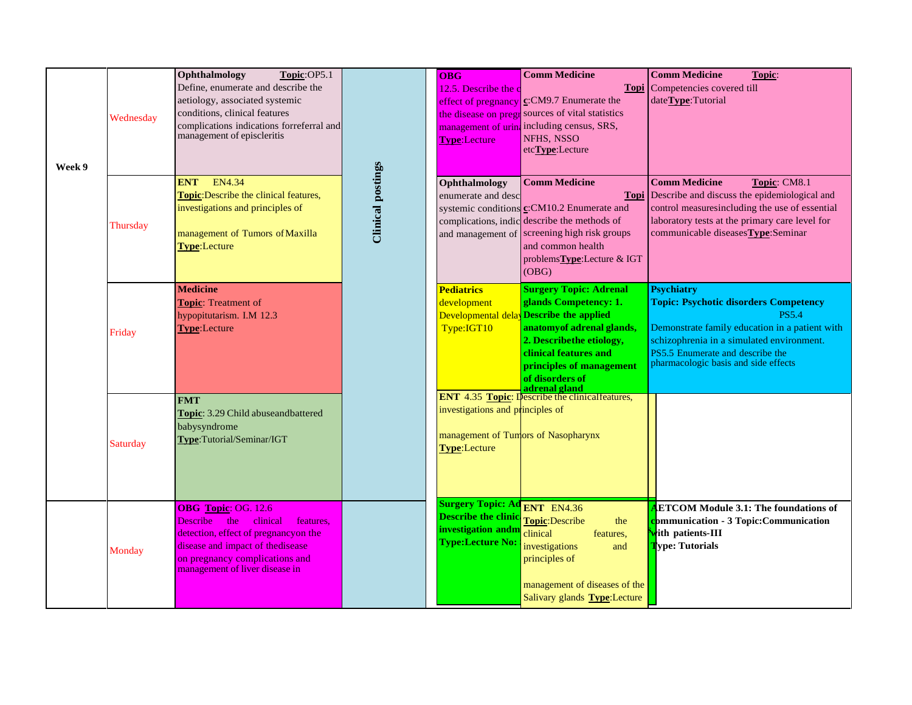| | | | | | | |
|---|---|---|---|---|---|---|
| Week 9 | Wednesday | **Ophthalmology** **Topic**:OP5.1 Define, enumerate and describe the aetiology, associated systemic conditions, clinical features complications indications forreferral and management of episcleritis | **Clinical postings** | **OBG** 12.5. Describe the c effect of pregnancy the disease on pregi management of urina **Type**:Lecture | **Comm Medicine** **Topic**:CM9.7 Enumerate the sources of vital statistics including census, SRS, NFHS, NSSO etc**Type**:Lecture | **Comm Medicine** **Topic**: Competencies covered till date**Type**:Tutorial |
| | Thursday | **ENT** EN4.34 **Topic**:Describe the clinical features, investigations and principles of management of Tumors of Maxilla **Type**:Lecture | | **Ophthalmology** enumerate and desc systemic conditions complications, indic and management of | **Comm Medicine** **Topic**:CM10.2 Enumerate and describe the methods of screening high risk groups and common health problems**Type**:Lecture & IGT (OBG) | **Comm Medicine** **Topic**: CM8.1 Describe and discuss the epidemiological and control measuresincluding the use of essential laboratory tests at the primary care level for communicable diseases**Type**:Seminar |
| | Friday | **Medicine** **Topic**: Treatment of hypopituitarism. I.M 12.3 **Type**:Lecture | | **Pediatrics** development Developmental delay Type:IGT10 | **Surgery Topic: Adrenal glands Competency: 1. Describe the applied anatomyof adrenal glands, 2. Describethe etiology, clinical features and principles of management of disorders of adrenal gland** | **Psychiatry** **Topic: Psychotic disorders Competency** PS5.4 Demonstrate family education in a patient with schizophrenia in a simulated environment. PS5.5 Enumerate and describe the pharmacologic basis and side effects |
| | Saturday | **FMT** **Topic**: 3.29 Child abuseandbattered babysyndrome **Type**:Tutorial/Seminar/IGT | | **ENT** 4.35 **Topic**: Describe the clinicalfeatures, investigations and principles of management of Tumors of Nasopharynx **Type**:Lecture | | |
| | Monday | **OBG** **Topic**: OG. 12.6 Describe the clinical features, detection, effect of pregnancyon the disease and impact of thedisease on pregnancy complications and management of liver disease in | | **Surgery Topic: Ad Describe the clinic investigation andm Type:Lecture No:** | **ENT** EN4.36 **Topic**:Describe the clinical features, investigations and principles of management of diseases of the Salivary glands **Type**:Lecture | **AETCOM Module 3.1: The foundations of communication - 3 Topic:Communication with patients-III Type: Tutorials** |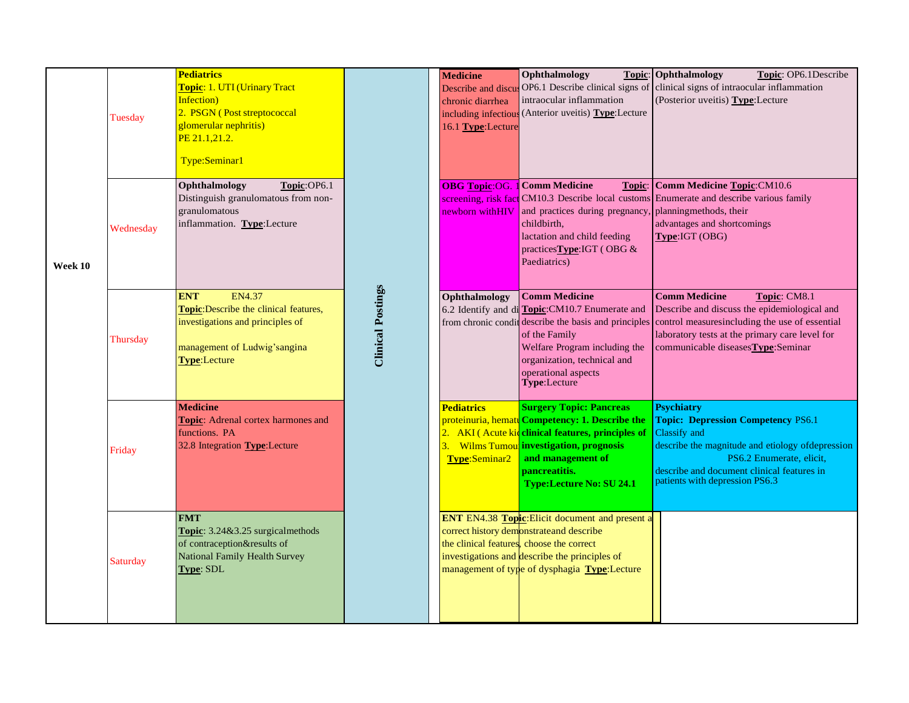| Week | Day | | Clinical Postings | | | |
|---|---|---|---|---|---|---|
| Week 10 | Tuesday | **Pediatrics** **Topic**: 1. UTI (Urinary Tract Infection) 2. PSGN ( Post streptococcal glomerular nephritis) PE 21.1,21.2. Type:Seminar1 | Clinical Postings | **Medicine** Describe and discus chronic diarrhea including infectious 16.1 **Type**:Lecture | **Ophthalmology** **Topic**: OP6.1 Describe clinical signs of intraocular inflammation (Anterior uveitis) **Type**:Lecture | **Ophthalmology** **Topic**: OP6.1Describe clinical signs of intraocular inflammation (Posterior uveitis) **Type**:Lecture |
| | Wednesday | **Ophthalmology** **Topic**:OP6.1 Distinguish granulomatous from non-granulomatous inflammation. **Type**:Lecture | | **OBG Topic**:OG. 1 screening, risk fact newborn withHIV | **Comm Medicine** **Topic**: CM10.3 Describe local customs and practices during pregnancy, childbirth, lactation and child feeding practices**Type**:IGT ( OBG & Paediatrics) | **Comm Medicine Topic**:CM10.6 Enumerate and describe various family planningmethods, their advantages and shortcomings **Type**:IGT (OBG) |
| | Thursday | **ENT** EN4.37 **Topic**:Describe the clinical features, investigations and principles of management of Ludwig'sangina **Type**:Lecture | | **Ophthalmology** 6.2 Identify and di from chronic condit | **Comm Medicine** **Topic**:CM10.7 Enumerate and describe the basis and principles of the Family Welfare Program including the organization, technical and operational aspects **Type**:Lecture | **Comm Medicine** **Topic**: CM8.1 Describe and discuss the epidemiological and control measuresincluding the use of essential laboratory tests at the primary care level for communicable diseases**Type**:Seminar |
| | Friday | **Medicine** **Topic**: Adrenal cortex harmones and functions. PA 32.8 Integration **Type**:Lecture | | **Pediatrics** proteinuria, hematu 2. AKI ( Acute kid 3. Wilms Tumou **Type**:Seminar2 | **Surgery Topic: Pancreas Competency: 1. Describe the clinical features, principles of investigation, prognosis and management of pancreatitis. Type:Lecture No: SU 24.1** | **Psychiatry** **Topic: Depression Competency** PS6.1 Classify and describe the magnitude and etiology ofdepression PS6.2 Enumerate, elicit, describe and document clinical features in patients with depression PS6.3 |
| | Saturday | **FMT** **Topic**: 3.24&3.25 surgicalmethods of contraception&results of National Family Health Survey **Type**: SDL | | **ENT** EN4.38 **Topic**:Elicit document and present a correct history demonstrateand describe the clinical features, choose the correct investigations and describe the principles of management of type of dysphagia **Type**:Lecture | | |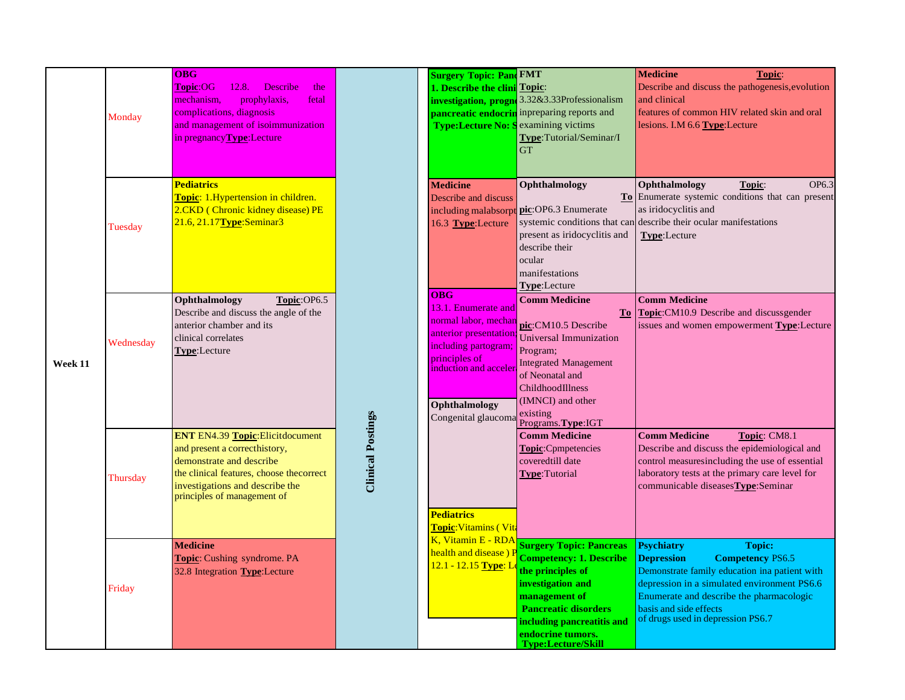| Week 11 | Day | | | | | |
|---|---|---|---|---|---|---|
| | Monday | **OBG** **Topic**:OG 12.8. Describe the mechanism, prophylaxis, fetal complications, diagnosis and management of isoimmunization in pregnancy**Type**:Lecture | **Clinical Postings** | **Surgery Topic: Panc 1. Describe the clini investigation, progno pancreatic endocrin Type:Lecture No: S** | **FMT** **Topic**: 3.32&3.33Professionalism inpreparing reports and examining victims **Type**:Tutorial/Seminar/IGT | **Medicine** **Topic**: Describe and discuss the pathogenesis,evolution and clinical features of common HIV related skin and oral lesions. I.M 6.6 **Type**:Lecture |
| | Tuesday | **Pediatrics** **Topic**: 1.Hypertension in children. 2.CKD ( Chronic kidney disease) PE 21.6, 21.17**Type**:Seminar3 | | **Medicine** Describe and discuss including malabsorpt 16.3 **Type**:Lecture | **Ophthalmology** **Topic**:OP6.3 Enumerate systemic conditions that can present as iridocyclitis and describe their ocular manifestations **Type**:Lecture | **Ophthalmology** **Topic**: OP6.3 Enumerate systemic conditions that can present as iridocyclitis and describe their ocular manifestations **Type**:Lecture |
| | Wednesday | **Ophthalmology** **Topic**:OP6.5 Describe and discuss the angle of the anterior chamber and its clinical correlates **Type**:Lecture | | **OBG** 13.1. Enumerate and normal labor, mechan anterior presentation including partogram; principles of induction and acceler / **Ophthalmology** Congenital glaucoma | **Comm Medicine** **Topic**:CM10.5 Describe Universal Immunization Program; Integrated Management of Neonatal and ChildhoodIllness (IMNCI) and other existing Programs.**Type**:IGT | **Comm Medicine** **Topic**:CM10.9 Describe and discussgender issues and women empowerment **Type**:Lecture |
| | Thursday | **ENT** EN4.39 **Topic**:Elicitdocument and present a correcthistory, demonstrate and describe the clinical features, choose thecorrect investigations and describe the principles of management of | | **Pediatrics** **Topic**:Vitamins ( Vita K, Vitamin E - RDA health and disease ) P 12.1 - 12.15 **Type**: Le | **Comm Medicine** **Topic**:Cpmpetencies coveredtill date **Type**:Tutorial | **Comm Medicine** **Topic**: CM8.1 Describe and discuss the epidemiological and control measuresincluding the use of essential laboratory tests at the primary care level for communicable diseases**Type**:Seminar |
| | Friday | **Medicine** **Topic**: Cushing syndrome. PA 32.8 Integration **Type**:Lecture | | | **Surgery Topic: Pancreas Competency: 1. Describe the principles of investigation and management of Pancreatic disorders including pancreatitis and endocrine tumors. Type:Lecture/Skill** | **Psychiatry Topic: Depression Competency** PS6.5 Demonstrate family education ina patient with depression in a simulated environment PS6.6 Enumerate and describe the pharmacologic basis and side effects of drugs used in depression PS6.7 |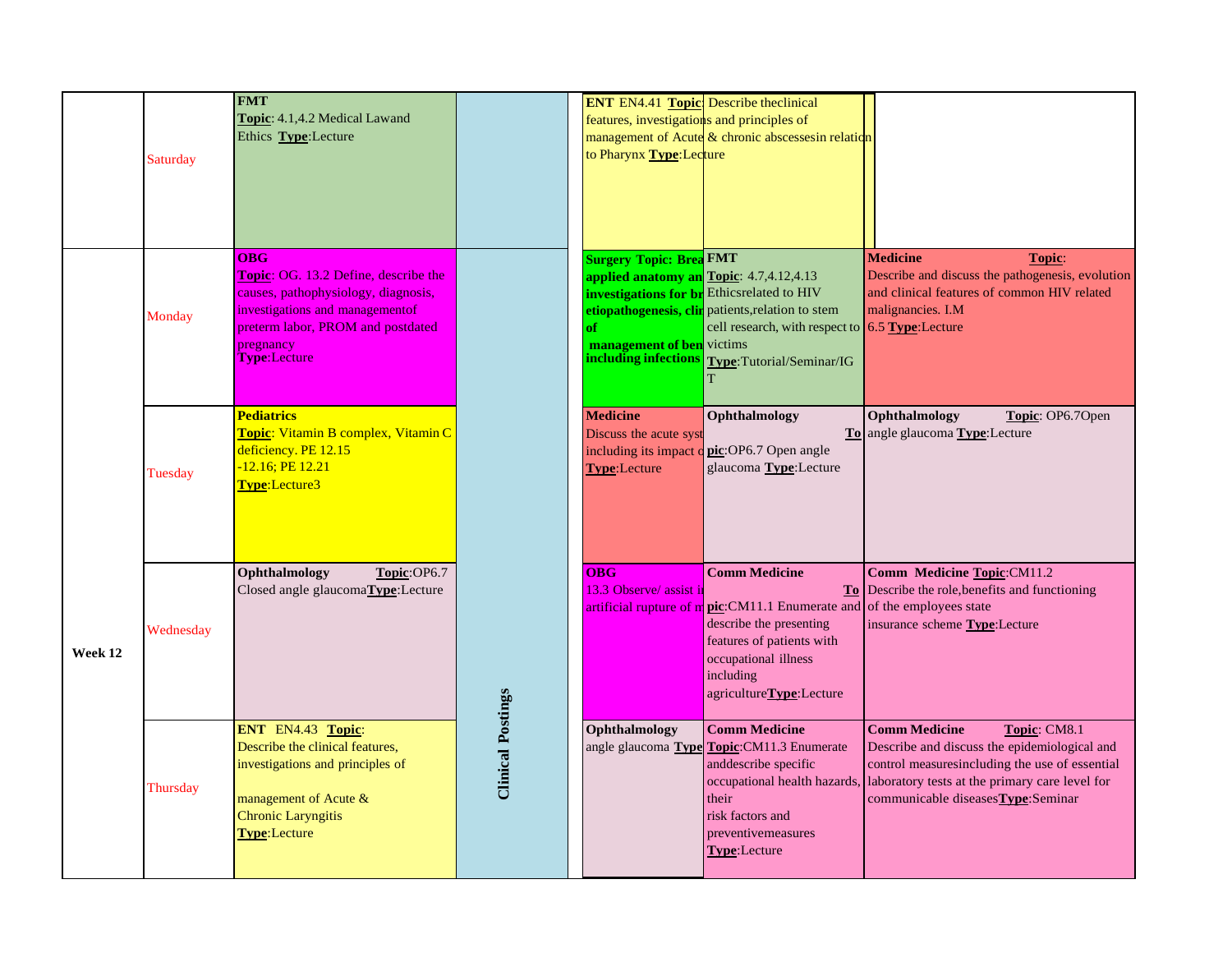| | | | | | | | |
|---|---|---|---|---|---|---|---|
| | Saturday | **FMT** **Topic**: 4.1,4.2 Medical Lawand Ethics **Type**:Lecture | Clinical Postings | | **ENT** EN4.41 **Topic**: Describe theclinical features, investigations and principles of management of Acute & chronic abscessesin relation to Pharynx **Type**:Lecture | | |
| Week 12 | Monday | **OBG** **Topic**: OG. 13.2 Define, describe the causes, pathophysiology, diagnosis, investigations and managementof preterm labor, PROM and postdated pregnancy **Type**:Lecture | | | **Surgery Topic: Brea applied anatomy an investigations for br etiopathogenesis, clin of management of ben including infections** | **FMT** **Topic**: 4.7,4.12,4.13 Ethicsrelated to HIV patients,relation to stem cell research, with respect to victims **Type**:Tutorial/Seminar/IGT | **Medicine** **Topic**: Describe and discuss the pathogenesis, evolution and clinical features of common HIV related malignancies. I.M 6.5 **Type**:Lecture |
| | Tuesday | **Pediatrics** **Topic**: Vitamin B complex, Vitamin C deficiency. PE 12.15 -12.16; PE 12.21 **Type**:Lecture3 | | | **Medicine** Discuss the acute syst including its impact o **Type**:Lecture | **Ophthalmology** **Topic**:OP6.7 Open angle glaucoma **Type**:Lecture | **Ophthalmology** **Topic**: OP6.7Open angle glaucoma **Type**:Lecture |
| | Wednesday | **Ophthalmology** **Topic**:OP6.7 Closed angle glaucoma**Type**:Lecture | | | **OBG** 13.3 Observe/ assist i artificial rupture of m | **Comm Medicine** **Topic**:CM11.1 Enumerate and describe the presenting features of patients with occupational illness including agriculture**Type**:Lecture | **Comm Medicine Topic**:CM11.2 Describe the role,benefits and functioning of the employees state insurance scheme **Type**:Lecture |
| | Thursday | **ENT** EN4.43 **Topic**: Describe the clinical features, investigations and principles of management of Acute & Chronic Laryngitis **Type**:Lecture | | | **Ophthalmology** angle glaucoma **Type** | **Comm Medicine** **Topic**:CM11.3 Enumerate anddescribe specific occupational health hazards, their risk factors and preventivemeasures **Type**:Lecture | **Comm Medicine** **Topic**: CM8.1 Describe and discuss the epidemiological and control measuresincluding the use of essential laboratory tests at the primary care level for communicable diseases**Type**:Seminar |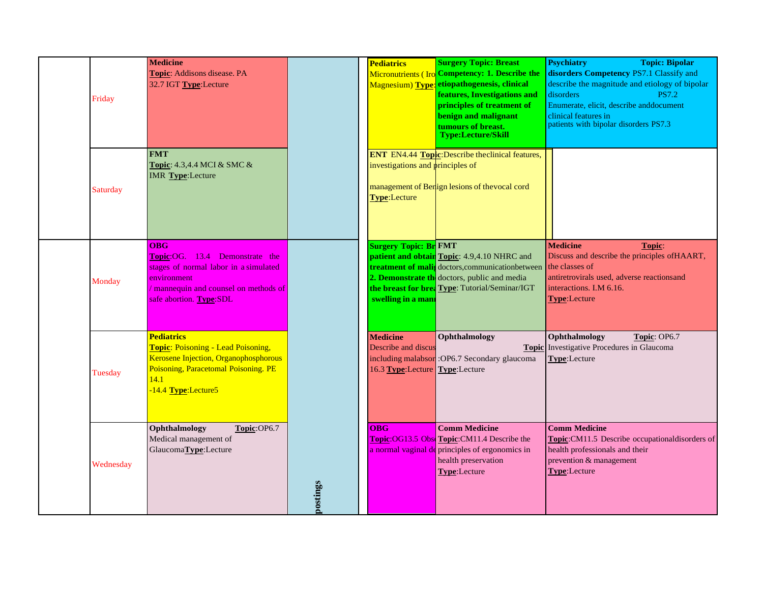| | Day | | | | | | |
|---|---|---|---|---|---|---|---|
| | Friday | **Medicine** **Topic**: Addisons disease. PA 32.7 IGT **Type**:Lecture | | | **Pediatrics** Micronutrients ( Iro Magnesium) **Type**: | **Surgery Topic: Breast Competency: 1. Describe the etiopathogenesis, clinical features, Investigations and principles of treatment of benign and malignant tumours of breast. Type:Lecture/Skill** | **Psychiatry Topic: Bipolar disorders Competency** PS7.1 Classify and describe the magnitude and etiology of bipolar disorders PS7.2 Enumerate, elicit, describe anddocument clinical features in patients with bipolar disorders PS7.3 |
| | Saturday | **FMT** **Topic**: 4.3,4.4 MCI & SMC & IMR **Type**:Lecture | | | **ENT** EN4.44 **Topic**:Describe theclinical features, investigations and principles of management of Benign lesions of thevocal cord **Type**:Lecture | | |
| | Monday | **OBG** **Topic**:OG. 13.4 Demonstrate the stages of normal labor in a simulated environment / mannequin and counsel on methods of safe abortion. **Type**:SDL | | | **Surgery Topic: Br patient and obtain treatment of mali 2. Demonstrate th the breast for brea swelling in a mam** | **FMT** **Topic**: 4.9,4.10 NHRC and doctors,communicationbetween doctors, public and media **Type**: Tutorial/Seminar/IGT | **Medicine** **Topic**: Discuss and describe the principles ofHAART, the classes of antiretrovirals used, adverse reactionsand interactions. I.M 6.16. **Type**:Lecture |
| | Tuesday | **Pediatrics** **Topic**: Poisoning - Lead Poisoning, Kerosene Injection, Organophosphorous Poisoning, Paracetomal Poisoning. PE 14.1 -14.4 **Type**:Lecture5 | | | **Medicine** Describe and discus including malabsor 16.3 **Type**:Lecture | **Ophthalmology** **Topic** :OP6.7 Secondary glaucoma **Type**:Lecture | **Ophthalmology** **Topic**: OP6.7 Investigative Procedures in Glaucoma **Type**:Lecture |
| | Wednesday | **Ophthalmology** **Topic**:OP6.7 Medical management of Glaucoma**Type**:Lecture | postings | | **OBG** **Topic**:OG13.5 Obs a normal vaginal de | **Comm Medicine** **Topic**:CM11.4 Describe the principles of ergonomics in health preservation **Type**:Lecture | **Comm Medicine** **Topic**:CM11.5 Describe occupationaldisorders of health professionals and their prevention & management **Type**:Lecture |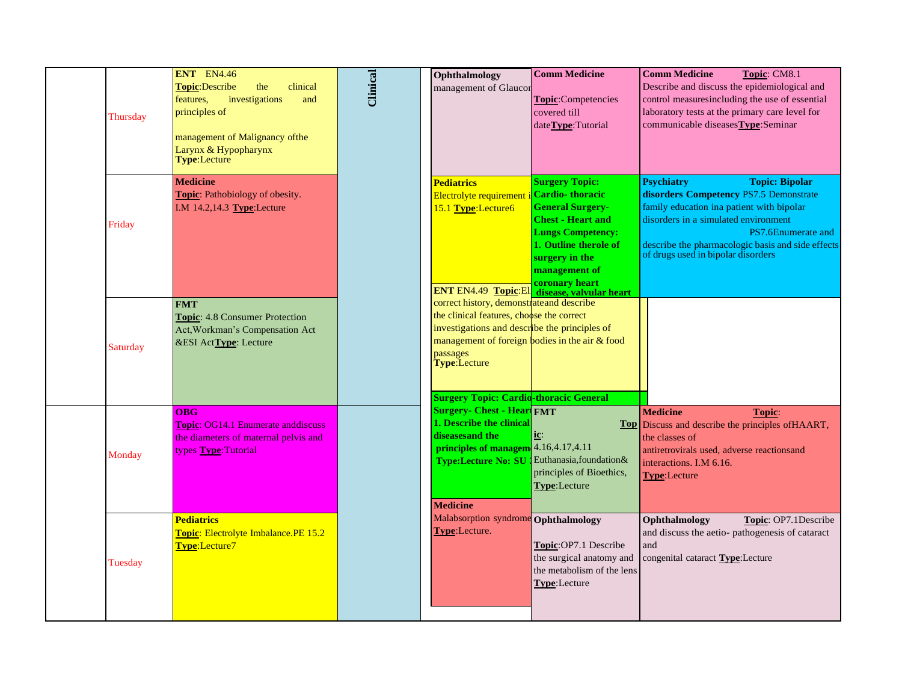| | Day | | | | | |
|---|---|---|---|---|---|---|
| | Thursday | **ENT** EN4.46 **Topic**:Describe the clinical features, investigations and principles of management of Malignancy ofthe Larynx & Hypopharynx **Type**:Lecture | **Clinical** | **Ophthalmology** management of Glaucor | **Comm Medicine** **Topic**:Competencies covered till date**Type**:Tutorial | **Comm Medicine** **Topic**: CM8.1 Describe and discuss the epidemiological and control measuresincluding the use of essential laboratory tests at the primary care level for communicable diseases**Type**:Seminar |
| | Friday | **Medicine** **Topic**: Pathobiology of obesity. I.M 14.2,14.3 **Type**:Lecture | | **Pediatrics** Electrolyte requirement i 15.1 **Type**:Lecture6 | **Surgery Topic: Cardio- thoracic General Surgery- Chest - Heart and Lungs Competency: 1. Outline therole of surgery in the management of coronary heart disease, valvular heart** | **Psychiatry Topic: Bipolar disorders Competency** PS7.5 Demonstrate family education ina patient with bipolar disorders in a simulated environment PS7.6Enumerate and describe the pharmacologic basis and side effects of drugs used in bipolar disorders |
| | Saturday | **FMT** **Topic**: 4.8 Consumer Protection Act,Workman's Compensation Act &ESI Act**Type**: Lecture | | **ENT** EN4.49 **Topic**:El correct history, demonstrateand describe the clinical features, choose the correct investigations and describe the principles of management of foreign bodies in the air & food passages **Type**:Lecture | | |
| | Monday | **OBG** **Topic**: OG14.1 Enumerate anddiscuss the diameters of maternal pelvis and types **Type**:Tutorial | | **Surgery Topic: Cardio-thoracic General Surgery- Chest - Heart 1. Describe the clinical diseasesand the principles of managem Type:Lecture No: SU** | **FMT** **Topic**: 4.16,4.17,4.11 Euthanasia,foundation& principles of Bioethics, **Type**:Lecture | **Medicine** **Topic**: Discuss and describe the principles ofHAART, the classes of antiretrovirals used, adverse reactionsand interactions. I.M 6.16. **Type**:Lecture |
| | Tuesday | **Pediatrics** **Topic**: Electrolyte Imbalance.PE 15.2 **Type**:Lecture7 | | **Medicine** Malabsorption syndrome **Type**:Lecture. | **Ophthalmology** **Topic**:OP7.1 Describe the surgical anatomy and the metabolism of the lens **Type**:Lecture | **Ophthalmology** **Topic**: OP7.1Describe and discuss the aetio- pathogenesis of cataract and congenital cataract **Type**:Lecture |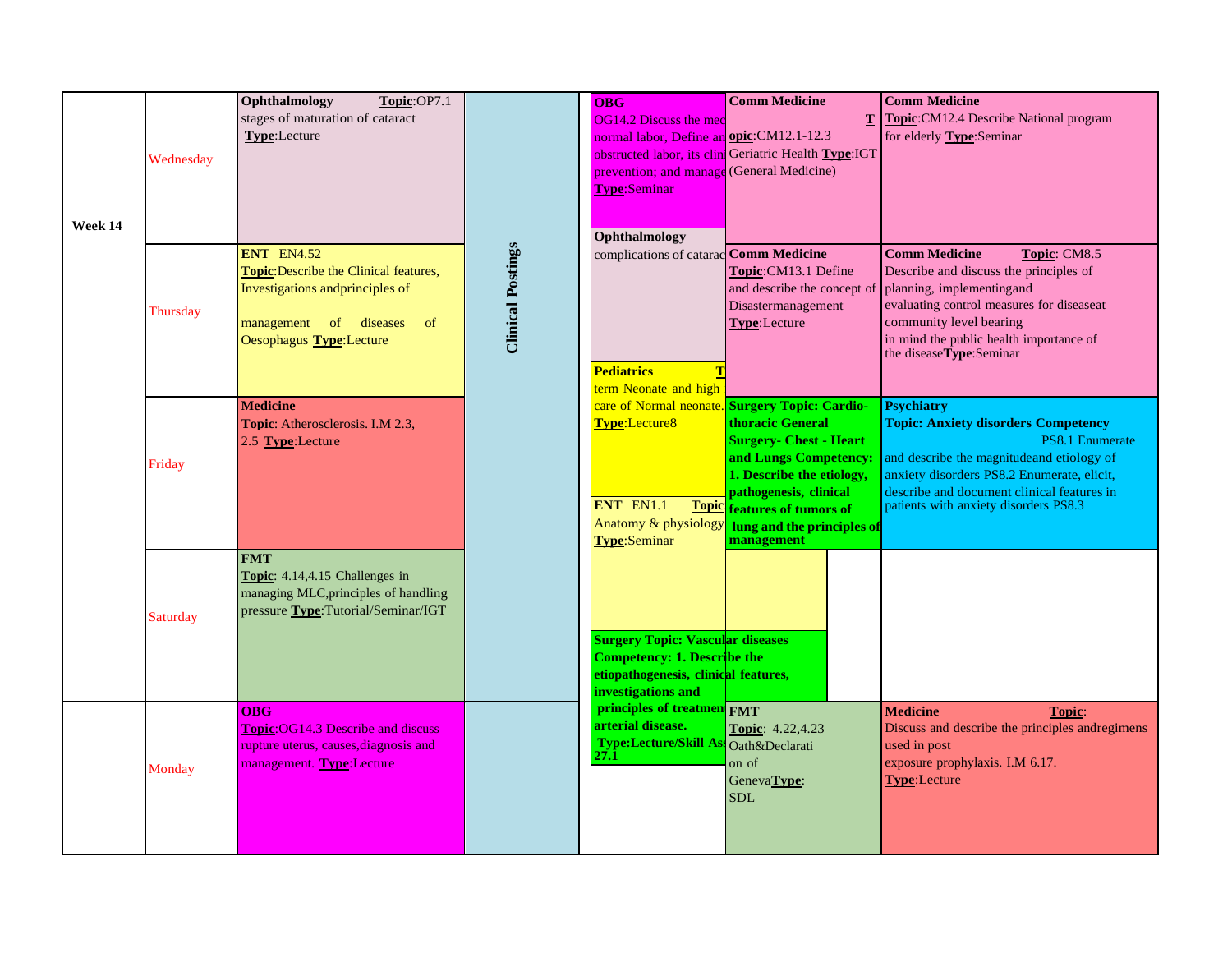| Week | Day | Slot 1 | Slot 2 | Slot 3 | Slot 4 | Slot 5 |
|---|---|---|---|---|---|---|
| Week 14 | Wednesday | **Ophthalmology** **Topic**:OP7.1 stages of maturation of cataract **Type**:Lecture | Clinical Postings | **OBG** OG14.2 Discuss the mec normal labor, Define an obstructed labor, its clin prevention; and manage **Type**:Seminar | **Comm Medicine** **Topic**:CM12.1-12.3 Geriatric Health **Type**:IGT (General Medicine) | **Comm Medicine** **Topic**:CM12.4 Describe National program for elderly **Type**:Seminar |
| | Thursday | **ENT** EN4.52 **Topic**:Describe the Clinical features, Investigations andprinciples of management of diseases of Oesophagus **Type**:Lecture | Clinical Postings | **Ophthalmology** complications of catarac | **Comm Medicine** **Topic**:CM13.1 Define and describe the concept of Disastermanagement **Type**:Lecture | **Comm Medicine** **Topic**: CM8.5 Describe and discuss the principles of planning, implementingand evaluating control measures for diseaseat community level bearing in mind the public health importance of the disease**Type**:Seminar |
| | Friday | **Medicine** **Topic**: Atherosclerosis. I.M 2.3, 2.5 **Type**:Lecture | Clinical Postings | **Pediatrics** **T** term Neonate and high care of Normal neonate. **Type**:Lecture8 | **Surgery Topic: Cardio-thoracic General Surgery- Chest - Heart and Lungs Competency: 1. Describe the etiology, pathogenesis, clinical features of tumors of lung and the principles of management** | **Psychiatry** **Topic: Anxiety disorders Competency** PS8.1 Enumerate and describe the magnitudeand etiology of anxiety disorders PS8.2 Enumerate, elicit, describe and document clinical features in patients with anxiety disorders PS8.3 |
| | Saturday | **FMT** **Topic**: 4.14,4.15 Challenges in managing MLC,principles of handling pressure **Type**:Tutorial/Seminar/IGT | Clinical Postings | **ENT** EN1.1 **Topic** Anatomy & physiology **Type**:Seminar / **Surgery Topic: Vascular diseases Competency: 1. Describe the etiopathogenesis, clinical features, investigations and principles of treatment arterial disease. Type:Lecture/Skill Ass 27.1** | | |
| | Monday | **OBG** **Topic**:OG14.3 Describe and discuss rupture uterus, causes,diagnosis and management. **Type**:Lecture | | | **FMT** **Topic**: 4.22,4.23 Oath&Declaration of Geneva**Type**: SDL | **Medicine** **Topic**: Discuss and describe the principles andregimens used in post exposure prophylaxis. I.M 6.17. **Type**:Lecture |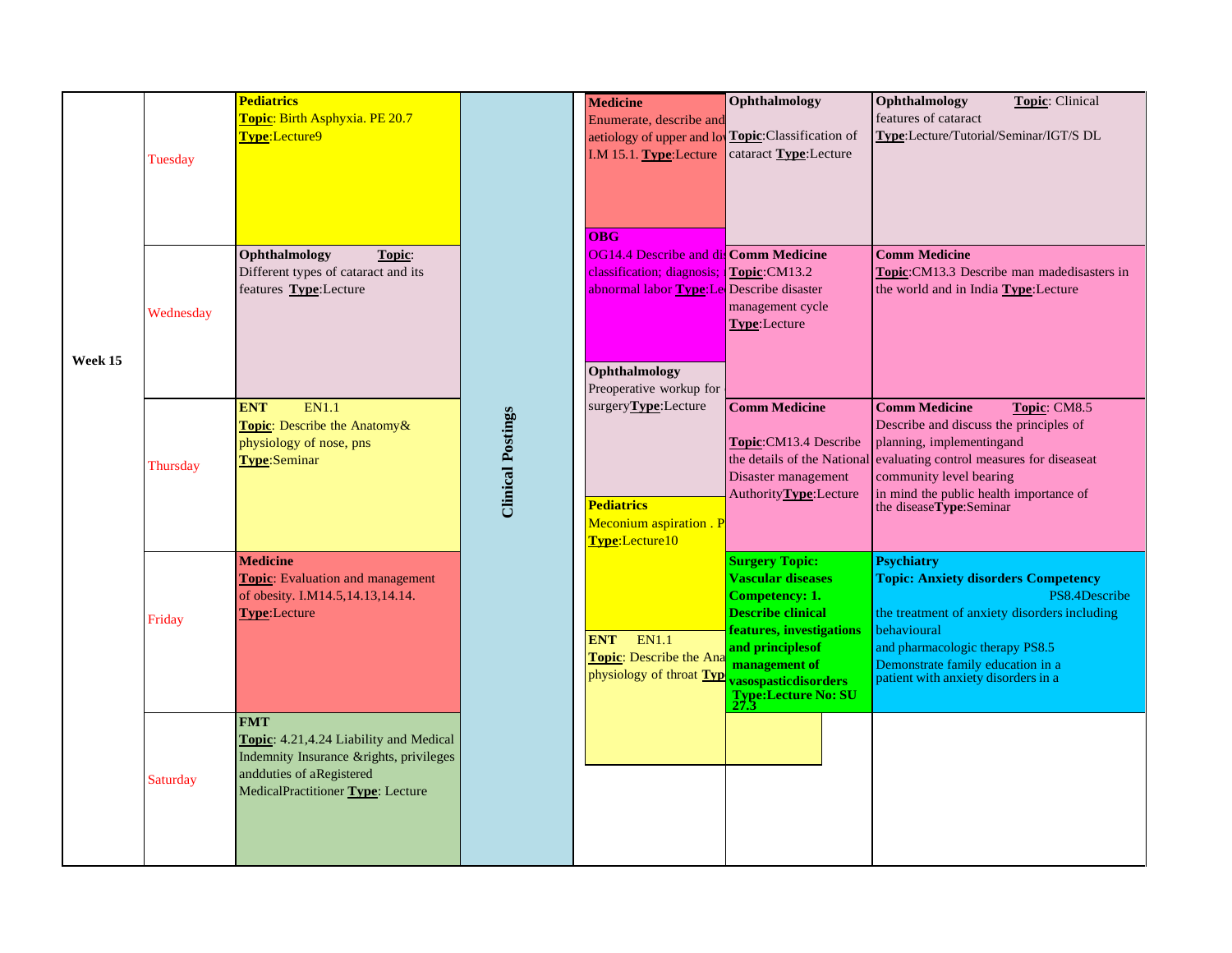| Week | Day | | | | | |
|---|---|---|---|---|---|---|
| Week 15 | Tuesday | **Pediatrics** **Topic**: Birth Asphyxia. PE 20.7 **Type**:Lecture9 | Clinical Postings | **Medicine** Enumerate, describe and aetiology of upper and lov I.M 15.1. **Type**:Lecture | **Ophthalmology** **Topic**:Classification of cataract **Type**:Lecture | **Ophthalmology** **Topic**: Clinical features of cataract **Type**:Lecture/Tutorial/Seminar/IGT/S DL |
| | Wednesday | **Ophthalmology** **Topic**: Different types of cataract and its features **Type**:Lecture | | **OBG** OG14.4 Describe and di classification; diagnosis; abnormal labor **Type**:Le | **Comm Medicine** **Topic**:CM13.2 Describe disaster management cycle **Type**:Lecture | **Comm Medicine** **Topic**:CM13.3 Describe man madedisasters in the world and in India **Type**:Lecture |
| | | | | **Ophthalmology** Preoperative workup for surgery**Type**:Lecture | | |
| | Thursday | **ENT** EN1.1 **Topic**: Describe the Anatomy& physiology of nose, pns **Type**:Seminar | | | **Comm Medicine** **Topic**:CM13.4 Describe the details of the National Disaster management Authority**Type**:Lecture | **Comm Medicine** **Topic**: CM8.5 Describe and discuss the principles of planning, implementingand evaluating control measures for diseaseat community level bearing in mind the public health importance of the disease**Type**:Seminar |
| | | | | **Pediatrics** Meconium aspiration . P **Type**:Lecture10 | | |
| | Friday | **Medicine** **Topic**: Evaluation and management of obesity. I.M14.5,14.13,14.14. **Type**:Lecture | | **ENT** EN1.1 **Topic**: Describe the Ana physiology of throat **Typ** | **Surgery Topic: Vascular diseases Competency: 1. Describe clinical features, investigations and principlesof management of vasospasticdisorders Type:Lecture No: SU 27.3** | **Psychiatry** **Topic: Anxiety disorders Competency** PS8.4Describe the treatment of anxiety disorders including behavioural and pharmacologic therapy PS8.5 Demonstrate family education in a patient with anxiety disorders in a |
| | Saturday | **FMT** **Topic**: 4.21,4.24 Liability and Medical Indemnity Insurance &rights, privileges andduties of aRegistered MedicalPractitioner **Type**: Lecture | | | | |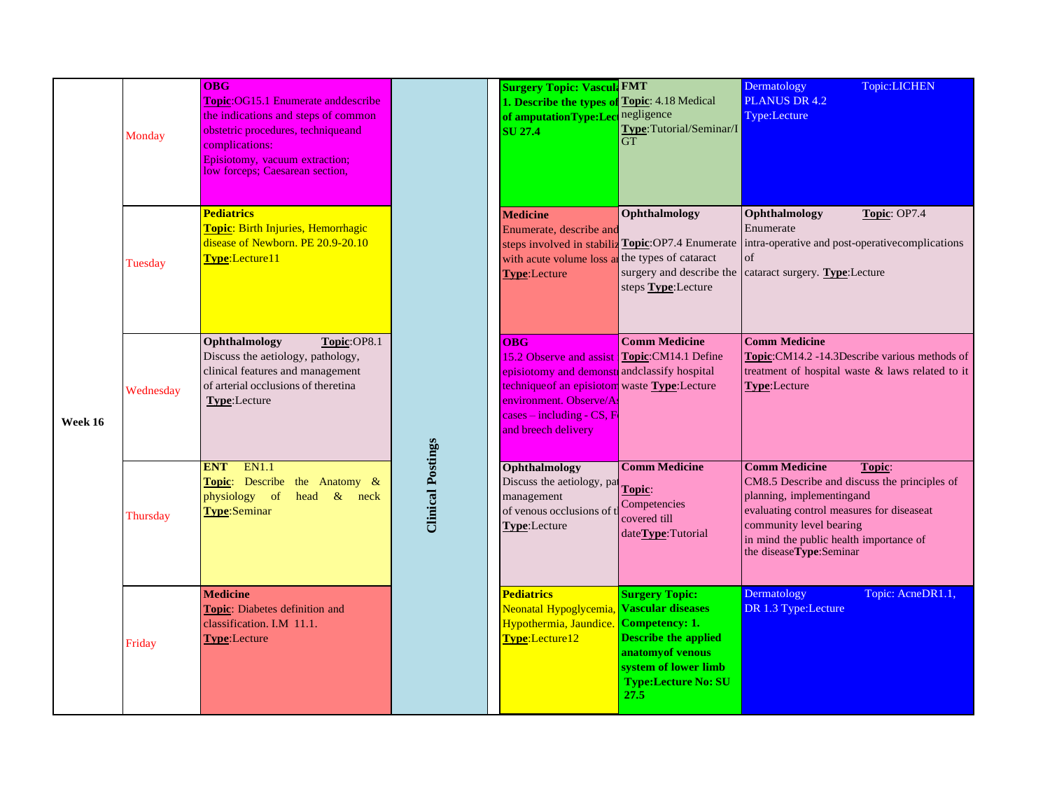| Week | Day | | | | | | |
|---|---|---|---|---|---|---|---|
| Week 16 | Monday | **OBG** **Topic**:OG15.1 Enumerate anddescribe the indications and steps of common obstetric procedures, techniqueand complications: Episiotomy, vacuum extraction; low forceps; Caesarean section, | Clinical Postings | **Surgery Topic: Vascula 1. Describe the types of of amputationType:Lec SU 27.4** | **FMT** **Topic**: 4.18 Medical negligence **Type**:Tutorial/Seminar/I GT | Dermatology Topic:LICHEN PLANUS DR 4.2 Type:Lecture |
| | Tuesday | **Pediatrics** **Topic**: Birth Injuries, Hemorrhagic disease of Newborn. PE 20.9-20.10 **Type**:Lecture11 | | **Medicine** Enumerate, describe and steps involved in stabiliz with acute volume loss a **Type**:Lecture | **Ophthalmology** **Topic**:OP7.4 Enumerate the types of cataract surgery and describe the steps **Type**:Lecture | **Ophthalmology** **Topic**: OP7.4 Enumerate intra-operative and post-operativecomplications of cataract surgery. **Type**:Lecture |
| | Wednesday | **Ophthalmology** **Topic**:OP8.1 Discuss the aetiology, pathology, clinical features and management of arterial occlusions of theretina **Type**:Lecture | | **OBG** 15.2 Observe and assist episiotomy and demonst techniqueof an episiotom environment. Observe/A cases – including - CS, F and breech delivery | **Comm Medicine** **Topic**:CM14.1 Define andclassify hospital waste **Type**:Lecture | **Comm Medicine** **Topic**:CM14.2 -14.3Describe various methods of treatment of hospital waste & laws related to it **Type**:Lecture |
| | Thursday | **ENT** EN1.1 **Topic**: Describe the Anatomy & physiology of head & neck **Type**:Seminar | | **Ophthalmology** Discuss the aetiology, pa management of venous occlusions of t **Type**:Lecture | **Comm Medicine** **Topic**: Competencies covered till date**Type**:Tutorial | **Comm Medicine** **Topic**: CM8.5 Describe and discuss the principles of planning, implementingand evaluating control measures for diseaseat community level bearing in mind the public health importance of the disease**Type**:Seminar |
| | Friday | **Medicine** **Topic**: Diabetes definition and classification. I.M 11.1. **Type**:Lecture | | **Pediatrics** Neonatal Hypoglycemia, Hypothermia, Jaundice. **Type**:Lecture12 | **Surgery Topic: Vascular diseases Competency: 1. Describe the applied anatomyof venous system of lower limb Type:Lecture No: SU 27.5** | Dermatology Topic: AcneDR1.1, DR 1.3 Type:Lecture |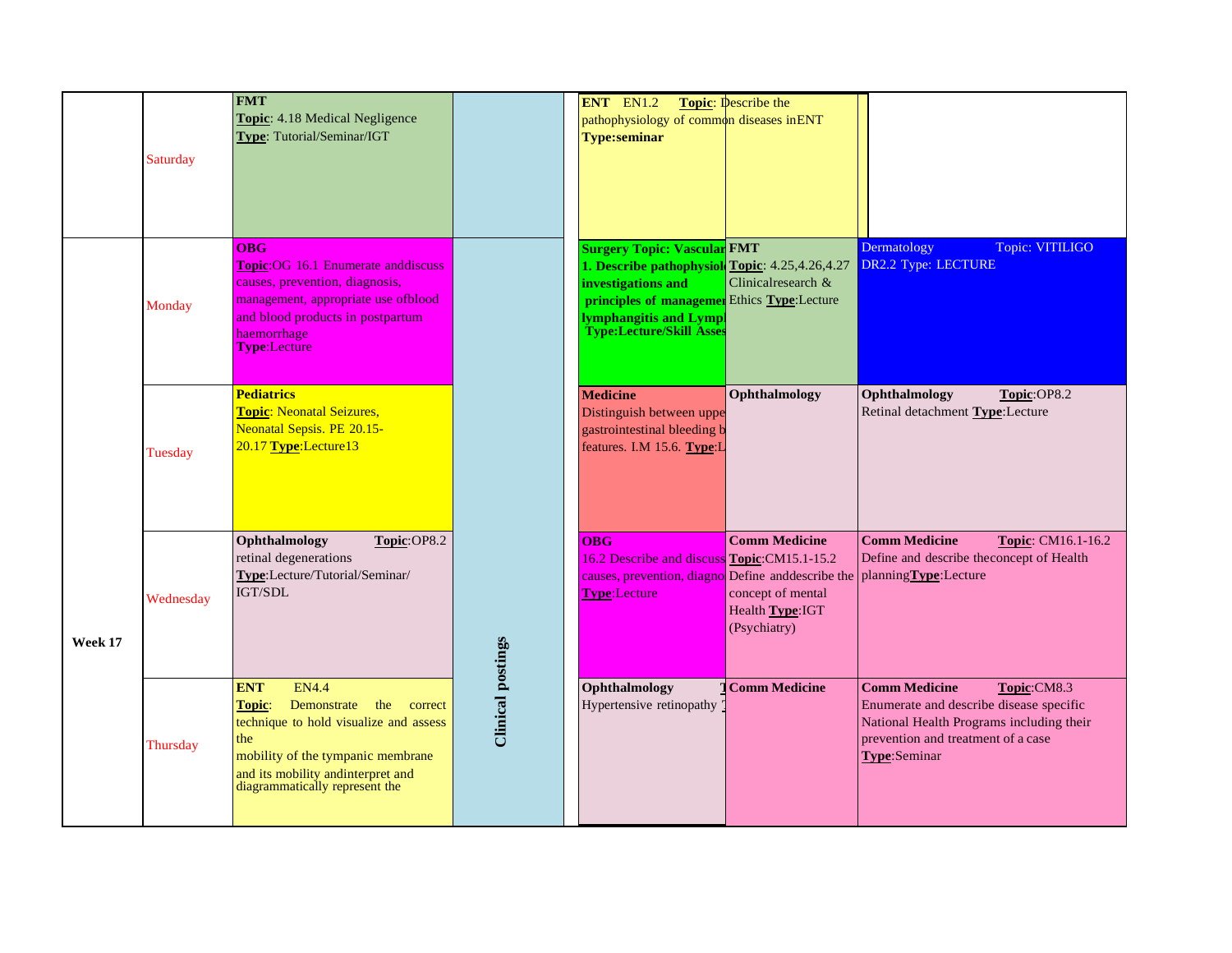| | | | | | | |
|---|---|---|---|---|---|---|
| | Saturday | **FMT** **Topic**: 4.18 Medical Negligence **Type**: Tutorial/Seminar/IGT | | **ENT** EN1.2 **Topic**: Describe the pathophysiology of common diseases inENT **Type:seminar** | | |
| | Monday | **OBG** **Topic**:OG 16.1 Enumerate anddiscuss causes, prevention, diagnosis, management, appropriate use ofblood and blood products in postpartum haemorrhage **Type**:Lecture | | **Surgery Topic: Vascular 1. Describe pathophysiol investigations and principles of managemen lymphangitis and Lymp Type:Lecture/Skill Asses** | **FMT** **Topic**: 4.25,4.26,4.27 Clinicalresearch & Ethics **Type**:Lecture | Dermatology Topic: VITILIGO DR2.2 Type: LECTURE |
| | Tuesday | **Pediatrics** **Topic**: Neonatal Seizures, Neonatal Sepsis. PE 20.15-20.17 **Type**:Lecture13 | | **Medicine** Distinguish between uppe gastrointestinal bleeding b features. I.M 15.6. **Type**:L | **Ophthalmology** | **Ophthalmology** **Topic**:OP8.2 Retinal detachment **Type**:Lecture |
| | Wednesday | **Ophthalmology** **Topic**:OP8.2 retinal degenerations **Type**:Lecture/Tutorial/Seminar/ IGT/SDL | | **OBG** 16.2 Describe and discuss causes, prevention, diagno **Type**:Lecture | **Comm Medicine** **Topic**:CM15.1-15.2 Define anddescribe the concept of mental Health **Type**:IGT (Psychiatry) | **Comm Medicine** **Topic**: CM16.1-16.2 Define and describe theconcept of Health planning**Type**:Lecture |
| **Week 17** | Thursday | **ENT** EN4.4 **Topic**: Demonstrate the correct technique to hold visualize and assess the mobility of the tympanic membrane and its mobility andinterpret and diagrammatically represent the | **Clinical postings** | **Ophthalmology** T Hypertensive retinopathy T | **Comm Medicine** | **Comm Medicine** **Topic**:CM8.3 Enumerate and describe disease specific National Health Programs including their prevention and treatment of a case **Type**:Seminar |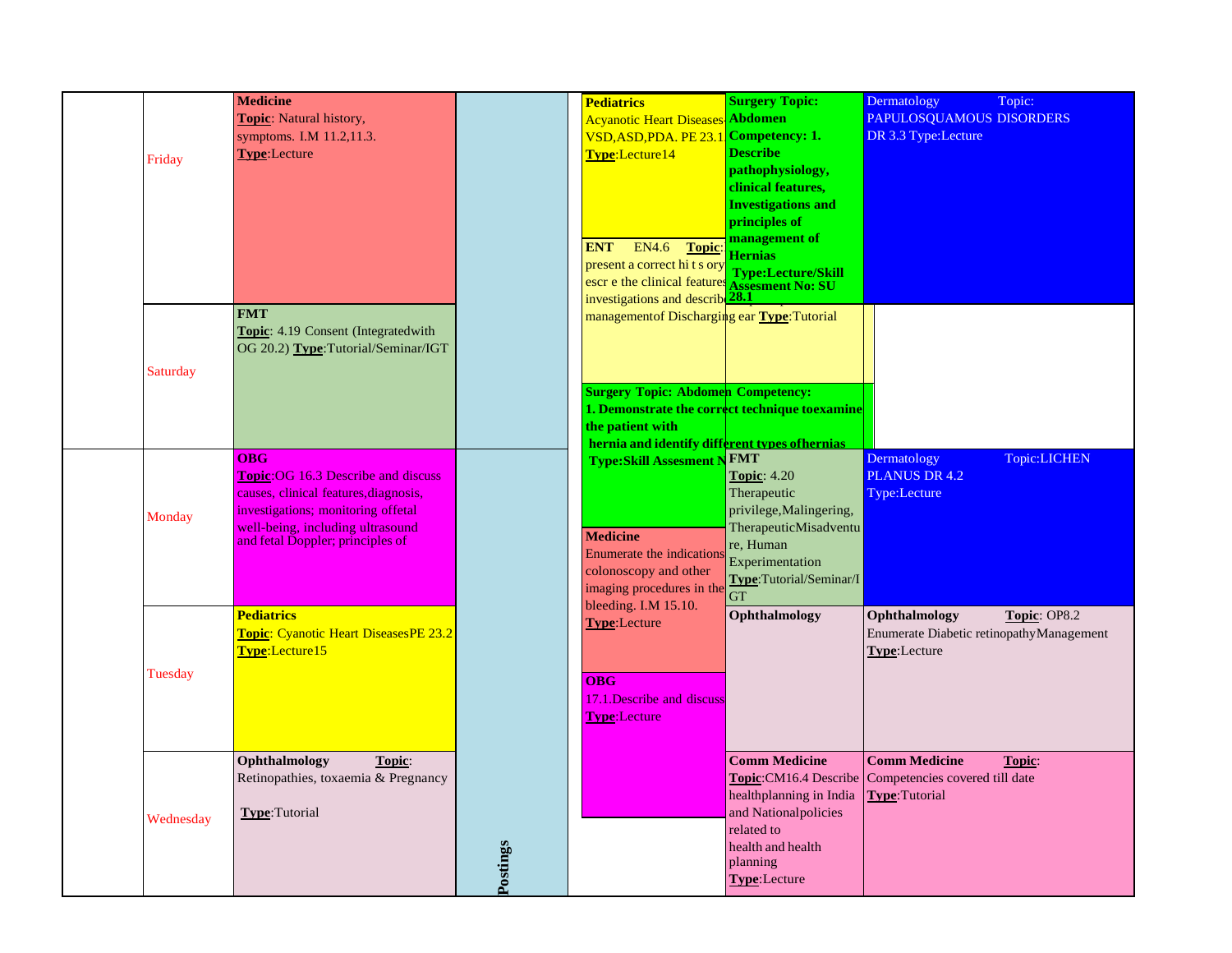| | Day | | | | | |
|---|---|---|---|---|---|---|
| | Friday | **Medicine** **Topic**: Natural history, symptoms. I.M 11.2,11.3. **Type**:Lecture | | **Pediatrics** Acyanotic Heart Diseases- VSD,ASD,PDA. PE 23.1 **Type**:Lecture14 / **ENT** EN4.6 **Topic**: present a correct hi t s ory escr e the clinical features investigations and describe managementof Discharging ear **Type**:Tutorial | **Surgery Topic: Abdomen Competency: 1. Describe pathophysiology, clinical features, Investigations and principles of management of Hernias Type:Lecture/Skill Assesment No: SU 28.1** | Dermatology Topic: PAPULOSQUAMOUS DISORDERS DR 3.3 Type:Lecture |
| | Saturday | **FMT** **Topic**: 4.19 Consent (Integratedwith OG 20.2) **Type**:Tutorial/Seminar/IGT | | **Surgery Topic: Abdomen Competency: 1. Demonstrate the correct technique toexamine the patient with hernia and identify different types ofhernias Type:Skill Assesment N** | | |
| | Monday | **OBG** **Topic**:OG 16.3 Describe and discuss causes, clinical features,diagnosis, investigations; monitoring offetal well-being, including ultrasound and fetal Doppler; principles of | | **Medicine** Enumerate the indications colonoscopy and other imaging procedures in the bleeding. I.M 15.10. **Type**:Lecture | **FMT** **Topic**: 4.20 Therapeutic privilege,Malingering, TherapeuticMisadventure, Human Experimentation **Type**:Tutorial/Seminar/IGT | Dermatology Topic:LICHEN PLANUS DR 4.2 Type:Lecture |
| | Tuesday | **Pediatrics** **Topic**: Cyanotic Heart DiseasesPE 23.2 **Type**:Lecture15 | | **OBG** 17.1.Describe and discuss **Type**:Lecture | **Ophthalmology** | **Ophthalmology** **Topic**: OP8.2 Enumerate Diabetic retinopathyManagement **Type**:Lecture |
| | Wednesday | **Ophthalmology** **Topic**: Retinopathies, toxaemia & Pregnancy **Type**:Tutorial | **Postings** | | **Comm Medicine** **Topic**:CM16.4 Describe healthplanning in India and Nationalpolicies related to health and health planning **Type**:Lecture | **Comm Medicine** **Topic**: Competencies covered till date **Type**:Tutorial |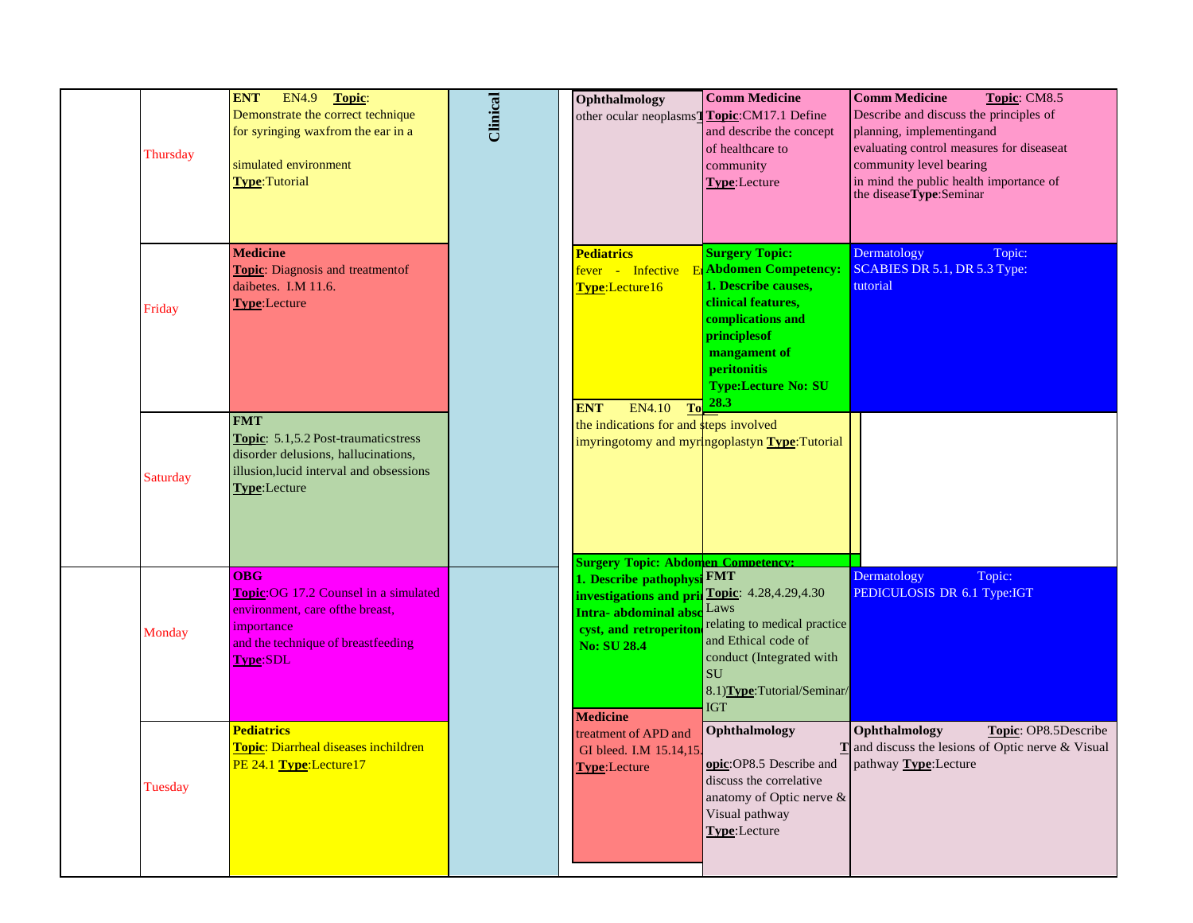| | Day | | | | | |
|---|---|---|---|---|---|---|
| | Thursday | **ENT** EN4.9 **Topic**: Demonstrate the correct technique for syringing waxfrom the ear in a simulated environment **Type**:Tutorial | **Clinical** | **Ophthalmology** other ocular neoplasms**T** | **Comm Medicine** **Topic**:CM17.1 Define and describe the concept of healthcare to community **Type**:Lecture | **Comm Medicine** **Topic**: CM8.5 Describe and discuss the principles of planning, implementingand evaluating control measures for diseaseat community level bearing in mind the public health importance of the disease**Type**:Seminar |
| | Friday | **Medicine** **Topic**: Diagnosis and treatmentof daibetes. I.M 11.6. **Type**:Lecture | | **Pediatrics** fever - Infective E **Type**:Lecture16 | **Surgery Topic: Abdomen Competency: 1. Describe causes, clinical features, complications and principlesof mangament of peritonitis Type:Lecture No: SU 28.3** | Dermatology Topic: SCABIES DR 5.1, DR 5.3 Type: tutorial |
| | Saturday | **FMT** **Topic**: 5.1,5.2 Post-traumaticstress disorder delusions, hallucinations, illusion,lucid interval and obsessions **Type**:Lecture | | **ENT** EN4.10 **To** the indications for and steps involved imyringotomy and myringoplastyn **Type**:Tutorial | | |
| | Monday | **OBG** **Topic**:OG 17.2 Counsel in a simulated environment, care ofthe breast, importance and the technique of breastfeeding **Type**:SDL | | **Surgery Topic: Abdomen Competency: 1. Describe pathophysi investigations and pri Intra- abdominal absc cyst, and retroperiton No: SU 28.4** | **FMT** **Topic**: 4.28,4.29,4.30 Laws relating to medical practice and Ethical code of conduct (Integrated with SU 8.1)**Type**:Tutorial/Seminar/ IGT | Dermatology Topic: PEDICULOSIS DR 6.1 Type:IGT |
| | Tuesday | **Pediatrics** **Topic**: Diarrheal diseases inchildren PE 24.1 **Type**:Lecture17 | | **Medicine** treatment of APD and GI bleed. I.M 15.14,15. **Type**:Lecture | **Ophthalmology** **Topic**:OP8.5 Describe and discuss the correlative anatomy of Optic nerve & Visual pathway **Type**:Lecture | **Ophthalmology** **Topic**: OP8.5Describe and discuss the lesions of Optic nerve & Visual pathway **Type**:Lecture |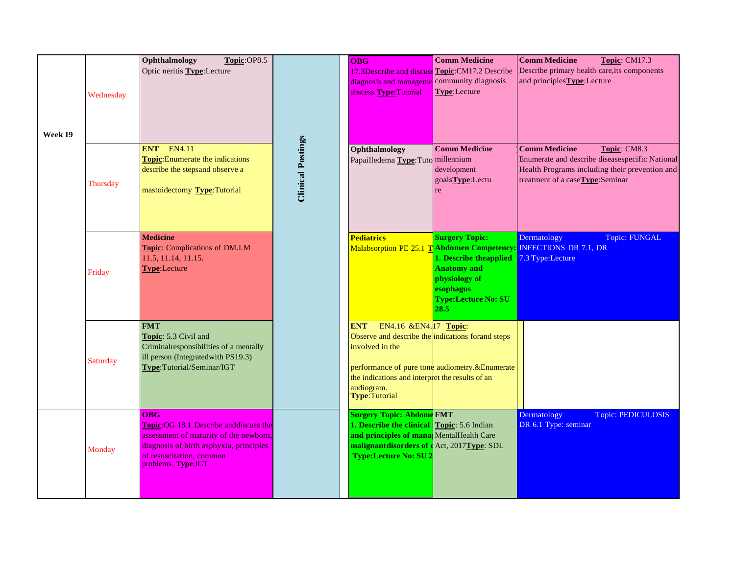| | | | | | | |
|---|---|---|---|---|---|---|
| **Week 19** | Wednesday | **Ophthalmology** **Topic**:OP8.5 Optic neritis **Type**:Lecture | **Clinical Postings** | **OBG** 17.3Describe and discuss diagnosis and manageme abscess **Type:**Tutorial | **Comm Medicine** **Topic**:CM17.2 Describe community diagnosis **Type**:Lecture | **Comm Medicine** **Topic**: CM17.3 Describe primary health care,its components and principles**Type**:Lecture |
| | Thursday | **ENT** EN4.11 **Topic**:Enumerate the indications describe the stepsand observe a mastoidectomy **Type**:Tutorial | | **Ophthalmology** Papailledema **Type**:Tuto | **Comm Medicine** millennium development goals**Type**:Lectu re | **Comm Medicine** **Topic**: CM8.3 Enumerate and describe diseasespecific National Health Programs including their prevention and treatment of a case**Type**:Seminar |
| | Friday | **Medicine** **Topic**: Complications of DM.I.M 11.5, 11.14, 11.15. **Type**:Lecture | | **Pediatrics** Malabsorption PE 25.1 T | **Surgery Topic: Abdomen Competency: 1. Describe theapplied Anatomy and physiology of esophagus Type:Lecture No: SU 28.5** | Dermatology Topic: FUNGAL INFECTIONS DR 7.1, DR 7.3 Type:Lecture |
| | Saturday | **FMT** **Topic**: 5.3 Civil and Criminalresponsibilities of a mentally ill person (Integratedwith PS19.3) **Type**:Tutorial/Seminar/IGT | | **ENT** EN4.16 &EN4.17 **Topic**: Observe and describe the indications forand steps involved in the performance of pure tone audiometry.&Enumerate the indications and interpret the results of an audiogram. **Type**:Tutorial | | |
| | Monday | **OBG** **Topic**:OG 18.1 Describe anddiscuss the assessment of maturity of the newborn, diagnosis of birth asphyxia, principles of resuscitation, common problems. **Type**:IGT | | **Surgery Topic: Abdome 1. Describe the clinical and principles of mana malignantdisorders of Type:Lecture No: SU 2** | **FMT** **Topic**: 5.6 Indian MentalHealth Care Act, 2017**Type**: SDL | Dermatology Topic: PEDICULOSIS DR 6.1 Type: seminar |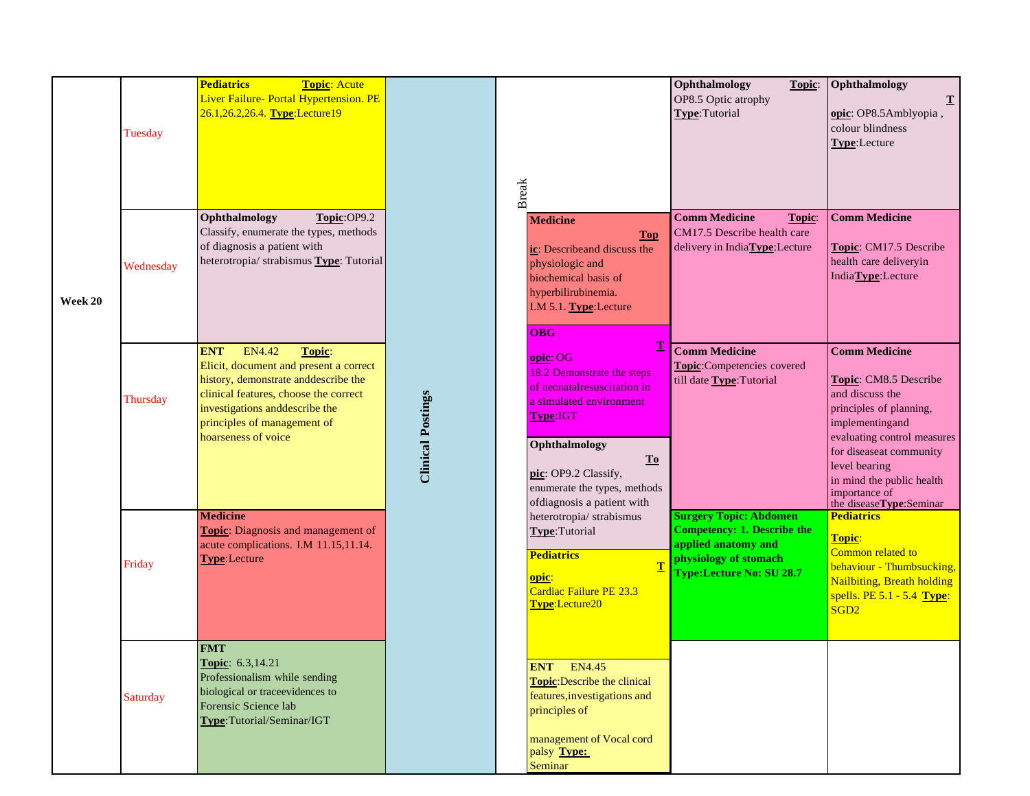| Week | Day | | Clinical Postings | Break | | | |
|---|---|---|---|---|---|---|---|
| Week 20 | Tuesday | **Pediatrics** **Topic**: Acute Liver Failure- Portal Hypertension. PE 26.1,26.2,26.4. **Type**:Lecture19 | Clinical Postings | Break | | **Ophthalmology** **Topic**: OP8.5 Optic atrophy **Type**:Tutorial | **Ophthalmology** **Topic**: OP8.5Amblyopia , colour blindness **Type**:Lecture |
| | Wednesday | **Ophthalmology** **Topic**:OP9.2 Classify, enumerate the types, methods of diagnosis a patient with heterotropia/ strabismus **Type**: Tutorial | | | **Medicine** **Topic**: Describeand discuss the physiologic and biochemical basis of hyperbilirubinemia. I.M 5.1. **Type**:Lecture | **Comm Medicine** **Topic**: CM17.5 Describe health care delivery in India**Type**:Lecture | **Comm Medicine** **Topic**: CM17.5 Describe health care deliveryin India**Type**:Lecture |
| | Thursday | **ENT** EN4.42 **Topic**: Elicit, document and present a correct history, demonstrate anddescribe the clinical features, choose the correct investigations anddescribe the principles of management of hoarseness of voice | | | **OBG** **Topic**: OG 18.2 Demonstrate the steps of neonatalresuscitation in a simulated environment **Type**:IGT<br>**Ophthalmology** **Topic**: OP9.2 Classify, enumerate the types, methods ofdiagnosis a patient with heterotropia/ strabismus **Type**:Tutorial | **Comm Medicine** **Topic**:Competencies covered till date **Type**:Tutorial | **Comm Medicine** **Topic**: CM8.5 Describe and discuss the principles of planning, implementingand evaluating control measures for diseaseat community level bearing in mind the public health importance of the disease**Type**:Seminar |
| | Friday | **Medicine** **Topic**: Diagnosis and management of acute complications. I.M 11.15,11.14. **Type**:Lecture | | | **Pediatrics** **Topic**: Cardiac Failure PE 23.3 **Type**:Lecture20 | **Surgery Topic: Abdomen Competency: 1. Describe the applied anatomy and physiology of stomach Type:Lecture No: SU 28.7** | **Pediatrics** **Topic**: Common related to behaviour - Thumbsucking, Nailbiting, Breath holding spells. PE 5.1 - 5.4 **Type**: SGD2 |
| | Saturday | **FMT** **Topic**: 6.3,14.21 Professionalism while sending biological or traceevidences to Forensic Science lab **Type**:Tutorial/Seminar/IGT | | | **ENT** EN4.45 **Topic**:Describe the clinical features,investigations and principles of management of Vocal cord palsy **Type:** Seminar | | |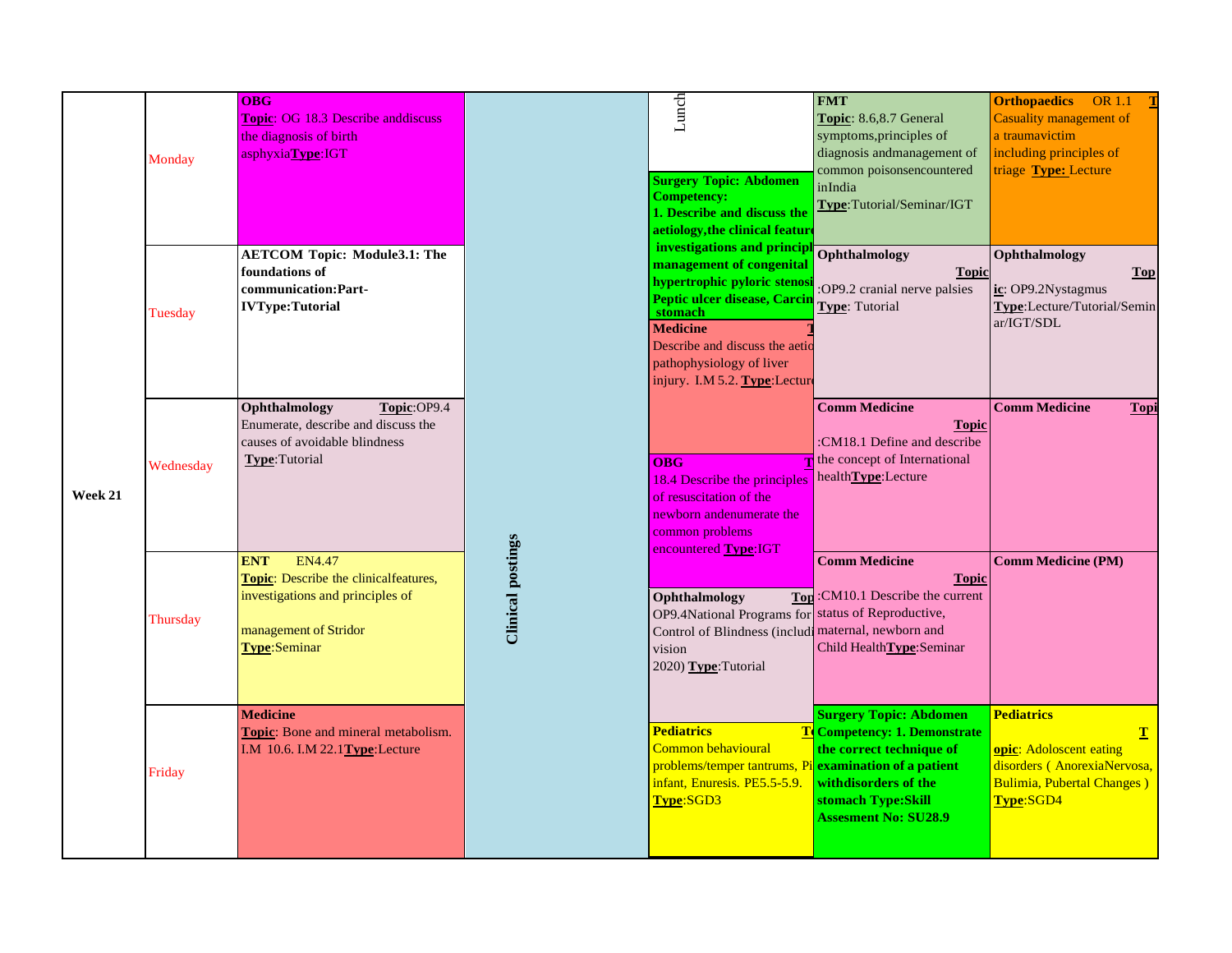| Week | Day | | Clinical postings | | | |
|---|---|---|---|---|---|---|
| Week 21 | Monday | **OBG** **Topic**: OG 18.3 Describe anddiscuss the diagnosis of birth asphyxia**Type**:IGT | Clinical postings | Lunch / **Surgery Topic: Abdomen Competency: 1. Describe and discuss the aetiology,the clinical feature investigations and principl management of congenital hypertrophic pyloric stenosi Peptic ulcer disease, Carcin stomach** | **FMT** **Topic**: 8.6,8.7 General symptoms,principles of diagnosis andmanagement of common poisonsencountered inIndia **Type**:Tutorial/Seminar/IGT | **Orthopaedics** OR 1.1 **T** Casuality management of a traumavictim including principles of triage **Type:** Lecture |
| | Tuesday | **AETCOM Topic: Module3.1: The foundations of communication:Part-IVType:Tutorial** | | **Medicine** **T** Describe and discuss the aetio pathophysiology of liver injury. I.M 5.2. **Type**:Lecture | **Ophthalmology** **Topic** :OP9.2 cranial nerve palsies **Type**: Tutorial | **Ophthalmology** **Topic**: OP9.2Nystagmus **Type**:Lecture/Tutorial/Seminar/IGT/SDL |
| | Wednesday | **Ophthalmology** **Topic**:OP9.4 Enumerate, describe and discuss the causes of avoidable blindness **Type**:Tutorial | | **OBG** **T** 18.4 Describe the principles of resuscitation of the newborn andenumerate the common problems encountered **Type**:IGT | **Comm Medicine** **Topic** :CM18.1 Define and describe the concept of International health**Type**:Lecture | **Comm Medicine** **Topi** |
| | Thursday | **ENT** EN4.47 **Topic**: Describe the clinicalfeatures, investigations and principles of management of Stridor **Type**:Seminar | | **Ophthalmology** **Top** OP9.4National Programs for Control of Blindness (includi vision 2020) **Type**:Tutorial | **Comm Medicine** **Topic** :CM10.1 Describe the current status of Reproductive, maternal, newborn and Child Health**Type**:Seminar | **Comm Medicine (PM)** |
| | Friday | **Medicine** **Topic**: Bone and mineral metabolism. I.M 10.6. I.M 22.1**Type**:Lecture | | **Pediatrics** **T** Common behavioural problems/temper tantrums, Pi infant, Enuresis. PE5.5-5.9. **Type**:SGD3 | **Surgery Topic: Abdomen Competency: 1. Demonstrate the correct technique of examination of a patient withdisorders of the stomach Type:Skill Assesment No: SU28.9** | **Pediatrics** **Topic**: Adoloscent eating disorders ( AnorexiaNervosa, Bulimia, Pubertal Changes ) **Type**:SGD4 |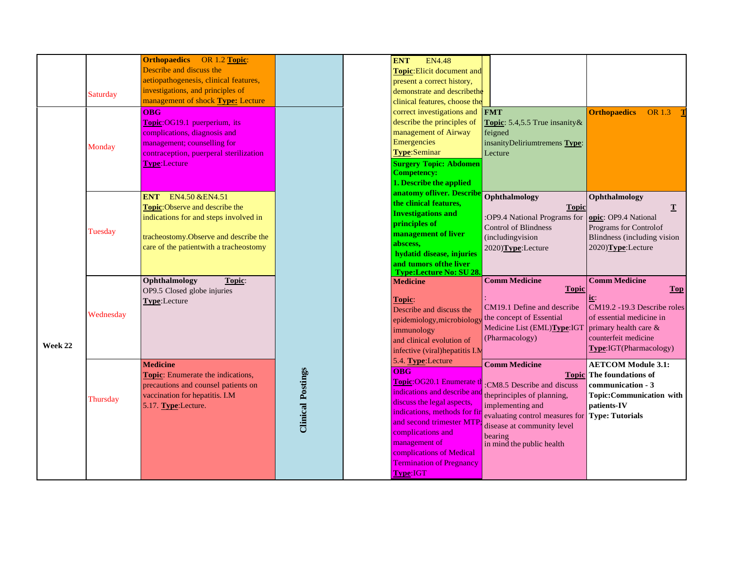| Week | Day | 8-9 | 9-12 | 12-1 | 1-2 | 2-3 | 3-4 |
|---|---|---|---|---|---|---|---|
| | Saturday | **Orthopaedics** OR 1.2 **Topic**: Describe and discuss the aetiopathogenesis, clinical features, investigations, and principles of management of shock **Type:** Lecture | Clinical Postings | | **ENT** EN4.48 **Topic**:Elicit document and present a correct history, demonstrate and describethe clinical features, choose the correct investigations and describe the principles of management of Airway Emergencies **Type**:Seminar | | |
| Week 22 | Monday | **OBG** **Topic**:OG19.1 puerperium, its complications, diagnosis and management; counselling for contraception, puerperal sterilization **Type**:Lecture | | | | **FMT** **Topic**: 5.4,5.5 True insanity& feigned insanityDeliriumtremens **Type**: Lecture | **Orthopaedics** OR 1.3 **T** |
| | Tuesday | **ENT** EN4.50 &EN4.51 **Topic**:Observe and describe the indications for and steps involved in tracheostomy.Observe and describe the care of the patientwith a tracheostomy | | | **Surgery Topic: Abdomen Competency: 1. Describe the applied anatomy ofliver. Describe the clinical features, Investigations and principles of management of liver abscess, hydatid disease, injuries and tumors ofthe liver Type:Lecture No: SU 28.** | **Ophthalmology** **Topic**:OP9.4 National Programs for Control of Blindness (includingvision 2020)**Type**:Lecture | **Ophthalmology** **Topic**: OP9.4 National Programs for Controlof Blindness (including vision 2020)**Type**:Lecture |
| | Wednesday | **Ophthalmology** **Topic**: OP9.5 Closed globe injuries **Type**:Lecture | | | **Medicine** **Topic**: Describe and discuss the epidemiology,microbiology immunology and clinical evolution of infective (viral)hepatitis I.M 5.4. **Type**:Lecture | **Comm Medicine** **Topic**: CM19.1 Define and describe the concept of Essential Medicine List (EML)**Type**:IGT (Pharmacology) | **Comm Medicine** **Topic**: CM19.2 -19.3 Describe roles of essential medicine in primary health care & counterfeit medicine **Type**:IGT(Pharmacology) |
| | Thursday | **Medicine** **Topic**: Enumerate the indications, precautions and counsel patients on vaccination for hepatitis. I.M 5.17. **Type**:Lecture. | | | **OBG** **Topic**:OG20.1 Enumerate the indications and describe and discuss the legal aspects, indications, methods for first and second trimester MTP; complications and management of complications of Medical Termination of Pregnancy **Type**:IGT | **Comm Medicine** **Topic**:CM8.5 Describe and discuss theprinciples of planning, implementing and evaluating control measures for disease at community level bearing in mind the public health | **AETCOM Module 3.1: The foundations of communication - 3 Topic:Communication with patients-IV Type: Tutorials** |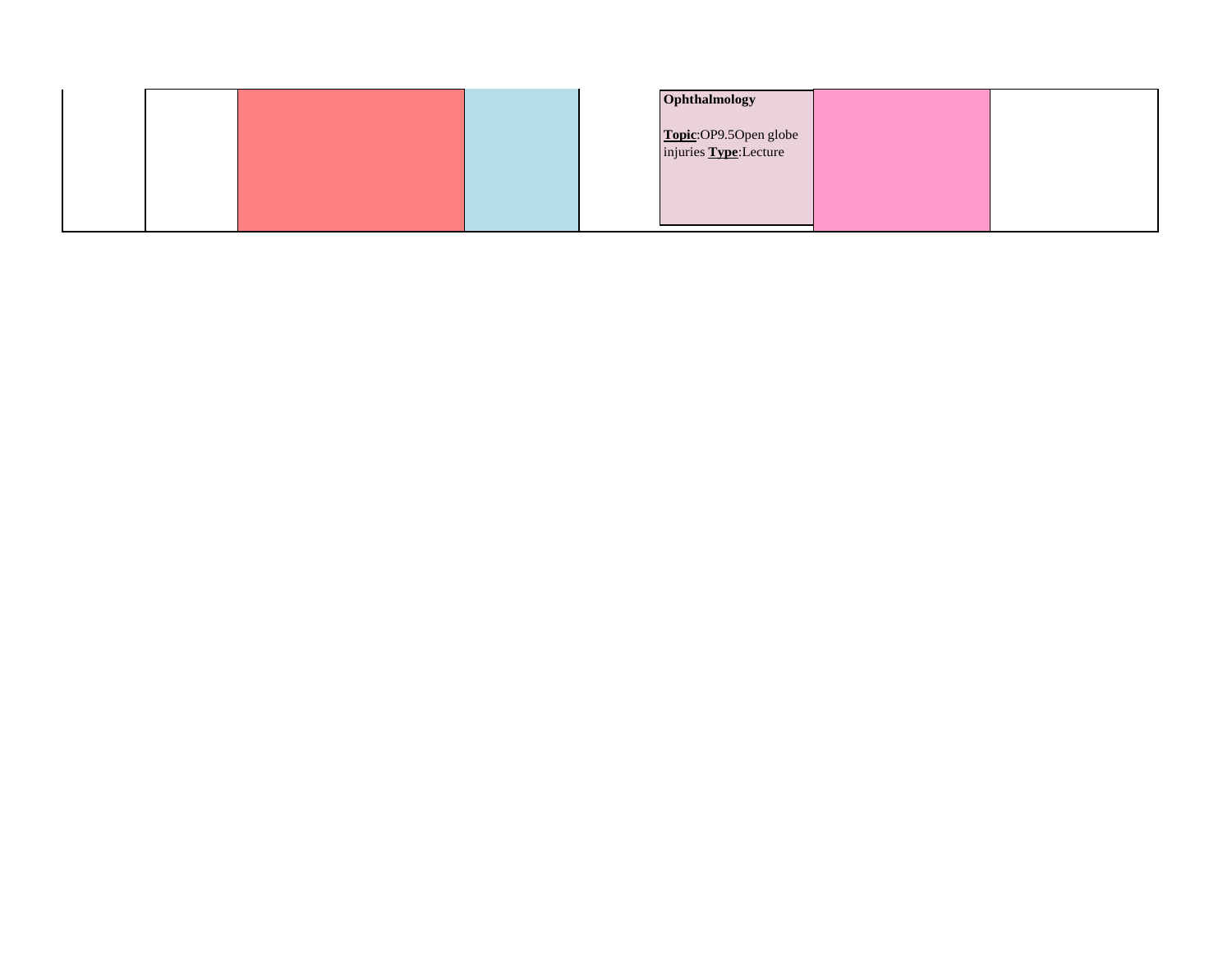|  |  |  |  |  | **Ophthalmology**<br><br>**Topic**:OP9.5Open globe injuries **Type**:Lecture |  |  |
|---|---|---|---|---|---|---|---|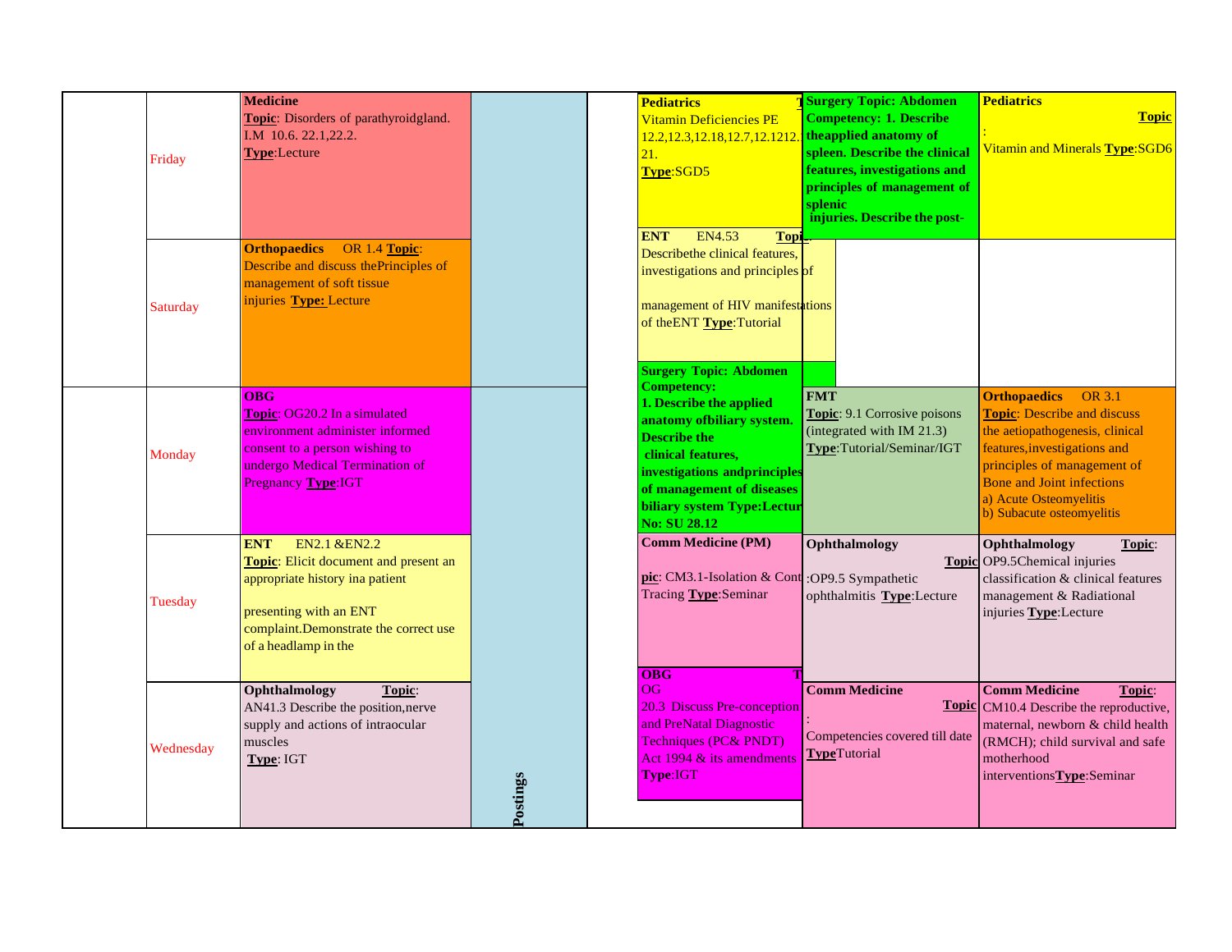| | Day | | | | | | |
|---|---|---|---|---|---|---|---|
| | Friday | **Medicine** **Topic**: Disorders of parathyroidgland. I.M 10.6. 22.1,22.2. **Type**:Lecture | | | **Pediatrics** Vitamin Deficiencies PE 12.2,12.3,12.18,12.7,12.1212. 21. **Type**:SGD5 | **Surgery Topic: Abdomen Competency: 1. Describe theapplied anatomy of spleen. Describe the clinical features, investigations and principles of management of splenic injuries. Describe the post-** | **Pediatrics** **Topic**: Vitamin and Minerals **Type**:SGD6 |
| | Saturday | **Orthopaedics** OR 1.4 **Topic**: Describe and discuss thePrinciples of management of soft tissue injuries **Type:** Lecture | | | **ENT** EN4.53 **Topic**: Describethe clinical features, investigations and principles of management of HIV manifestations of theENT **Type**:Tutorial | | |
| | Monday | **OBG** **Topic**: OG20.2 In a simulated environment administer informed consent to a person wishing to undergo Medical Termination of Pregnancy **Type**:IGT | | | **Surgery Topic: Abdomen Competency: 1. Describe the applied anatomy ofbiliary system. Describe the clinical features, investigations andprinciples of management of diseases biliary system Type:Lectur No: SU 28.12** | **FMT** **Topic**: 9.1 Corrosive poisons (integrated with IM 21.3) **Type**:Tutorial/Seminar/IGT | **Orthopaedics** OR 3.1 **Topic**: Describe and discuss the aetiopathogenesis, clinical features,investigations and principles of management of Bone and Joint infections a) Acute Osteomyelitis b) Subacute osteomyelitis |
| | Tuesday | **ENT** EN2.1 &EN2.2 **Topic**: Elicit document and present an appropriate history ina patient presenting with an ENT complaint.Demonstrate the correct use of a headlamp in the | | | **Comm Medicine (PM)** **Topic**: CM3.1-Isolation & Contact Tracing **Type**:Seminar | **Ophthalmology** **Topic**:OP9.5 Sympathetic ophthalmitis **Type**:Lecture | **Ophthalmology** **Topic**: OP9.5Chemical injuries classification & clinical features management & Radiational injuries **Type**:Lecture |
| | Wednesday | **Ophthalmology** **Topic**: AN41.3 Describe the position,nerve supply and actions of intraocular muscles **Type**: IGT | **Postings** | | **OBG** **Topic**: OG 20.3 Discuss Pre-conception and PreNatal Diagnostic Techniques (PC& PNDT) Act 1994 & its amendments **Type**:IGT | **Comm Medicine** **Topic**: Competencies covered till date **Type**Tutorial | **Comm Medicine** **Topic**: CM10.4 Describe the reproductive, maternal, newborn & child health (RMCH); child survival and safe motherhood interventions**Type**:Seminar |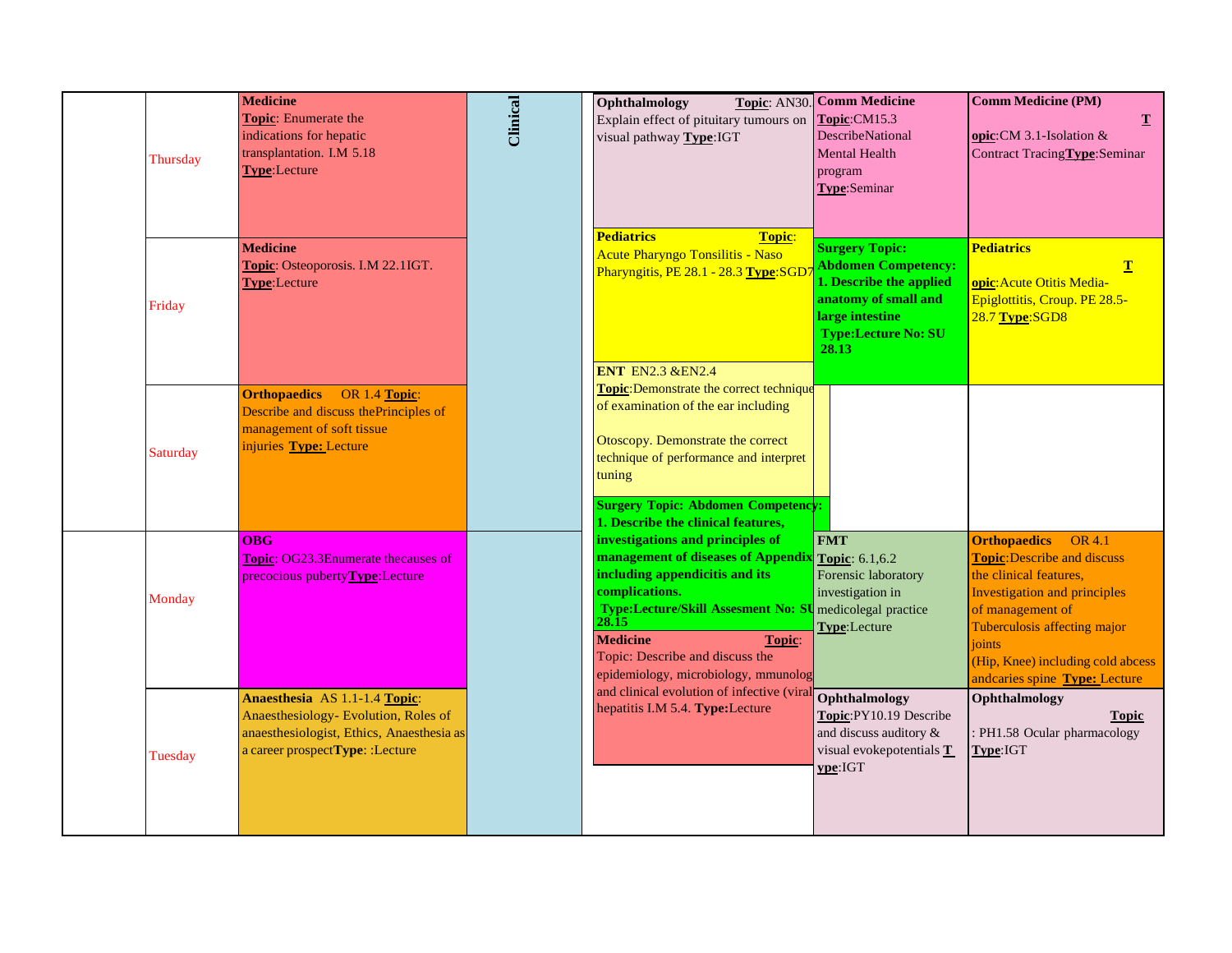| | Day | | | | | |
|---|---|---|---|---|---|---|
| | Thursday | **Medicine** **Topic**: Enumerate the indications for hepatic transplantation. I.M 5.18 **Type**:Lecture | **Clinical** | **Ophthalmology** **Topic**: AN30. Explain effect of pituitary tumours on visual pathway **Type**:IGT | **Comm Medicine** **Topic**:CM15.3 DescribeNational Mental Health program **Type**:Seminar | **Comm Medicine (PM)** **Topic**:CM 3.1-Isolation & Contract Tracing**Type**:Seminar |
| | Friday | **Medicine** **Topic**: Osteoporosis. I.M 22.1IGT. **Type**:Lecture | | **Pediatrics** **Topic**: Acute Pharyngo Tonsilitis - Naso Pharyngitis, PE 28.1 - 28.3 **Type**:SGD7 | **Surgery Topic: Abdomen Competency: 1. Describe the applied anatomy of small and large intestine Type:Lecture No: SU 28.13** | **Pediatrics** **Topic**:Acute Otitis Media-Epiglottitis, Croup. PE 28.5-28.7 **Type**:SGD8 |
| | Saturday | **Orthopaedics** OR 1.4 **Topic**: Describe and discuss thePrinciples of management of soft tissue injuries **Type:** Lecture | | **ENT** EN2.3 &EN2.4 **Topic**:Demonstrate the correct technique of examination of the ear including Otoscopy. Demonstrate the correct technique of performance and interpret tuning | | |
| | Monday | **OBG** **Topic**: OG23.3Enumerate thecauses of precocious puberty**Type**:Lecture | | **Surgery Topic: Abdomen Competency: 1. Describe the clinical features, investigations and principles of management of diseases of Appendix including appendicitis and its complications. Type:Lecture/Skill Assesment No: SU 28.15** | **FMT** **Topic**: 6.1,6.2 Forensic laboratory investigation in medicolegal practice **Type**:Lecture | **Orthopaedics** OR 4.1 **Topic**:Describe and discuss the clinical features, Investigation and principles of management of Tuberculosis affecting major joints (Hip, Knee) including cold abcess andcaries spine **Type:** Lecture |
| | Tuesday | **Anaesthesia** AS 1.1-1.4 **Topic**: Anaesthesiology- Evolution, Roles of anaesthesiologist, Ethics, Anaesthesia as a career prospect**Type**: :Lecture | | **Medicine** **Topic**: Topic: Describe and discuss the epidemiology, microbiology, mmunology and clinical evolution of infective (viral) hepatitis I.M 5.4. **Type:**Lecture | **Ophthalmology** **Topic**:PY10.19 Describe and discuss auditory & visual evokepotentials **Type**:IGT | **Ophthalmology** **Topic**: PH1.58 Ocular pharmacology **Type**:IGT |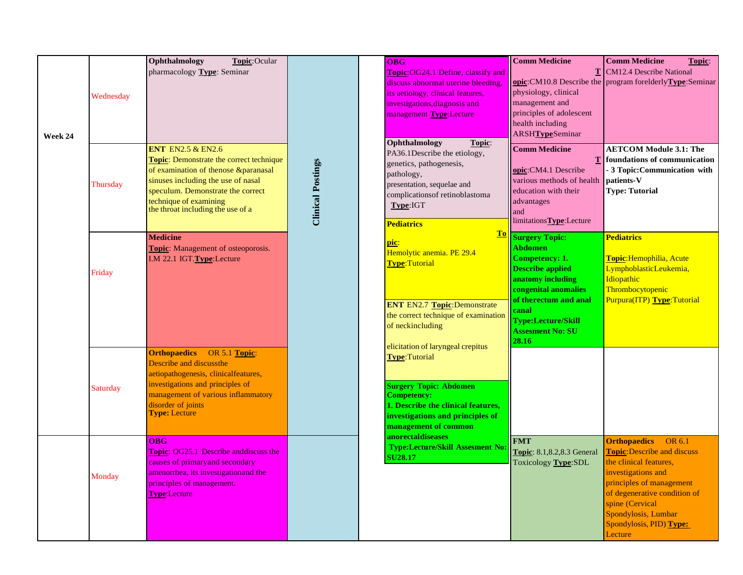| Week | Day | Slot 1 | Slot 2 | Slot 3 | Slot 4 | Slot 5 | Slot 6 |
|---|---|---|---|---|---|---|---|
| Week 24 | Wednesday | **Ophthalmology** **Topic**:Ocular pharmacology **Type**: Seminar | Clinical Postings | | **OBG** **Topic**:OG24.1 Define, classify and discuss abnormal uterine bleeding, its aetiology, clinical features, investigations,diagnosis and management **Type**:Lecture | **Comm Medicine** **Topic**:CM10.8 Describe the physiology, clinical management and principles of adolescent health including ARSH**Type**Seminar | **Comm Medicine** **Topic**: CM12.4 Describe National program forelderly**Type**:Seminar |
| | Thursday | **ENT** EN2.5 & EN2.6 **Topic**: Demonstrate the correct technique of examination of thenose &paranasal sinuses including the use of nasal speculum. Demonstrate the correct technique of examining the throat including the use of a | Clinical Postings | | **Ophthalmology** **Topic**: PA36.1Describe the etiology, genetics, pathogenesis, pathology, presentation, sequelae and complicationsof retinoblastoma **Type**:IGT | **Comm Medicine** **Topic**:CM4.1 Describe various methods of health education with their advantages and limitations**Type**:Lecture | **AETCOM Module 3.1: The foundations of communication - 3 Topic:Communication with patients-V Type: Tutorial** |
| | Friday | **Medicine** **Topic**: Management of osteoporosis. I.M 22.1 IGT.**Type**:Lecture | Clinical Postings | | **Pediatrics** **Topic**: Hemolytic anemia. PE 29.4 **Type**:Tutorial<br>**ENT** EN2.7 **Topic**:Demonstrate the correct technique of examination of neckincluding elicitation of laryngeal crepitus **Type**:Tutorial | **Surgery Topic: Abdomen Competency: 1. Describe applied anatomy including congenital anomalies of therectum and anal canal Type:Lecture/Skill Assesment No: SU 28.16** | **Pediatrics** **Topic**:Hemophilia, Acute LymphoblasticLeukemia, Idiopathic Thrombocytopenic Purpura(ITP) **Type**:Tutorial |
| | Saturday | **Orthopaedics** OR 5.1 **Topic**: Describe and discussthe aetiopathogenesis, clinicalfeatures, investigations and principles of management of various inflammatory disorder of joints **Type:** Lecture | Clinical Postings | | **Surgery Topic: Abdomen Competency: 1. Describe the clinical features, investigations and principles of management of common anorectaldiseases Type:Lecture/Skill Assesment No: SU28.17** | | |
| | Monday | **OBG** **Topic**: OG25.1 Describe anddiscuss the causes of primaryand secondary amenorrhea, its investigationand the principles of management. **Type**:Lecture | | | | **FMT** **Topic**: 8.1,8.2,8.3 General Toxicology **Type**:SDL | **Orthopaedics** OR 6.1 **Topic**:Describe and discuss the clinical features, investigations and principles of management of degenerative condition of spine (Cervical Spondylosis, Lumbar Spondylosis, PID) **Type:** Lecture |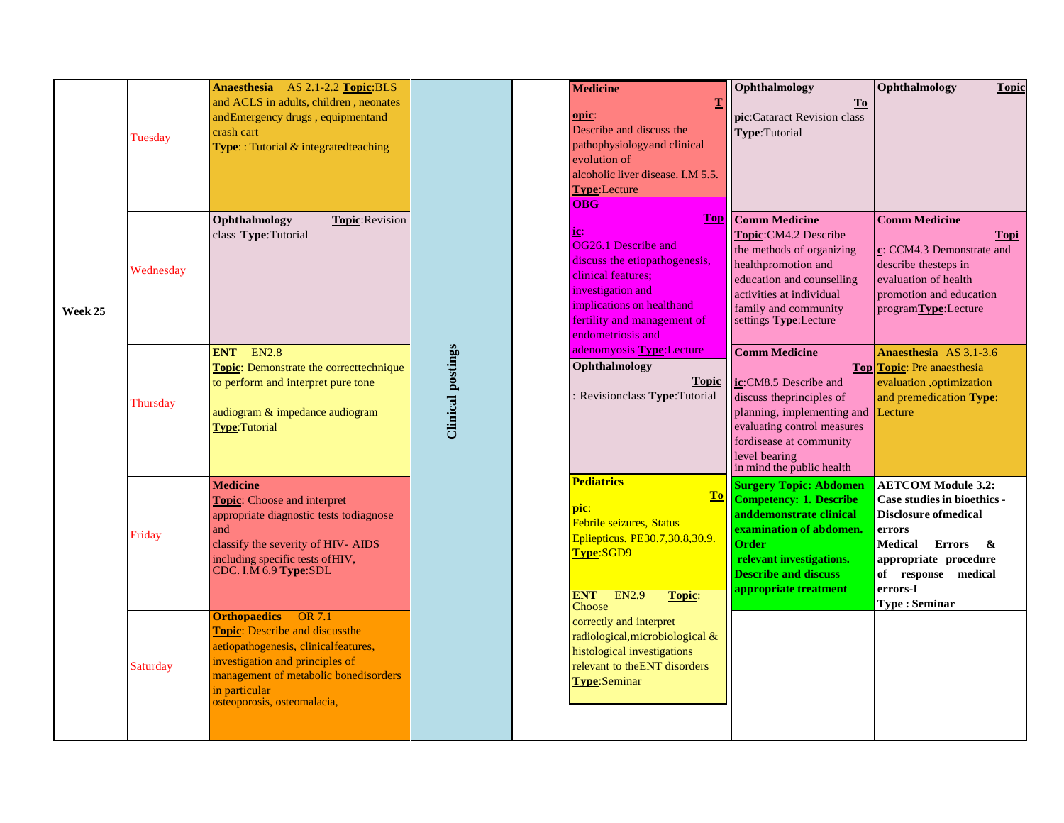| Week | Day | Slot 1 | Slot 2 | Slot 3 | Slot 4 | Slot 5 | Slot 6 |
|---|---|---|---|---|---|---|---|
| **Week 25** | Tuesday | **Anaesthesia** AS 2.1-2.2 **Topic**:BLS and ACLS in adults, children , neonates andEmergency drugs , equipmentand crash cart **Type**: : Tutorial & integratedteaching | Clinical postings | | **Medicine** **Topic**: Describe and discuss the pathophysiologyand clinical evolution of alcoholic liver disease. I.M 5.5. **Type**:Lecture | **Ophthalmology** **Topic**:Cataract Revision class **Type**:Tutorial | **Ophthalmology** **Topic** |
| | Wednesday | **Ophthalmology** **Topic**:Revision class **Type**:Tutorial | | | **OBG** **Topic**: OG26.1 Describe and discuss the etiopathogenesis, clinical features; investigation and implications on healthand fertility and management of endometriosis and adenomyosis **Type**:Lecture | **Comm Medicine** **Topic**:CM4.2 Describe the methods of organizing healthpromotion and education and counselling activities at individual family and community settings **Type**:Lecture | **Comm Medicine** **Topic**: CCM4.3 Demonstrate and describe thesteps in evaluation of health promotion and education program**Type**:Lecture |
| | Thursday | **ENT** EN2.8 **Topic**: Demonstrate the correcttechnique to perform and interpret pure tone audiogram & impedance audiogram **Type**:Tutorial | | | **Ophthalmology** **Topic**: Revisionclass **Type**:Tutorial | **Comm Medicine** **Topic**:CM8.5 Describe and discuss theprinciples of planning, implementing and evaluating control measures fordisease at community level bearing in mind the public health | **Anaesthesia** AS 3.1-3.6 **Topic**: Pre anaesthesia evaluation ,optimization and premedication **Type**: Lecture |
| | Friday | **Medicine** **Topic**: Choose and interpret appropriate diagnostic tests todiagnose and classify the severity of HIV- AIDS including specific tests ofHIV, CDC. I.M 6.9 **Type**:SDL | | | **Pediatrics** **Topic**: Febrile seizures, Status Epliepticus. PE30.7,30.8,30.9. **Type**:SGD9 | **Surgery Topic: Abdomen Competency: 1. Describe anddemonstrate clinical examination of abdomen. Order relevant investigations. Describe and discuss appropriate treatment** | **AETCOM Module 3.2: Case studies in bioethics - Disclosure ofmedical errors Medical Errors & appropriate procedure of response medical errors-I Type : Seminar** |
| | Saturday | **Orthopaedics** OR 7.1 **Topic**: Describe and discussthe aetiopathogenesis, clinicalfeatures, investigation and principles of management of metabolic bonedisorders in particular osteoporosis, osteomalacia, | | | **ENT** EN2.9 **Topic**: Choose correctly and interpret radiological,microbiological & histological investigations relevant to theENT disorders **Type**:Seminar | | |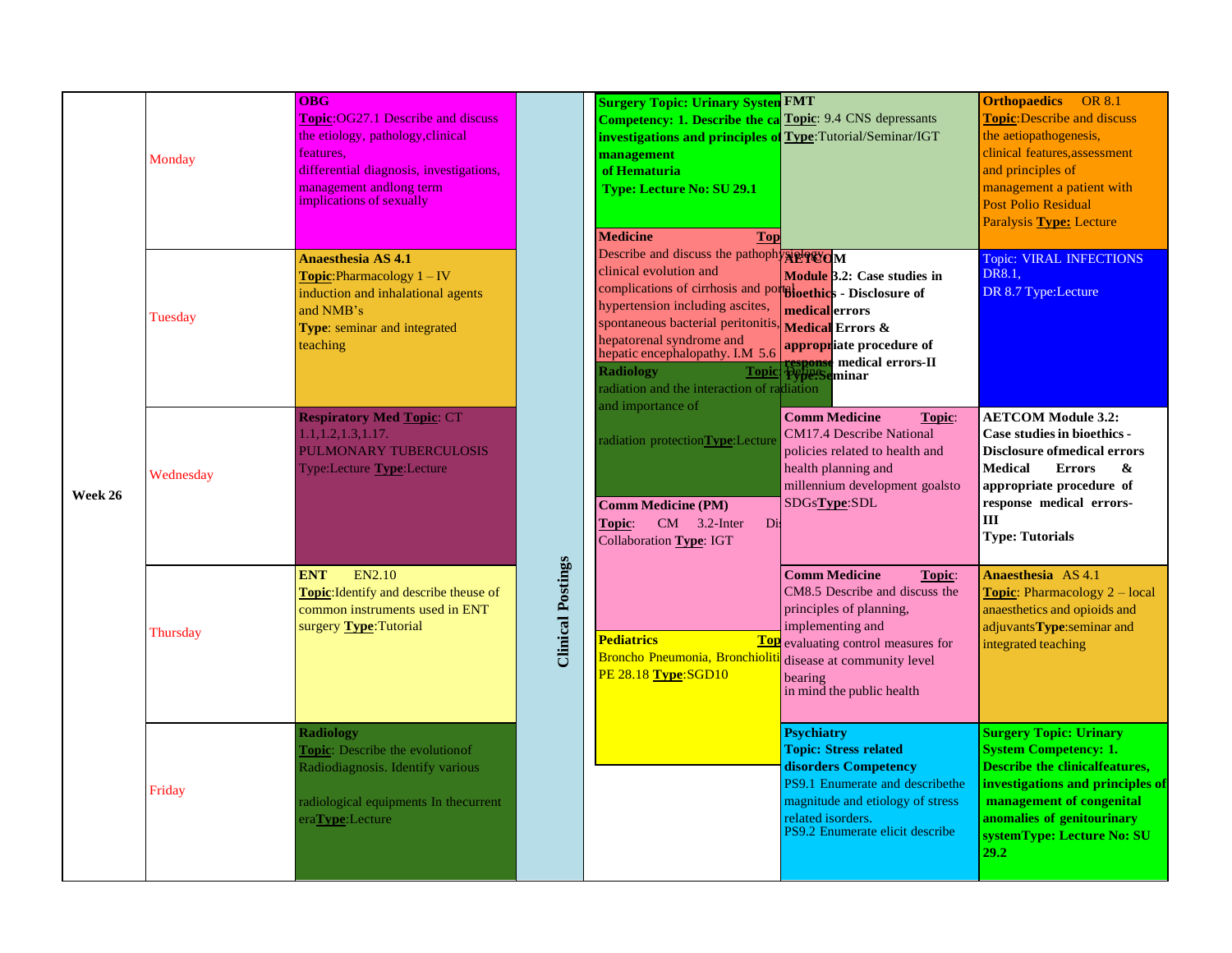| Week | Day | | | | | |
|---|---|---|---|---|---|---|
| Week 26 | Monday | **OBG** **Topic**:OG27.1 Describe and discuss the etiology, pathology,clinical features, differential diagnosis, investigations, management andlong term implications of sexually | Clinical Postings | **Surgery Topic: Urinary System Competency: 1. Describe the ca investigations and principles of management of Hematuria Type: Lecture No: SU 29.1** | **FMT** **Topic**: 9.4 CNS depressants **Type**:Tutorial/Seminar/IGT | **Orthopaedics** OR 8.1 **Topic**:Describe and discuss the aetiopathogenesis, clinical features,assessment and principles of management a patient with Post Polio Residual Paralysis **Type:** Lecture |
| | Tuesday | **Anaesthesia AS 4.1** **Topic**:Pharmacology 1 – IV induction and inhalational agents and NMB's **Type**: seminar and integrated teaching | | **Medicine** **Top** Describe and discuss the pathophysiology clinical evolution and complications of cirrhosis and portal hypertension including ascites, spontaneous bacterial peritonitis, hepatorenal syndrome and hepatic encephalopathy. I.M 5.6 | **AETCOM Module 3.2: Case studies in bioethics - Disclosure of medical errors Medical Errors & appropriate procedure of response medical errors-II Type:Seminar** | Topic: VIRAL INFECTIONS DR8.1, DR 8.7 Type:Lecture |
| | Wednesday | **Respiratory Med Topic**: CT 1.1,1.2,1.3,1.17. PULMONARY TUBERCULOSIS Type:Lecture **Type**:Lecture | | **Radiology** **Topic**: Define radiation and the interaction of radiation and importance of radiation protection**Type**:Lecture | **Comm Medicine** **Topic**: CM17.4 Describe National policies related to health and health planning and millennium development goalsto SDGs**Type**:SDL | **AETCOM Module 3.2: Case studies in bioethics - Disclosure ofmedical errors Medical Errors & appropriate procedure of response medical errors-III Type: Tutorials** |
| | Thursday | **ENT** EN2.10 **Topic**:Identify and describe theuse of common instruments used in ENT surgery **Type**:Tutorial | | **Comm Medicine (PM)** **Topic**: CM 3.2-Inter Dis Collaboration **Type**: IGT | **Comm Medicine** **Topic**: CM8.5 Describe and discuss the principles of planning, implementing and evaluating control measures for disease at community level bearing in mind the public health | **Anaesthesia** AS 4.1 **Topic**: Pharmacology 2 – local anaesthetics and opioids and adjuvants**Type**:seminar and integrated teaching |
| | Friday | **Radiology** **Topic**: Describe the evolutionof Radiodiagnosis. Identify various radiological equipments In thecurrent era**Type**:Lecture | | **Pediatrics** **Top** Broncho Pneumonia, Bronchioliti PE 28.18 **Type**:SGD10 | **Psychiatry Topic: Stress related disorders Competency** PS9.1 Enumerate and describethe magnitude and etiology of stress related isorders. PS9.2 Enumerate elicit describe | **Surgery Topic: Urinary System Competency: 1. Describe the clinicalfeatures, investigations and principles of management of congenital anomalies of genitourinary systemType: Lecture No: SU 29.2** |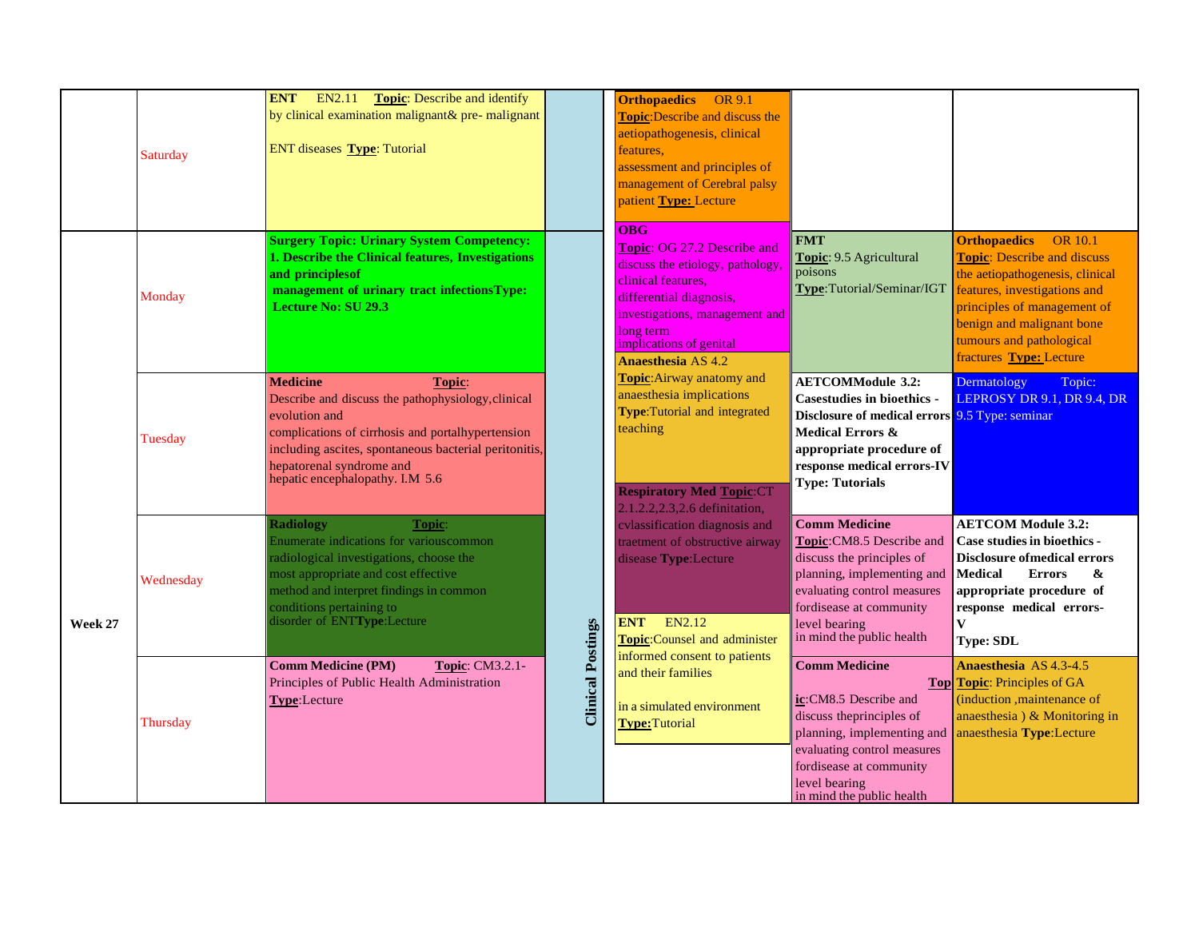|  |  |  |  |  |  |  |
|---|---|---|---|---|---|---|
|  | Saturday | **ENT** EN2.11 **Topic**: Describe and identify by clinical examination malignant& pre- malignant ENT diseases **Type**: Tutorial | Clinical Postings | **Orthopaedics** OR 9.1 **Topic**:Describe and discuss the aetiopathogenesis, clinical features, assessment and principles of management of Cerebral palsy patient **Type:** Lecture |  |  |
| Week 27 | Monday | **Surgery Topic: Urinary System Competency: 1. Describe the Clinical features, Investigations and principlesof management of urinary tract infectionsType: Lecture No: SU 29.3** |  | **OBG** **Topic**: OG 27.2 Describe and discuss the etiology, pathology, clinical features, differential diagnosis, investigations, management and long term implications of genital | **FMT** **Topic**: 9.5 Agricultural poisons **Type**:Tutorial/Seminar/IGT | **Orthopaedics** OR 10.1 **Topic**: Describe and discuss the aetiopathogenesis, clinical features, investigations and principles of management of benign and malignant bone tumours and pathological fractures **Type:** Lecture |
|  | Tuesday | **Medicine** **Topic**: Describe and discuss the pathophysiology,clinical evolution and complications of cirrhosis and portalhypertension including ascites, spontaneous bacterial peritonitis, hepatorenal syndrome and hepatic encephalopathy. I.M 5.6 |  | **Anaesthesia** AS 4.2 **Topic**:Airway anatomy and anaesthesia implications **Type**:Tutorial and integrated teaching | **AETCOMModule 3.2: Casestudies in bioethics - Disclosure of medical errors Medical Errors & appropriate procedure of response medical errors-IV Type: Tutorials** | Dermatology Topic: LEPROSY DR 9.1, DR 9.4, DR 9.5 Type: seminar |
|  | Wednesday | **Radiology** **Topic**: Enumerate indications for variouscommon radiological investigations, choose the most appropriate and cost effective method and interpret findings in common conditions pertaining to disorder of ENT**Type**:Lecture |  | **Respiratory Med Topic**:CT 2.1.2.2,2.3,2.6 defintation, cvlassification diagnosis and traetment of obstructive airway disease **Type**:Lecture | **Comm Medicine** **Topic**:CM8.5 Describe and discuss the principles of planning, implementing and evaluating control measures fordisease at community level bearing in mind the public health | **AETCOM Module 3.2: Case studies in bioethics - Disclosure ofmedical errors Medical Errors & appropriate procedure of response medical errors-V Type: SDL** |
|  | Thursday | **Comm Medicine (PM)** **Topic**: CM3.2.1- Principles of Public Health Administration **Type**:Lecture |  | **ENT** EN2.12 **Topic**:Counsel and administer informed consent to patients and their families in a simulated environment **Type:**Tutorial | **Comm Medicine** **Topic**:CM8.5 Describe and discuss theprinciples of planning, implementing and evaluating control measures fordisease at community level bearing in mind the public health | **Anaesthesia** AS 4.3-4.5 **Topic**: Principles of GA (induction ,maintenance of anaesthesia ) & Monitoring in anaesthesia **Type**:Lecture |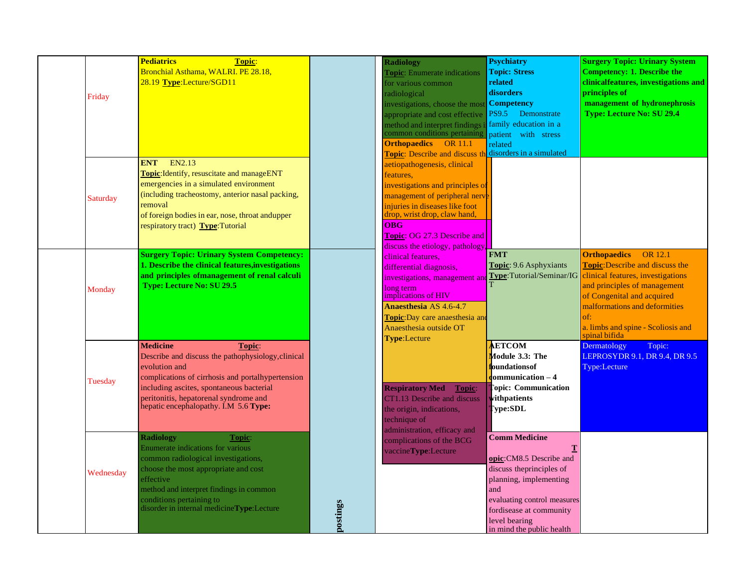| | | | | | | |
|---|---|---|---|---|---|---|
| | Friday | **Pediatrics** **Topic**: Bronchial Asthama, WALRI. PE 28.18, 28.19 **Type**:Lecture/SGD11 | | **Radiology** **Topic**: Enumerate indications for various common radiological investigations, choose the most appropriate and cost effective method and interpret findings i common conditions pertaining | **Psychiatry** **Topic: Stress related disorders Competency** PS9.5 Demonstrate family education in a patient with stress related disorders in a simulated | **Surgery Topic: Urinary System Competency: 1. Describe the clinicalfeatures, investigations and principles of management of hydronephrosis Type: Lecture No: SU 29.4** |
| | Saturday | **ENT** EN2.13 **Topic**:Identify, resuscitate and manageENT emergencies in a simulated environment (including tracheostomy, anterior nasal packing, removal of foreign bodies in ear, nose, throat andupper respiratory tract) **Type**:Tutorial | | **Orthopaedics** OR 11.1 **Topic**: Describe and discuss th aetiopathogenesis, clinical features, investigations and principles of management of peripheral nerve injuries in diseases like foot drop, wrist drop, claw hand, | | |
| | Monday | **Surgery Topic: Urinary System Competency: 1. Describe the clinical features,investigations and principles ofmanagement of renal calculi Type: Lecture No: SU 29.5** | | **OBG** **Topic**: OG 27.3 Describe and discuss the etiology, pathology, clinical features, differential diagnosis, investigations, management and long term implications of HIV | **FMT** **Topic**: 9.6 Asphyxiants **Type**:Tutorial/Seminar/IGT | **Orthopaedics** OR 12.1 **Topic**:Describe and discuss the clinical features, investigations and principles of management of Congenital and acquired malformations and deformities of: a. limbs and spine - Scoliosis and spinal bifida |
| | Tuesday | **Medicine** **Topic**: Describe and discuss the pathophysiology,clinical evolution and complications of cirrhosis and portalhypertension including ascites, spontaneous bacterial peritonitis, hepatorenal syndrome and hepatic encephalopathy. I.M 5.6 **Type:** | | **Anaesthesia** AS 4.6-4.7 **Topic**:Day care anaesthesia and Anaesthesia outside OT **Type**:Lecture | **AETCOM Module 3.3: The foundationsof communication – 4 Topic: Communication withpatients Type:SDL** | Dermatology Topic: LEPROSYDR 9.1, DR 9.4, DR 9.5 Type:Lecture |
| | Wednesday | **Radiology** **Topic**: Enumerate indications for various common radiological investigations, choose the most appropriate and cost effective method and interpret findings in common conditions pertaining to disorder in internal medicine**Type**:Lecture | postings | **Respiratory Med** **Topic**: CT1.13 Describe and discuss the origin, indications, technique of administration, efficacy and complications of the BCG vaccine**Type**:Lecture | **Comm Medicine** **Topic**:CM8.5 Describe and discuss theprinciples of planning, implementing and evaluating control measures fordisease at community level bearing in mind the public health | |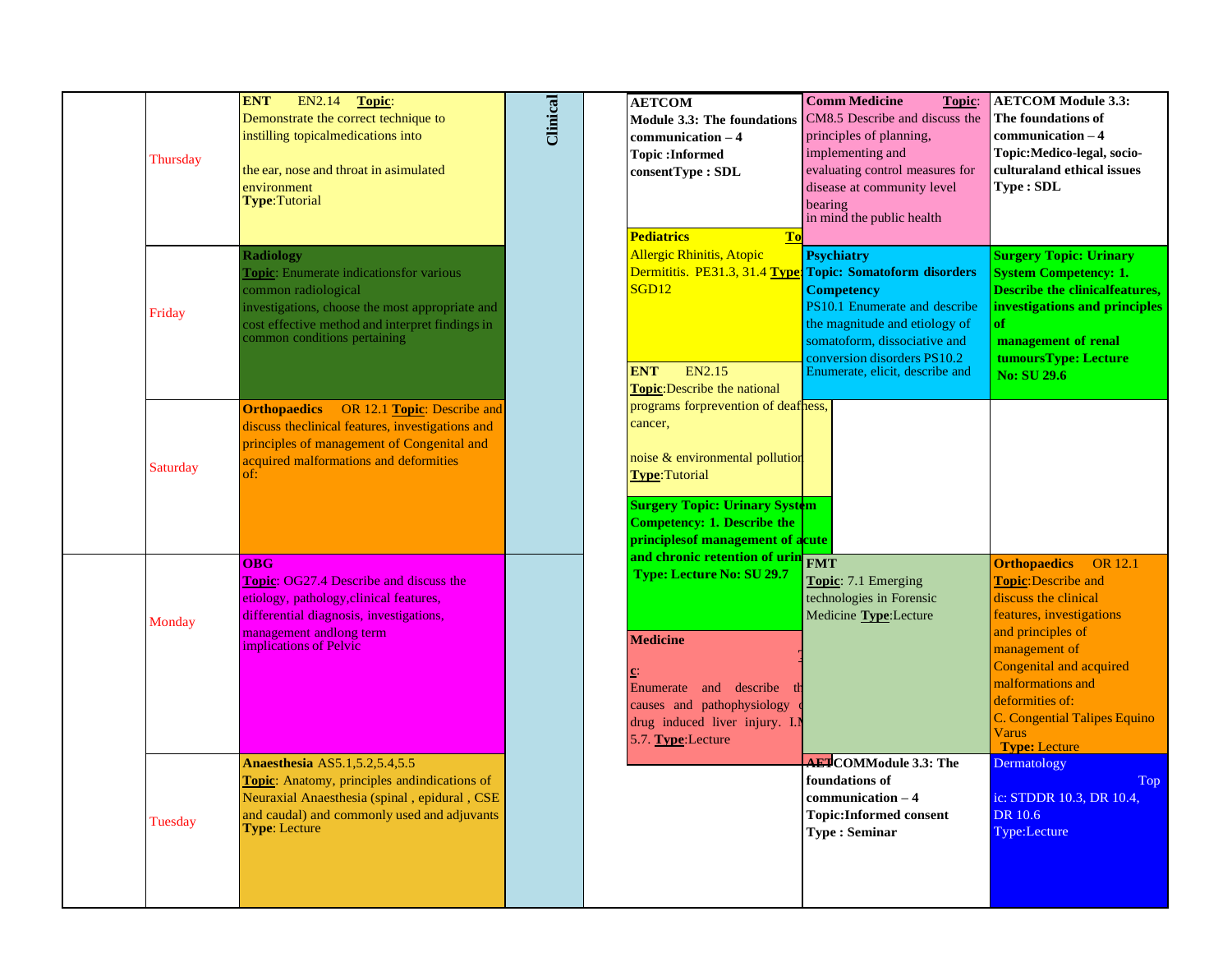| | Day | 9-10 AM | 10-1 | 1-2 | 2-3 PM | 3-4 PM | 4-5 PM |
|---|---|---|---|---|---|---|---|
| | Thursday | **ENT** EN2.14 **Topic**: Demonstrate the correct technique to instilling topicalmedications into the ear, nose and throat in asimulated environment **Type**:Tutorial | **Clinical** | | **AETCOM Module 3.3: The foundations communication – 4 Topic :Informed consentType : SDL** | **Comm Medicine** **Topic**: CM8.5 Describe and discuss the principles of planning, implementing and evaluating control measures for disease at community level bearing in mind the public health | **AETCOM Module 3.3: The foundations of communication – 4 Topic:Medico-legal, socio-culturaland ethical issues Type : SDL** |
| | Friday | **Radiology** **Topic**: Enumerate indicationsfor various common radiological investigations, choose the most appropriate and cost effective method and interpret findings in common conditions pertaining | | | **Pediatrics** **To** Allergic Rhinitis, Atopic Dermititis. PE31.3, 31.4 **Type**: SGD12 | **Psychiatry Topic: Somatoform disorders Competency** PS10.1 Enumerate and describe the magnitude and etiology of somatoform, dissociative and conversion disorders PS10.2 Enumerate, elicit, describe and | **Surgery Topic: Urinary System Competency: 1. Describe the clinicalfeatures, investigations and principles of management of renal tumoursType: Lecture No: SU 29.6** |
| | Saturday | **Orthopaedics** OR 12.1 **Topic**: Describe and discuss theclinical features, investigations and principles of management of Congenital and acquired malformations and deformities of: | | | **ENT** EN2.15 **Topic**:Describe the national programs forprevention of deafness, cancer, noise & environmental pollution **Type**:Tutorial | | |
| | Monday | **OBG** **Topic**: OG27.4 Describe and discuss the etiology, pathology,clinical features, differential diagnosis, investigations, management andlong term implications of Pelvic | | | **Surgery Topic: Urinary System Competency: 1. Describe the principlesof management of acute and chronic retention of urin Type: Lecture No: SU 29.7** | **FMT** **Topic**: 7.1 Emerging technologies in Forensic Medicine **Type**:Lecture | **Orthopaedics** OR 12.1 **Topic**:Describe and discuss the clinical features, investigations and principles of management of Congenital and acquired malformations and deformities of: C. Congential Talipes Equino Varus **Type**: Lecture |
| | Tuesday | **Anaesthesia** AS5.1,5.2,5.4,5.5 **Topic**: Anatomy, principles andindications of Neuraxial Anaesthesia (spinal , epidural , CSE and caudal) and commonly used and adjuvants **Type**: Lecture | | | **Medicine** **c**: Enumerate and describe th causes and pathophysiology d drug induced liver injury. I.M 5.7. **Type**:Lecture | **AETCOMModule 3.3: The foundations of communication – 4 Topic:Informed consent Type : Seminar** | Dermatology Topic: STDDR 10.3, DR 10.4, DR 10.6 Type:Lecture |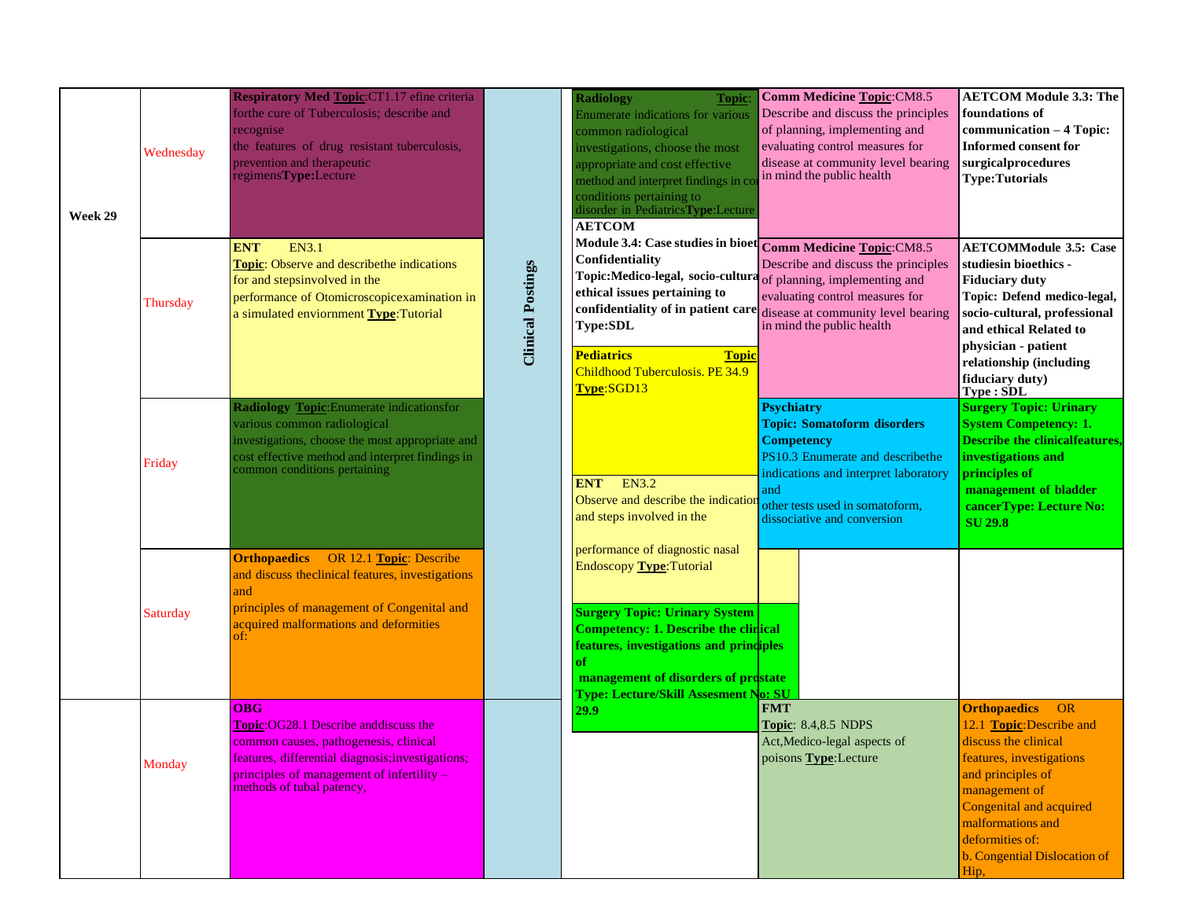| Week | Day | | | | | |
|---|---|---|---|---|---|---|
| Week 29 | Wednesday | **Respiratory Med** **Topic**:CT1.17 efine criteria forthe cure of Tuberculosis; describe and recognise the features of drug resistant tuberculosis, prevention and therapeutic regimens**Type:**Lecture | **Clinical Postings** | **Radiology** **Topic**: Enumerate indications for various common radiological investigations, choose the most appropriate and cost effective method and interpret findings in co conditions pertaining to disorder in Pediatrics**Type**:Lecture | **Comm Medicine** **Topic**:CM8.5 Describe and discuss the principles of planning, implementing and evaluating control measures for disease at community level bearing in mind the public health | **AETCOM Module 3.3: The foundations of communication – 4 Topic: Informed consent for surgicalprocedures Type:Tutorials** |
| | Thursday | **ENT** EN3.1 **Topic**: Observe and describethe indications for and stepsinvolved in the performance of Otomicroscopicexamination in a simulated enviornment **Type**:Tutorial | | **AETCOM Module 3.4: Case studies in bioet Confidentiality Topic:Medico-legal, socio-cultura ethical issues pertaining to confidentiality of in patient care Type:SDL** <br> **Pediatrics** **Topic** Childhood Tuberculosis. PE 34.9 **Type**:SGD13 | **Comm Medicine** **Topic**:CM8.5 Describe and discuss the principles of planning, implementing and evaluating control measures for disease at community level bearing in mind the public health | **AETCOMModule 3.5: Case studiesin bioethics - Fiduciary duty Topic: Defend medico-legal, socio-cultural, professional and ethical Related to physician - patient relationship (including fiduciary duty) Type : SDL** |
| | Friday | **Radiology** **Topic**:Enumerate indicationsfor various common radiological investigations, choose the most appropriate and cost effective method and interpret findings in common conditions pertaining | | **ENT** EN3.2 Observe and describe the indication and steps involved in the performance of diagnostic nasal Endoscopy **Type**:Tutorial | **Psychiatry Topic: Somatoform disorders Competency** PS10.3 Enumerate and describethe indications and interpret laboratory and other tests used in somatoform, dissociative and conversion | **Surgery Topic: Urinary System Competency: 1. Describe the clinicalfeatures, investigations and principles of management of bladder cancerType: Lecture No: SU 29.8** |
| | Saturday | **Orthopaedics** OR 12.1 **Topic**: Describe and discuss theclinical features, investigations and principles of management of Congenital and acquired malformations and deformities of: | | **Surgery Topic: Urinary System Competency: 1. Describe the clinical features, investigations and principles of management of disorders of prostate Type: Lecture/Skill Assesment No: SU 29.9** | | |
| | Monday | **OBG** **Topic**:OG28.1 Describe anddiscuss the common causes, pathogenesis, clinical features, differential diagnosis;investigations; principles of management of infertility – methods of tubal patency, | | | **FMT** **Topic**: 8.4,8.5 NDPS Act,Medico-legal aspects of poisons **Type**:Lecture | **Orthopaedics** OR 12.1 **Topic**:Describe and discuss the clinical features, investigations and principles of management of Congenital and acquired malformations and deformities of: b. Congential Dislocation of Hip, |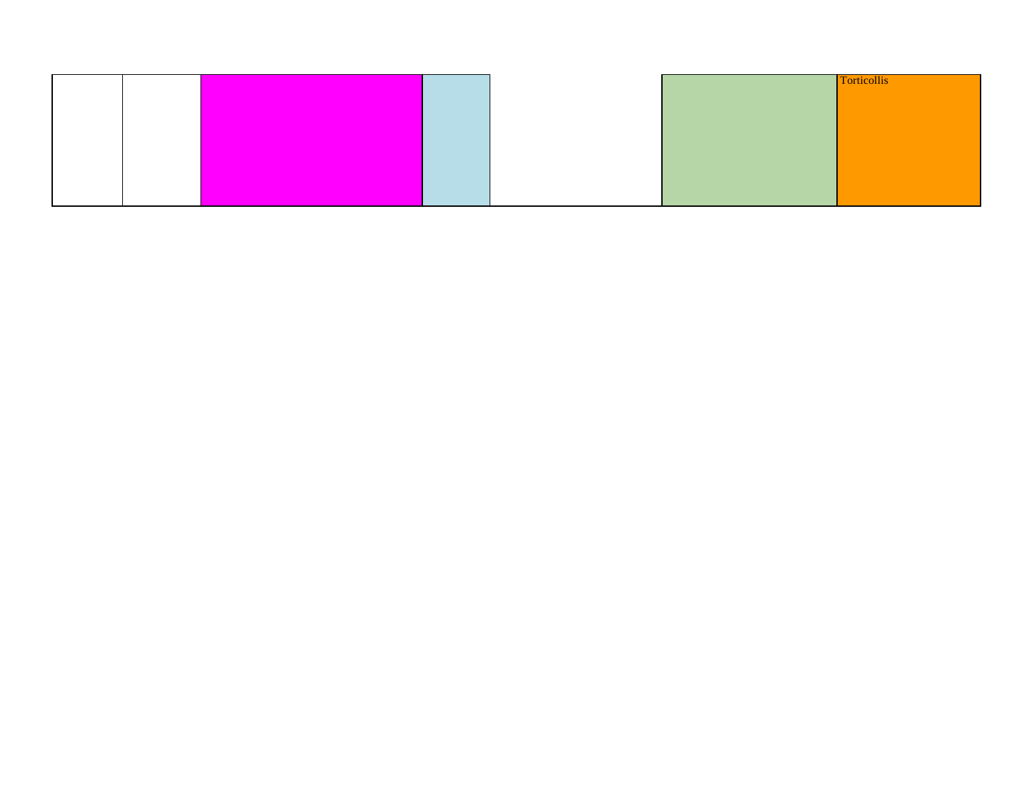|  |  |  |  |  |  | Torticollis |
|---|---|---|---|---|---|---|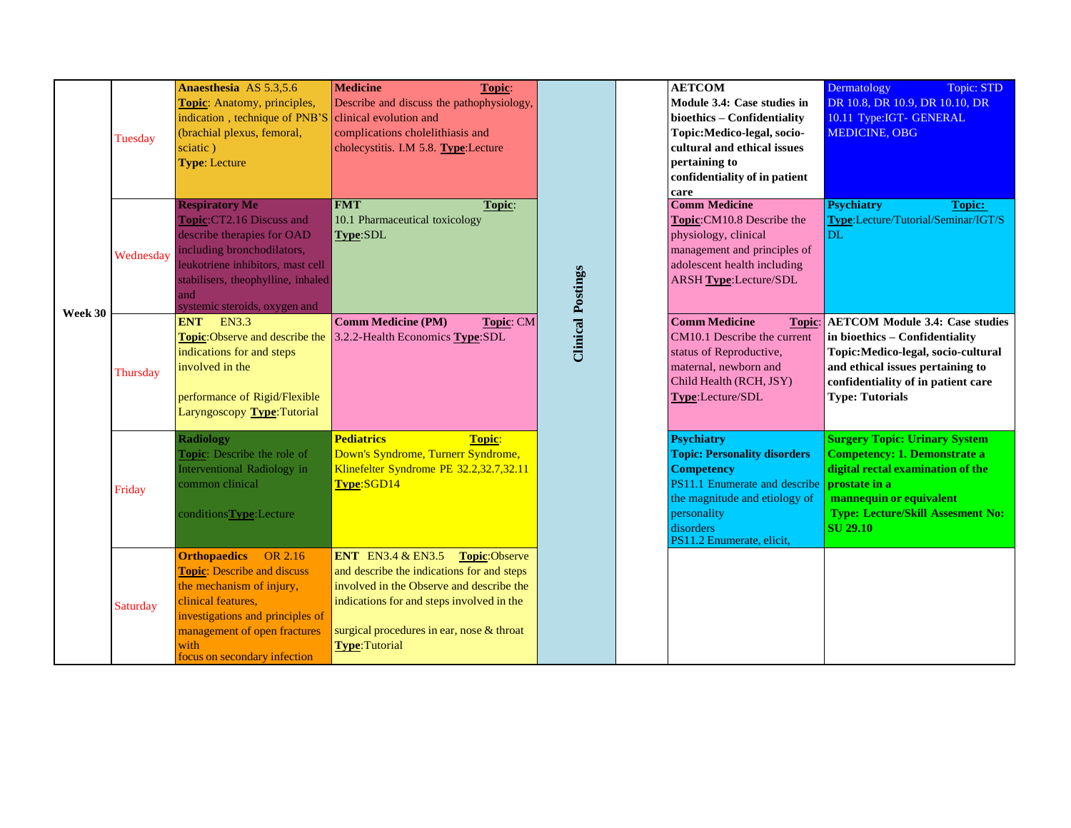| Week | Day | | | | | | |
|---|---|---|---|---|---|---|---|
| Week 30 | Tuesday | **Anaesthesia** AS 5.3,5.6 **Topic**: Anatomy, principles, indication , technique of PNB'S (brachial plexus, femoral, sciatic ) **Type**: Lecture | **Medicine** **Topic**: Describe and discuss the pathophysiology, clinical evolution and complications cholelithiasis and cholecystitis. I.M 5.8. **Type**:Lecture | **Clinical Postings** | | **AETCOM Module 3.4: Case studies in bioethics – Confidentiality Topic:Medico-legal, socio-cultural and ethical issues pertaining to confidentiality of in patient care** | Dermatology Topic: STD DR 10.8, DR 10.9, DR 10.10, DR 10.11 Type:IGT- GENERAL MEDICINE, OBG |
| | Wednesday | **Respiratory Me** **Topic**:CT2.16 Discuss and describe therapies for OAD including bronchodilators, leukotriene inhibitors, mast cell stabilisers, theophylline, inhaled and systemic steroids, oxygen and | **FMT** **Topic**: 10.1 Pharmaceutical toxicology **Type**:SDL | | | **Comm Medicine** **Topic**:CM10.8 Describe the physiology, clinical management and principles of adolescent health including ARSH **Type**:Lecture/SDL | **Psychiatry** **Topic:** **Type**:Lecture/Tutorial/Seminar/IGT/SDL |
| | Thursday | **ENT** EN3.3 **Topic**:Observe and describe the indications for and steps involved in the performance of Rigid/Flexible Laryngoscopy **Type**:Tutorial | **Comm Medicine (PM)** **Topic**: CM 3.2.2-Health Economics **Type**:SDL | | | **Comm Medicine** **Topic**: CM10.1 Describe the current status of Reproductive, maternal, newborn and Child Health (RCH, JSY) **Type**:Lecture/SDL | **AETCOM Module 3.4: Case studies in bioethics – Confidentiality Topic:Medico-legal, socio-cultural and ethical issues pertaining to confidentiality of in patient care Type: Tutorials** |
| | Friday | **Radiology** **Topic**: Describe the role of Interventional Radiology in common clinical conditions**Type**:Lecture | **Pediatrics** **Topic**: Down's Syndrome, Turnerr Syndrome, Klinefelter Syndrome PE 32.2,32.7,32.11 **Type**:SGD14 | | | **Psychiatry Topic: Personality disorders Competency** PS11.1 Enumerate and describe the magnitude and etiology of personality disorders PS11.2 Enumerate, elicit, | **Surgery Topic: Urinary System Competency: 1. Demonstrate a digital rectal examination of the prostate in a mannequin or equivalent Type: Lecture/Skill Assesment No: SU 29.10** |
| | Saturday | **Orthopaedics** OR 2.16 **Topic**: Describe and discuss the mechanism of injury, clinical features, investigations and principles of management of open fractures with focus on secondary infection | **ENT** EN3.4 & EN3.5 **Topic**:Observe and describe the indications for and steps involved in the Observe and describe the indications for and steps involved in the surgical procedures in ear, nose & throat **Type**:Tutorial | | | | |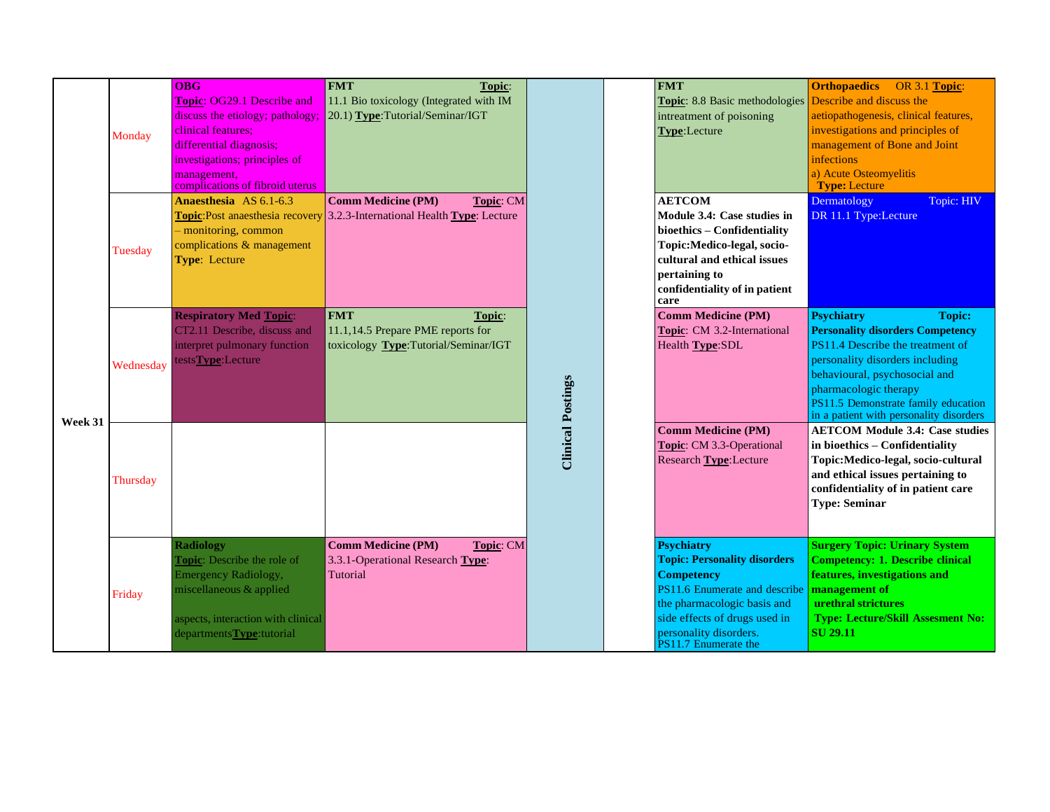| Week | Day | | | | | | |
|---|---|---|---|---|---|---|---|
| Week 31 | Monday | **OBG** **Topic**: OG29.1 Describe and discuss the etiology; pathology; clinical features; differential diagnosis; investigations; principles of management, complications of fibroid uterus | **FMT** **Topic**: 11.1 Bio toxicology (Integrated with IM 20.1) **Type**:Tutorial/Seminar/IGT | Clinical Postings | | **FMT** **Topic**: 8.8 Basic methodologies intreatment of poisoning **Type**:Lecture | **Orthopaedics** OR 3.1 **Topic**: Describe and discuss the aetiopathogenesis, clinical features, investigations and principles of management of Bone and Joint infections a) Acute Osteomyelitis **Type:** Lecture |
| | Tuesday | **Anaesthesia** AS 6.1-6.3 **Topic**:Post anaesthesia recovery – monitoring, common complications & management **Type**: Lecture | **Comm Medicine (PM)** **Topic**: CM 3.2.3-International Health **Type**: Lecture | | | **AETCOM** **Module 3.4: Case studies in bioethics – Confidentiality Topic:Medico-legal, socio-cultural and ethical issues pertaining to confidentiality of in patient care** | Dermatology Topic: HIV DR 11.1 Type:Lecture |
| | Wednesday | **Respiratory Med** **Topic**: CT2.11 Describe, discuss and interpret pulmonary function tests**Type**:Lecture | **FMT** **Topic**: 11.1,14.5 Prepare PME reports for toxicology **Type**:Tutorial/Seminar/IGT | | | **Comm Medicine (PM)** **Topic**: CM 3.2-International Health **Type**:SDL | **Psychiatry Topic: Personality disorders Competency** PS11.4 Describe the treatment of personality disorders including behavioural, psychosocial and pharmacologic therapy PS11.5 Demonstrate family education in a patient with personality disorders |
| | Thursday | | | | | **Comm Medicine (PM)** **Topic**: CM 3.3-Operational Research **Type**:Lecture | **AETCOM Module 3.4: Case studies in bioethics – Confidentiality Topic:Medico-legal, socio-cultural and ethical issues pertaining to confidentiality of in patient care Type: Seminar** |
| | Friday | **Radiology** **Topic**: Describe the role of Emergency Radiology, miscellaneous & applied aspects, interaction with clinical departments**Type**:tutorial | **Comm Medicine (PM)** **Topic**: CM 3.3.1-Operational Research **Type**: Tutorial | | | **Psychiatry Topic: Personality disorders Competency** PS11.6 Enumerate and describe the pharmacologic basis and side effects of drugs used in personality disorders. PS11.7 Enumerate the | **Surgery Topic: Urinary System Competency: 1. Describe clinical features, investigations and management of urethral strictures Type: Lecture/Skill Assesment No: SU 29.11** |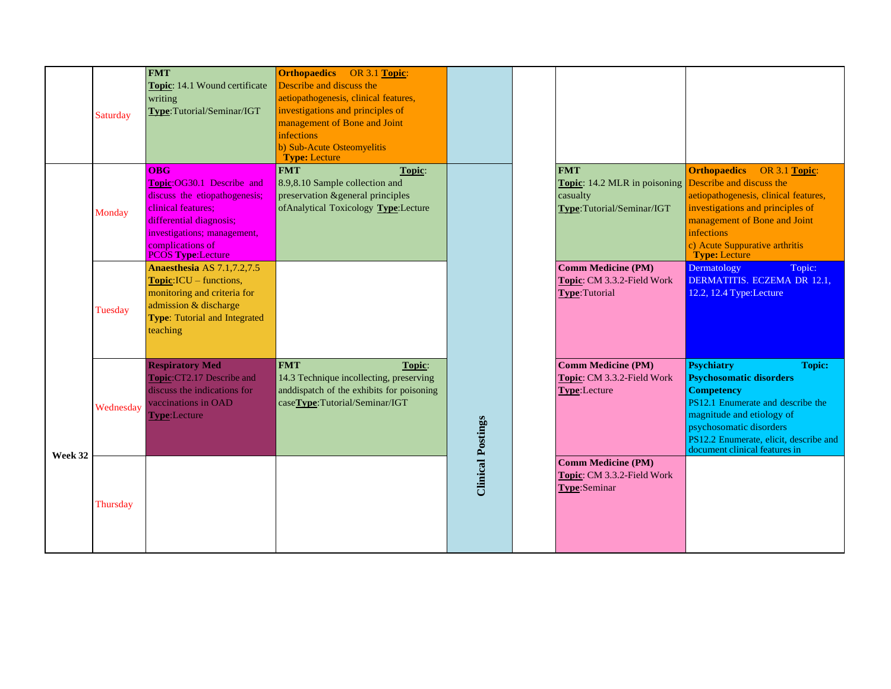| | | | | | | | |
|---|---|---|---|---|---|---|---|
| Week 32 | Saturday | **FMT** **Topic**: 14.1 Wound certificate writing **Type**:Tutorial/Seminar/IGT | **Orthopaedics** OR 3.1 **Topic**: Describe and discuss the aetiopathogenesis, clinical features, investigations and principles of management of Bone and Joint infections b) Sub-Acute Osteomyelitis **Type:** Lecture | Clinical Postings | | | |
| | Monday | **OBG** **Topic**:OG30.1 Describe and discuss the etiopathogenesis; clinical features; differential diagnosis; investigations; management, complications of PCOS **Type**:Lecture | **FMT** **Topic**: 8.9,8.10 Sample collection and preservation &general principles ofAnalytical Toxicology **Type**:Lecture | | | **FMT** **Topic**: 14.2 MLR in poisoning casualty **Type**:Tutorial/Seminar/IGT | **Orthopaedics** OR 3.1 **Topic**: Describe and discuss the aetiopathogenesis, clinical features, investigations and principles of management of Bone and Joint infections c) Acute Suppurative arthritis **Type:** Lecture |
| | Tuesday | **Anaesthesia** AS 7.1,7.2,7.5 **Topic**:ICU – functions, monitoring and criteria for admission & discharge **Type**: Tutorial and Integrated teaching | | | | **Comm Medicine (PM)** **Topic**: CM 3.3.2-Field Work **Type**:Tutorial | Dermatology Topic: DERMATITIS. ECZEMA DR 12.1, 12.2, 12.4 Type:Lecture |
| | Wednesday | **Respiratory Med** **Topic**:CT2.17 Describe and discuss the indications for vaccinations in OAD **Type**:Lecture | **FMT** **Topic**: 14.3 Technique incollecting, preserving anddispatch of the exhibits for poisoning case**Type**:Tutorial/Seminar/IGT | | | **Comm Medicine (PM)** **Topic**: CM 3.3.2-Field Work **Type**:Lecture | **Psychiatry** **Topic: Psychosomatic disorders Competency** PS12.1 Enumerate and describe the magnitude and etiology of psychosomatic disorders PS12.2 Enumerate, elicit, describe and document clinical features in |
| | Thursday | | | | | **Comm Medicine (PM)** **Topic**: CM 3.3.2-Field Work **Type**:Seminar | |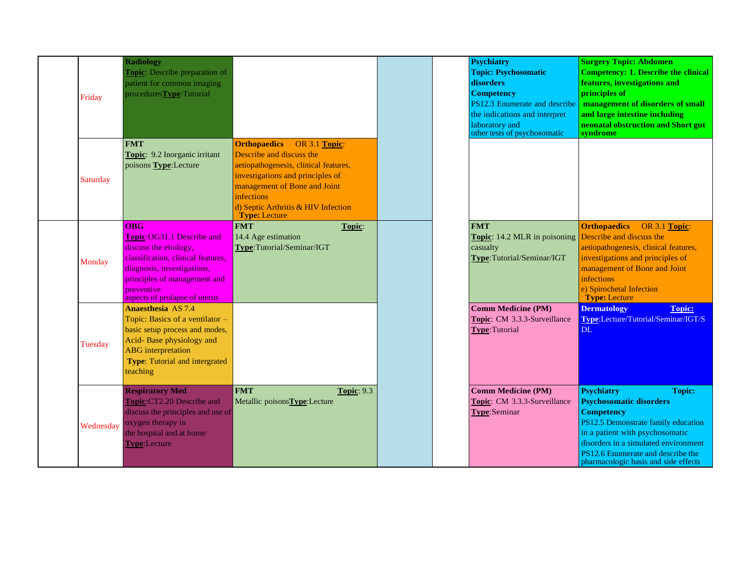| | | | | | | | |
|---|---|---|---|---|---|---|---|
| | Friday | **Radiology** **Topic**: Describe preparation of patient for common imaging procedures**Type**:Tutorial | | | | **Psychiatry** **Topic: Psychosomatic disorders** **Competency** PS12.3 Enumerate and describe the indications and interpret laboratory and other tests of psychosomatic | **Surgery Topic: Abdomen Competency: 1. Describe the clinical features, investigations and principles of management of disorders of small and large intestine including neonatal obstruction and Short gut syndrome** |
| | Saturday | **FMT** **Topic**: 9.2 Inorganic irritant poisons **Type**:Lecture | **Orthopaedics** OR 3.1 **Topic**: Describe and discuss the aetiopathogenesis, clinical features, investigations and principles of management of Bone and Joint infections d) Septic Arthritis & HIV Infection **Type:** Lecture | | | | |
| | Monday | **OBG** **Topic**:OG31.1 Describe and discuss the etiology, classification, clinical features, diagnosis, investigations, principles of management and preventive aspects of prolapse of uterus | **FMT** **Topic**: 14.4 Age estimation **Type**:Tutorial/Seminar/IGT | | | **FMT** **Topic**: 14.2 MLR in poisoning casualty **Type**:Tutorial/Seminar/IGT | **Orthopaedics** OR 3.1 **Topic**: Describe and discuss the aetiopathogenesis, clinical features, investigations and principles of management of Bone and Joint infections e) Spirochetal Infection **Type:** Lecture |
| | Tuesday | **Anaesthesia** AS 7.4 Topic: Basics of a ventilator – basic setup process and modes, Acid- Base physiology and ABG interpretation **Type**: Tutorial and intergrated teaching | | | | **Comm Medicine (PM)** **Topic**: CM 3.3.3-Surveillance **Type**:Tutorial | **Dermatology** **Topic:** **Type**:Lecture/Tutorial/Seminar/IGT/SDL |
| | Wednesday | **Respiratory Med** **Topic**:CT2.20 Describe and discuss the principles and use of oxygen therapy in the hospital and at home **Type**:Lecture | **FMT** **Topic**: 9.3 Metallic poisons**Type**:Lecture | | | **Comm Medicine (PM)** **Topic**: CM 3.3.3-Surveillance **Type**:Seminar | **Psychiatry** **Topic: Psychosomatic disorders** **Competency** PS12.5 Demonstrate family education in a patient with psychosomatic disorders in a simulated environment PS12.6 Enumerate and describe the pharmacologic basis and side effects |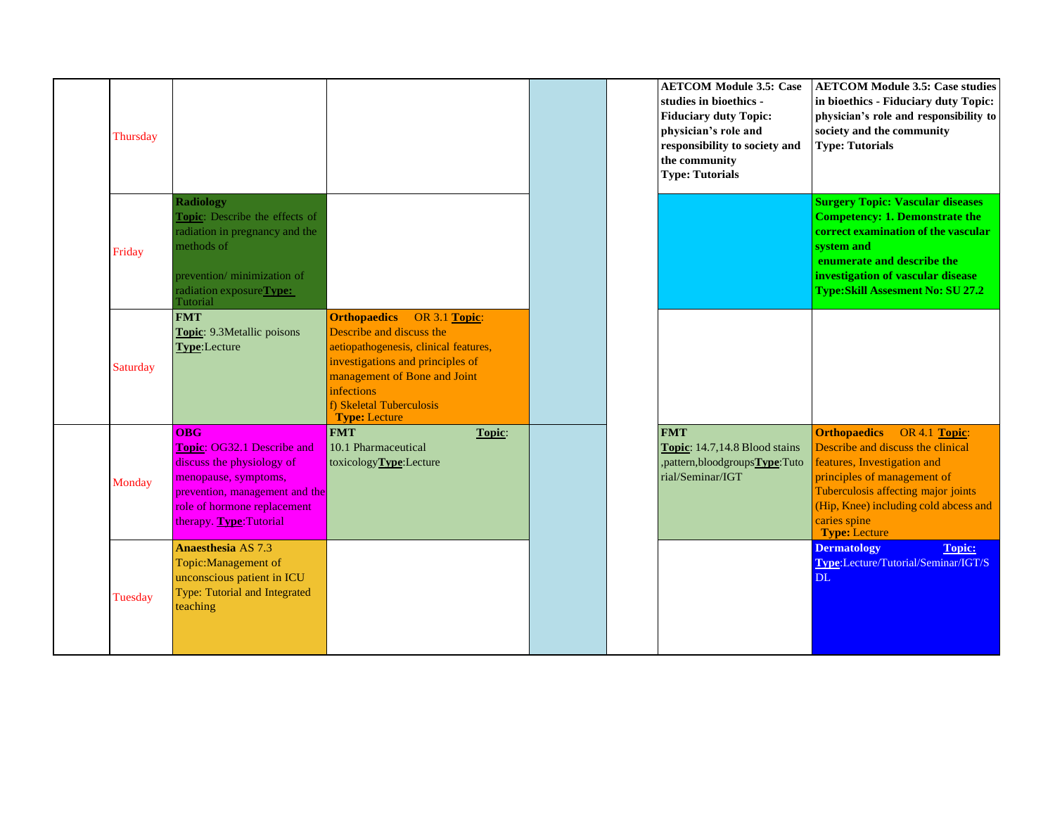| | | | | | | | |
|---|---|---|---|---|---|---|---|
| | Thursday | | | | | **AETCOM Module 3.5: Case studies in bioethics - Fiduciary duty Topic: physician's role and responsibility to society and the community Type: Tutorials** | **AETCOM Module 3.5: Case studies in bioethics - Fiduciary duty Topic: physician's role and responsibility to society and the community Type: Tutorials** |
| | Friday | **Radiology** **Topic**: Describe the effects of radiation in pregnancy and the methods of prevention/ minimization of radiation exposure **Type:** Tutorial | | | | | **Surgery Topic: Vascular diseases Competency: 1. Demonstrate the correct examination of the vascular system and enumerate and describe the investigation of vascular disease Type:Skill Assesment No: SU 27.2** |
| | Saturday | **FMT** **Topic**: 9.3Metallic poisons **Type**:Lecture | **Orthopaedics** OR 3.1 **Topic**: Describe and discuss the aetiopathogenesis, clinical features, investigations and principles of management of Bone and Joint infections f) Skeletal Tuberculosis **Type:** Lecture | | | | |
| | Monday | **OBG** **Topic**: OG32.1 Describe and discuss the physiology of menopause, symptoms, prevention, management and the role of hormone replacement therapy. **Type**:Tutorial | **FMT** **Topic**: 10.1 Pharmaceutical toxicology **Type**:Lecture | | | **FMT** **Topic**: 14.7,14.8 Blood stains ,pattern,bloodgroups **Type**:Tutorial/Seminar/IGT | **Orthopaedics** OR 4.1 **Topic**: Describe and discuss the clinical features, Investigation and principles of management of Tuberculosis affecting major joints (Hip, Knee) including cold abcess and caries spine **Type:** Lecture |
| | Tuesday | **Anaesthesia** AS 7.3 Topic:Management of unconscious patient in ICU Type: Tutorial and Integrated teaching | | | | | **Dermatology** **Topic:** **Type**:Lecture/Tutorial/Seminar/IGT/SDL |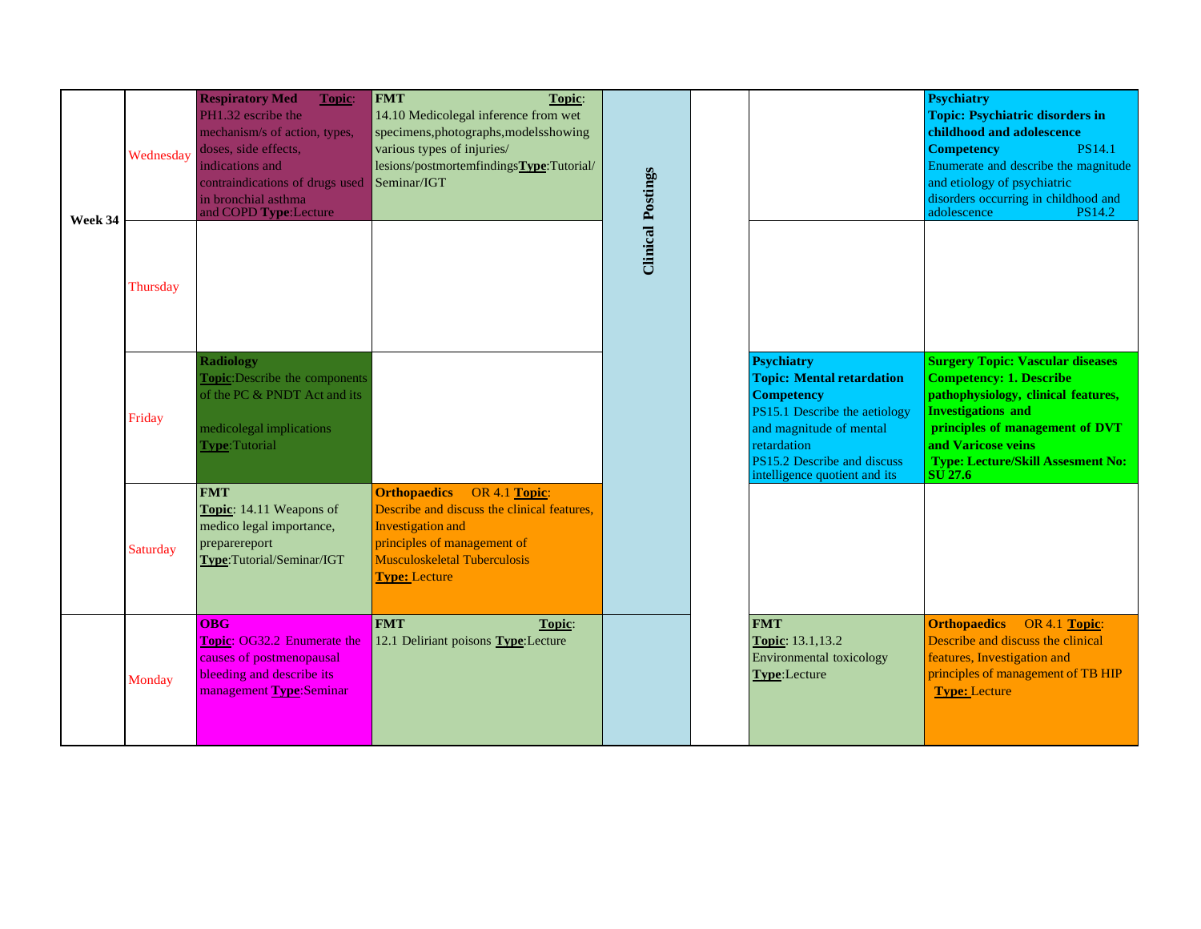| Week | Day | | | | | | |
|---|---|---|---|---|---|---|---|
| Week 34 | Wednesday | **Respiratory Med** **Topic**: PH1.32 escribe the mechanism/s of action, types, doses, side effects, indications and contraindications of drugs used in bronchial asthma and COPD **Type**:Lecture | **FMT** **Topic**: 14.10 Medicolegal inference from wet specimens,photographs,modelsshowing various types of injuries/ lesions/postmortemfindings**Type**:Tutorial/ Seminar/IGT | **Clinical Postings** | | | **Psychiatry** **Topic: Psychiatric disorders in childhood and adolescence** **Competency** PS14.1 Enumerate and describe the magnitude and etiology of psychiatric disorders occurring in childhood and adolescence PS14.2 |
| | Thursday | | | | | | |
| | Friday | **Radiology** **Topic**:Describe the components of the PC & PNDT Act and its medicolegal implications **Type**:Tutorial | | | | **Psychiatry** **Topic: Mental retardation** **Competency** PS15.1 Describe the aetiology and magnitude of mental retardation PS15.2 Describe and discuss intelligence quotient and its | **Surgery Topic: Vascular diseases Competency: 1. Describe pathophysiology, clinical features, Investigations and principles of management of DVT and Varicose veins Type: Lecture/Skill Assesment No: SU 27.6** |
| | Saturday | **FMT** **Topic**: 14.11 Weapons of medico legal importance, preparereport **Type**:Tutorial/Seminar/IGT | **Orthopaedics** OR 4.1 **Topic**: Describe and discuss the clinical features, Investigation and principles of management of Musculoskeletal Tuberculosis **Type:** Lecture | | | | |
| | Monday | **OBG** **Topic**: OG32.2 Enumerate the causes of postmenopausal bleeding and describe its management **Type**:Seminar | **FMT** **Topic**: 12.1 Deliriant poisons **Type**:Lecture | | | **FMT** **Topic**: 13.1,13.2 Environmental toxicology **Type**:Lecture | **Orthopaedics** OR 4.1 **Topic**: Describe and discuss the clinical features, Investigation and principles of management of TB HIP **Type:** Lecture |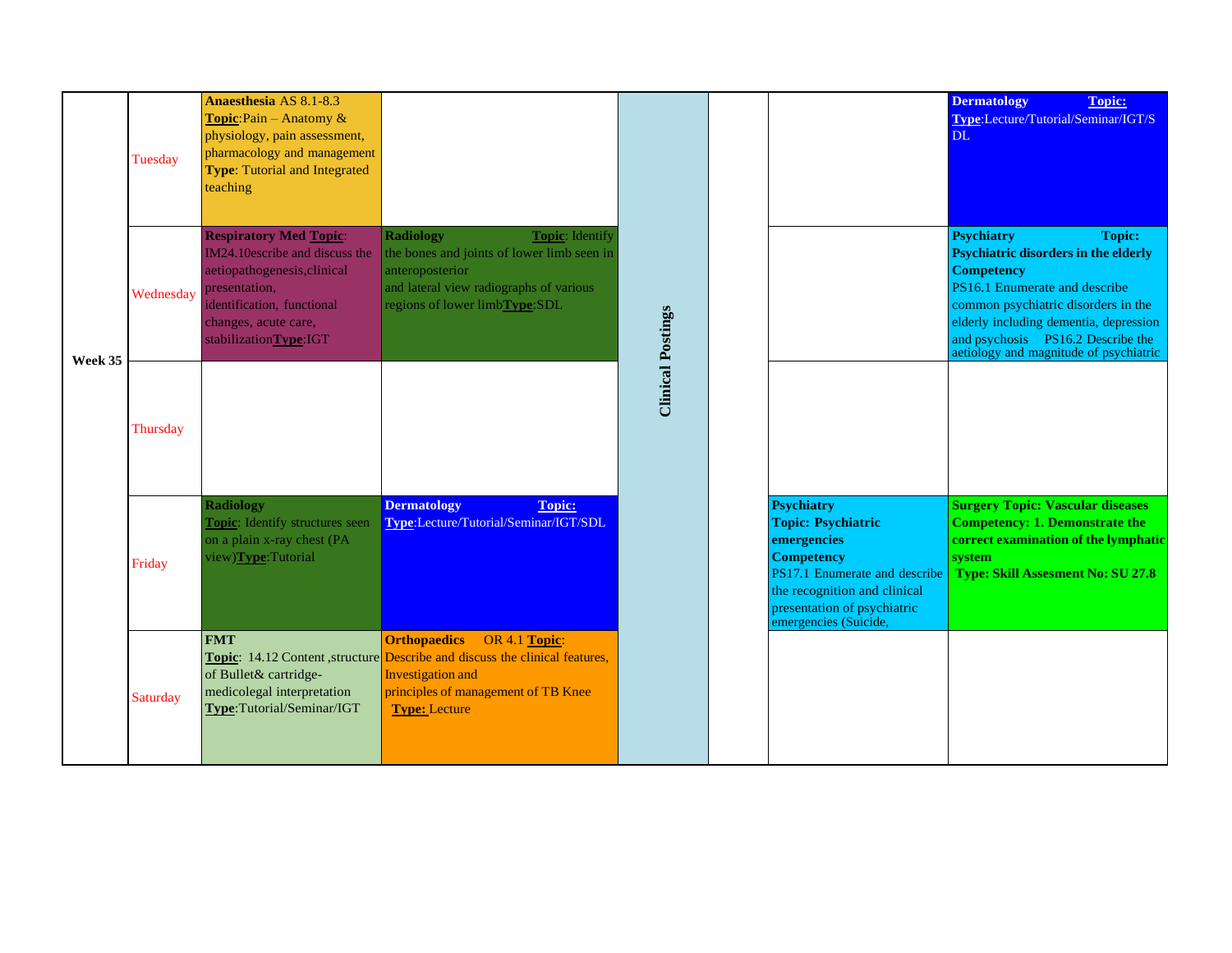| Week | Day | | | | | | |
|---|---|---|---|---|---|---|---|
| Week 35 | Tuesday | **Anaesthesia** AS 8.1-8.3 **Topic**:Pain – Anatomy & physiology, pain assessment, pharmacology and management **Type**: Tutorial and Integrated teaching | | Clinical Postings | | | **Dermatology** **Topic:** **Type**:Lecture/Tutorial/Seminar/IGT/SDL |
| | Wednesday | **Respiratory Med** **Topic**: IM24.10escribe and discuss the aetiopathogenesis,clinical presentation, identification, functional changes, acute care, stabilization**Type**:IGT | **Radiology** **Topic**: Identify the bones and joints of lower limb seen in anteroposterior and lateral view radiographs of various regions of lower limb**Type**:SDL | | | | **Psychiatry** **Topic: Psychiatric disorders in the elderly Competency** PS16.1 Enumerate and describe common psychiatric disorders in the elderly including dementia, depression and psychosis PS16.2 Describe the aetiology and magnitude of psychiatric |
| | Thursday | | | | | | |
| | Friday | **Radiology** **Topic**: Identify structures seen on a plain x-ray chest (PA view)**Type**:Tutorial | **Dermatology** **Topic:** **Type**:Lecture/Tutorial/Seminar/IGT/SDL | | | **Psychiatry** **Topic: Psychiatric emergencies Competency** PS17.1 Enumerate and describe the recognition and clinical presentation of psychiatric emergencies (Suicide, | **Surgery Topic: Vascular diseases Competency: 1. Demonstrate the correct examination of the lymphatic system Type: Skill Assesment No: SU 27.8** |
| | Saturday | **FMT** **Topic**: 14.12 Content ,structure of Bullet& cartridge- medicolegal interpretation **Type**:Tutorial/Seminar/IGT | **Orthopaedics** OR 4.1 **Topic**: Describe and discuss the clinical features, Investigation and principles of management of TB Knee **Type:** Lecture | | | | |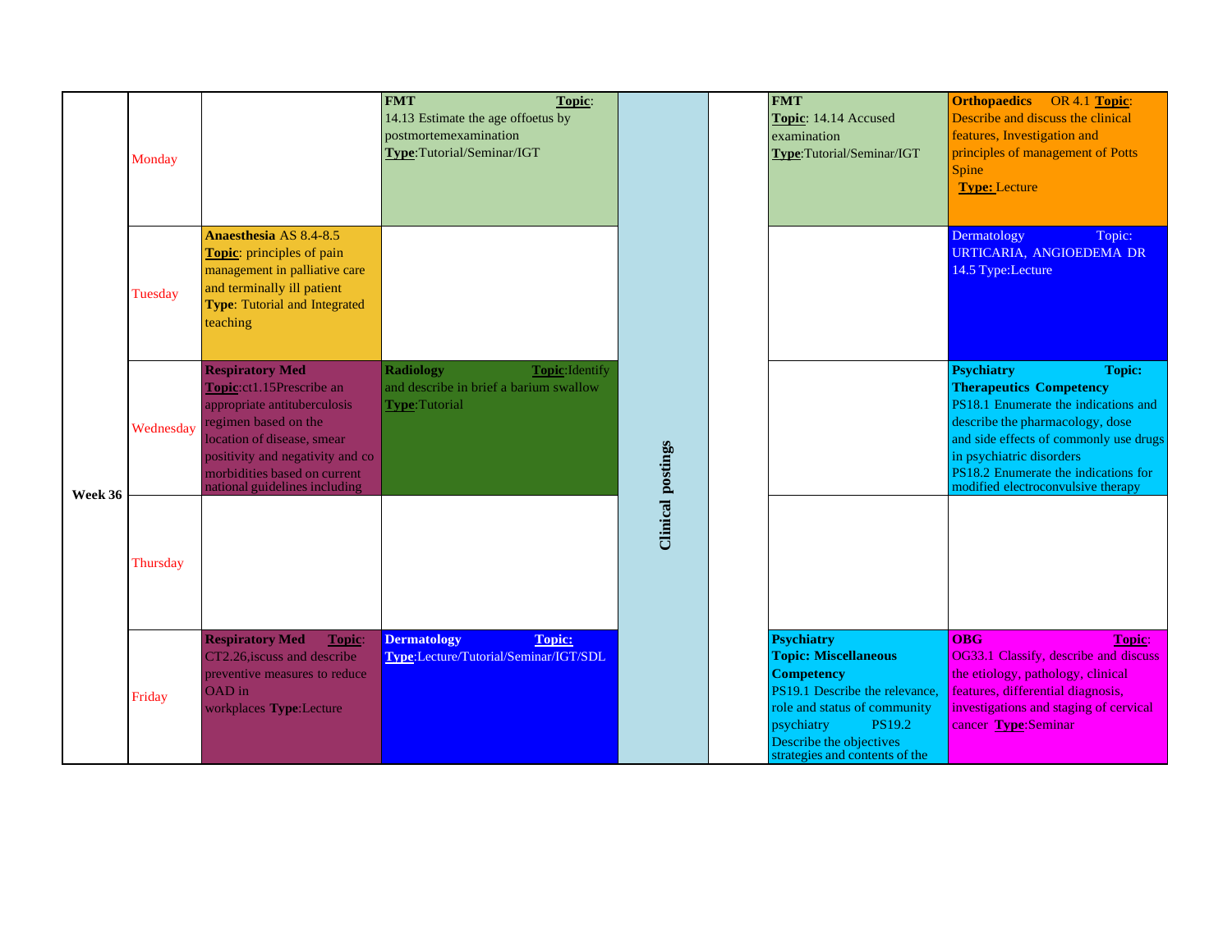| | | | | | | | |
|---|---|---|---|---|---|---|---|
| Week 36 | Monday | | **FMT** **Topic**: 14.13 Estimate the age offoetus by postmortemexamination **Type**:Tutorial/Seminar/IGT | Clinical postings | | **FMT** **Topic**: 14.14 Accused examination **Type**:Tutorial/Seminar/IGT | **Orthopaedics** OR 4.1 **Topic**: Describe and discuss the clinical features, Investigation and principles of management of Potts Spine **Type:** Lecture |
| | Tuesday | **Anaesthesia** AS 8.4-8.5 **Topic**: principles of pain management in palliative care and terminally ill patient **Type**: Tutorial and Integrated teaching | | | | | Dermatology Topic: URTICARIA, ANGIOEDEMA DR 14.5 Type:Lecture |
| | Wednesday | **Respiratory Med** **Topic**:ct1.15Prescribe an appropriate antituberculosis regimen based on the location of disease, smear positivity and negativity and co morbidities based on current national guidelines including | **Radiology** **Topic**:Identify and describe in brief a barium swallow **Type**:Tutorial | | | | **Psychiatry** **Topic: Therapeutics Competency** PS18.1 Enumerate the indications and describe the pharmacology, dose and side effects of commonly use drugs in psychiatric disorders PS18.2 Enumerate the indications for modified electroconvulsive therapy |
| | Thursday | | | | | | |
| | Friday | **Respiratory Med** **Topic**: CT2.26,iscuss and describe preventive measures to reduce OAD in workplaces **Type**:Lecture | **Dermatology** **Topic:** **Type**:Lecture/Tutorial/Seminar/IGT/SDL | | | **Psychiatry** **Topic: Miscellaneous Competency** PS19.1 Describe the relevance, role and status of community psychiatry PS19.2 Describe the objectives strategies and contents of the | **OBG** **Topic**: OG33.1 Classify, describe and discuss the etiology, pathology, clinical features, differential diagnosis, investigations and staging of cervical cancer **Type**:Seminar |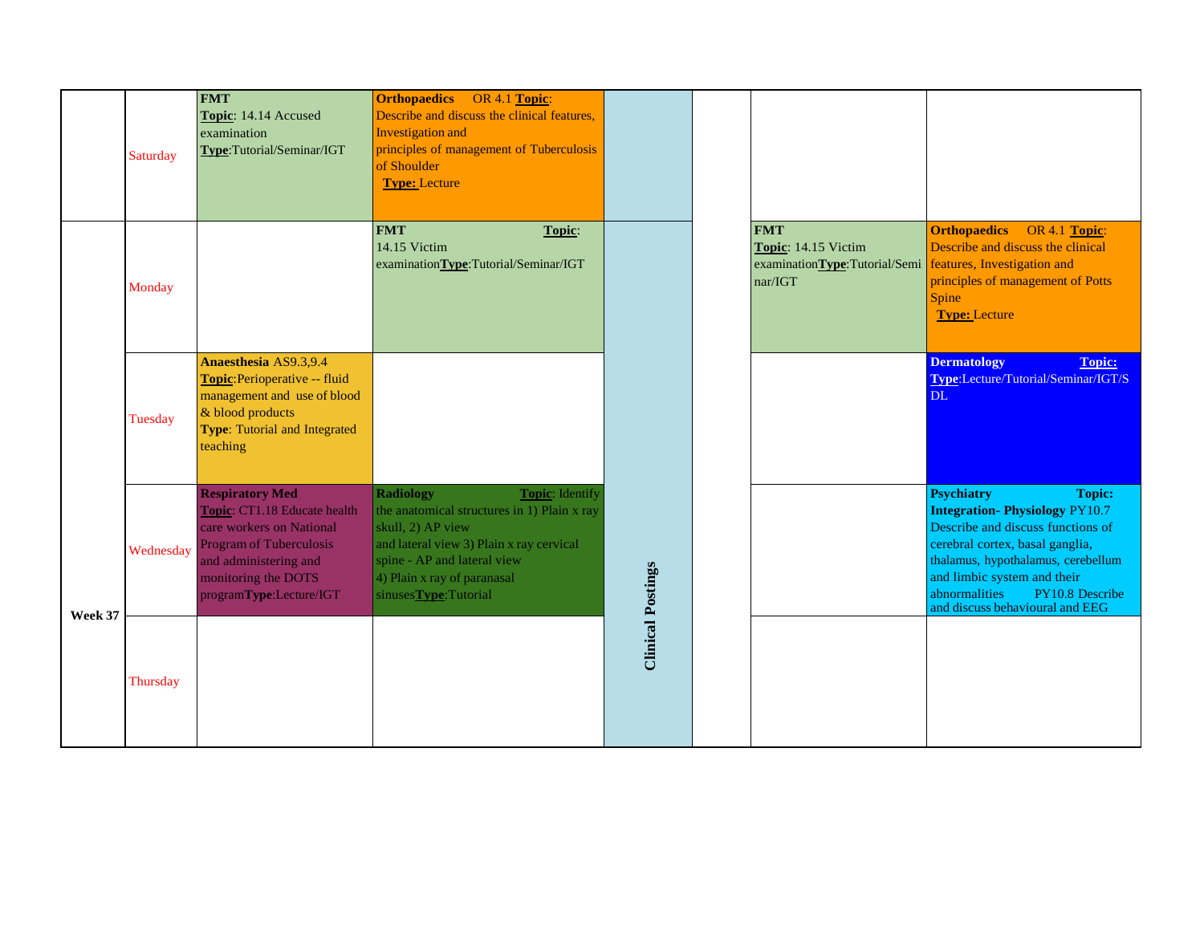| | | | | | | | |
|---|---|---|---|---|---|---|---|
| | Saturday | **FMT** **Topic**: 14.14 Accused examination **Type**:Tutorial/Seminar/IGT | **Orthopaedics** OR 4.1 **Topic**: Describe and discuss the clinical features, Investigation and principles of management of Tuberculosis of Shoulder **Type:** Lecture | | | | |
| Week 37 | Monday | | **FMT** **Topic**: 14.15 Victim examination**Type**:Tutorial/Seminar/IGT | Clinical Postings | | **FMT** **Topic**: 14.15 Victim examination**Type**:Tutorial/Seminar/IGT | **Orthopaedics** OR 4.1 **Topic**: Describe and discuss the clinical features, Investigation and principles of management of Potts Spine **Type:** Lecture |
| | Tuesday | **Anaesthesia** AS9.3,9.4 **Topic**:Perioperative -- fluid management and use of blood & blood products **Type**: Tutorial and Integrated teaching | | | | | **Dermatology** **Topic:** **Type**:Lecture/Tutorial/Seminar/IGT/SDL |
| | Wednesday | **Respiratory Med** **Topic**: CT1.18 Educate health care workers on National Program of Tuberculosis and administering and monitoring the DOTS program**Type**:Lecture/IGT | **Radiology** **Topic**: Identify the anatomical structures in 1) Plain x ray skull, 2) AP view and lateral view 3) Plain x ray cervical spine - AP and lateral view 4) Plain x ray of paranasal sinuses**Type**:Tutorial | | | | **Psychiatry** **Topic:** **Integration- Physiology** PY10.7 Describe and discuss functions of cerebral cortex, basal ganglia, thalamus, hypothalamus, cerebellum and limbic system and their abnormalities PY10.8 Describe and discuss behavioural and EEG |
| | Thursday | | | | | | |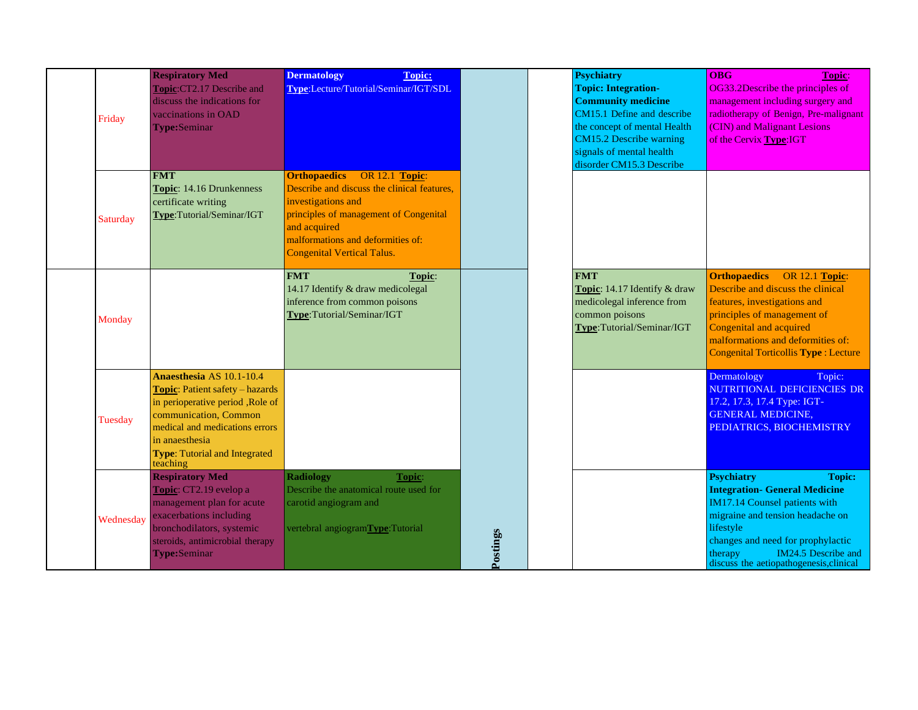| | | | | | | | |
|---|---|---|---|---|---|---|---|
| | Friday | **Respiratory Med** **Topic**:CT2.17 Describe and discuss the indications for vaccinations in OAD **Type:**Seminar | **Dermatology** **Topic:** **Type**:Lecture/Tutorial/Seminar/IGT/SDL | | | **Psychiatry** **Topic: Integration- Community medicine** CM15.1 Define and describe the concept of mental Health CM15.2 Describe warning signals of mental health disorder CM15.3 Describe | **OBG** **Topic**: OG33.2Describe the principles of management including surgery and radiotherapy of Benign, Pre-malignant (CIN) and Malignant Lesions of the Cervix **Type**:IGT |
| | Saturday | **FMT** **Topic**: 14.16 Drunkenness certificate writing **Type**:Tutorial/Seminar/IGT | **Orthopaedics** OR 12.1 **Topic**: Describe and discuss the clinical features, investigations and principles of management of Congenital and acquired malformations and deformities of: Congenital Vertical Talus. | | | | |
| | Monday | | **FMT** **Topic**: 14.17 Identify & draw medicolegal inference from common poisons **Type**:Tutorial/Seminar/IGT | | | **FMT** **Topic**: 14.17 Identify & draw medicolegal inference from common poisons **Type**:Tutorial/Seminar/IGT | **Orthopaedics** OR 12.1 **Topic**: Describe and discuss the clinical features, investigations and principles of management of Congenital and acquired malformations and deformities of: Congenital Torticollis **Type** : Lecture |
| | Tuesday | **Anaesthesia** AS 10.1-10.4 **Topic**: Patient safety – hazards in perioperative period ,Role of communication, Common medical and medications errors in anaesthesia **Type**: Tutorial and Integrated teaching | | | | | Dermatology Topic: NUTRITIONAL DEFICIENCIES DR 17.2, 17.3, 17.4 Type: IGT- GENERAL MEDICINE, PEDIATRICS, BIOCHEMISTRY |
| | Wednesday | **Respiratory Med** **Topic**: CT2.19 evelop a management plan for acute exacerbations including bronchodilators, systemic steroids, antimicrobial therapy **Type:**Seminar | **Radiology** **Topic**: Describe the anatomical route used for carotid angiogram and vertebral angiogram**Type**:Tutorial | **Postings** | | | **Psychiatry** **Topic: Integration- General Medicine** IM17.14 Counsel patients with migraine and tension headache on lifestyle changes and need for prophylactic therapy IM24.5 Describe and discuss the aetiopathogenesis,clinical |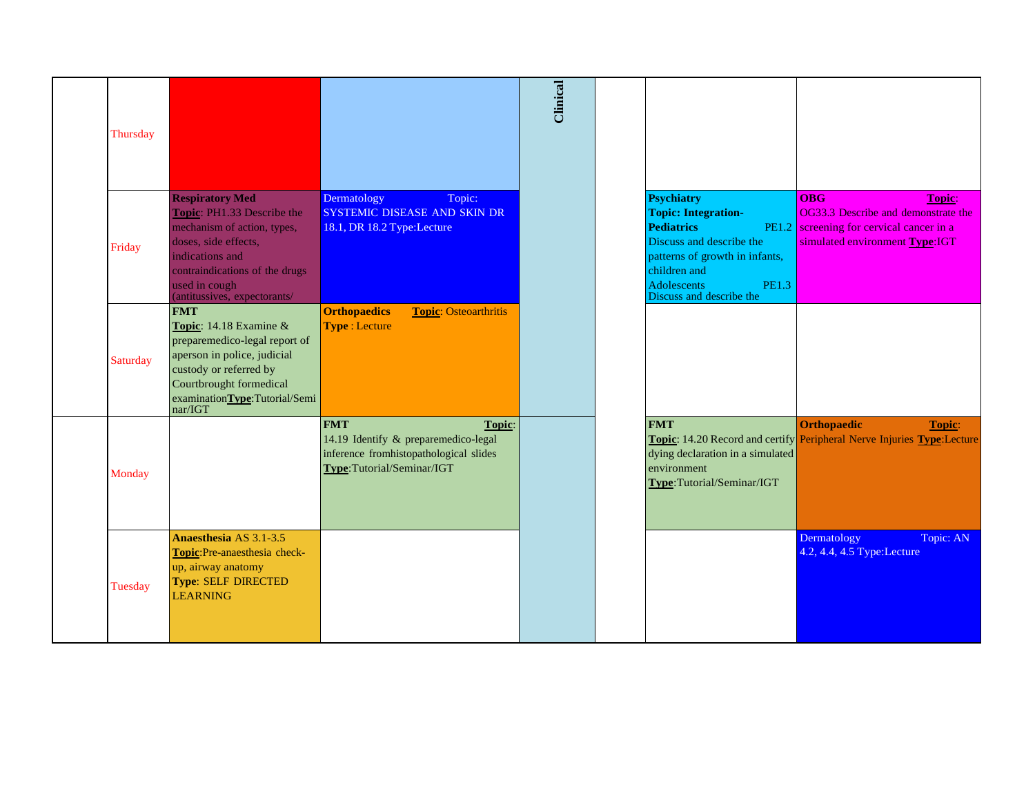| | | | | | | | |
|---|---|---|---|---|---|---|---|
| | Thursday | | | Clinical | | | |
| | Friday | **Respiratory Med** **Topic**: PH1.33 Describe the mechanism of action, types, doses, side effects, indications and contraindications of the drugs used in cough (antitussives, expectorants/ | Dermatology Topic: SYSTEMIC DISEASE AND SKIN DR 18.1, DR 18.2 Type:Lecture | | | **Psychiatry** **Topic: Integration- Pediatrics** PE1.2 Discuss and describe the patterns of growth in infants, children and Adolescents PE1.3 Discuss and describe the | **OBG** **Topic**: OG33.3 Describe and demonstrate the screening for cervical cancer in a simulated environment **Type**:IGT |
| | Saturday | **FMT** **Topic**: 14.18 Examine & preparemedico-legal report of aperson in police, judicial custody or referred by Courtbrought formedical examination**Type**:Tutorial/Seminar/IGT | **Orthopaedics** **Topic**: Osteoarthritis **Type** : Lecture | | | | |
| | Monday | | **FMT** **Topic**: 14.19 Identify & preparemedico-legal inference fromhistopathological slides **Type**:Tutorial/Seminar/IGT | | | **FMT** **Topic**: 14.20 Record and certify dying declaration in a simulated environment **Type**:Tutorial/Seminar/IGT | **Orthopaedic** **Topic**: Peripheral Nerve Injuries **Type**:Lecture |
| | Tuesday | **Anaesthesia** AS 3.1-3.5 **Topic**:Pre-anaesthesia check-up, airway anatomy **Type**: SELF DIRECTED LEARNING | | | | | Dermatology Topic: AN 4.2, 4.4, 4.5 Type:Lecture |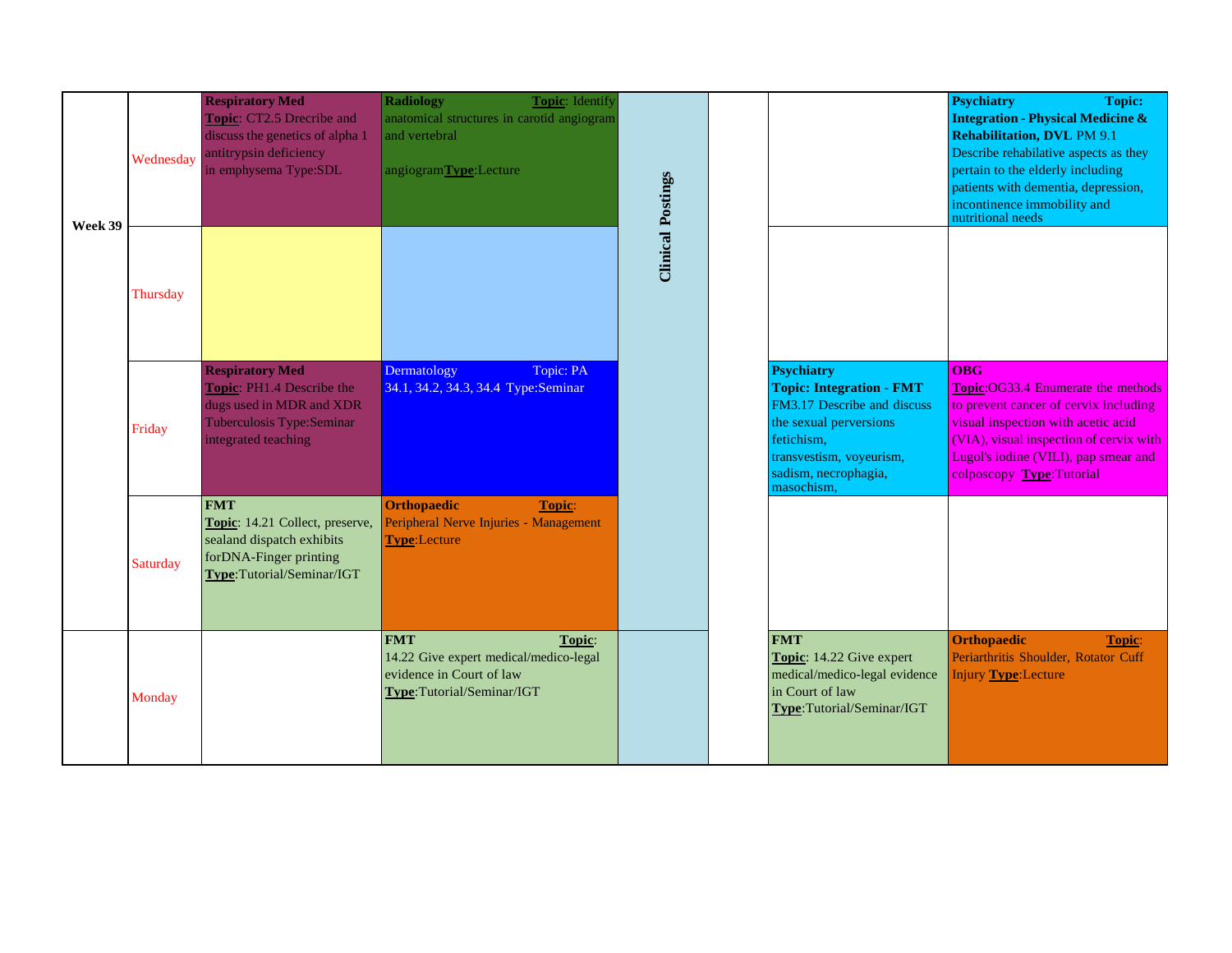| Week | Day | | | | | | |
|---|---|---|---|---|---|---|---|
| Week 39 | Wednesday | **Respiratory Med** **Topic**: CT2.5 Drecribe and discuss the genetics of alpha 1 antitrypsin deficiency in emphysema Type:SDL | **Radiology** **Topic**: Identify anatomical structures in carotid angiogram and vertebral angiogram**Type**:Lecture | **Clinical Postings** | | | **Psychiatry** **Topic: Integration - Physical Medicine & Rehabilitation, DVL** PM 9.1 Describe rehabilative aspects as they pertain to the elderly including patients with dementia, depression, incontinence immobility and nutritional needs |
| | Thursday | | | | | | |
| | Friday | **Respiratory Med** **Topic**: PH1.4 Describe the dugs used in MDR and XDR Tuberculosis Type:Seminar integrated teaching | Dermatology Topic: PA 34.1, 34.2, 34.3, 34.4 Type:Seminar | | | **Psychiatry** **Topic: Integration - FMT** FM3.17 Describe and discuss the sexual perversions fetichism, transvestism, voyeurism, sadism, necrophagia, masochism, | **OBG** **Topic**:OG33.4 Enumerate the methods to prevent cancer of cervix including visual inspection with acetic acid (VIA), visual inspection of cervix with Lugol's iodine (VILI), pap smear and colposcopy **Type**:Tutorial |
| | Saturday | **FMT** **Topic**: 14.21 Collect, preserve, sealand dispatch exhibits forDNA-Finger printing **Type**:Tutorial/Seminar/IGT | **Orthopaedic** **Topic**: Peripheral Nerve Injuries - Management **Type**:Lecture | | | | |
| | Monday | | **FMT** **Topic**: 14.22 Give expert medical/medico-legal evidence in Court of law **Type**:Tutorial/Seminar/IGT | | | **FMT** **Topic**: 14.22 Give expert medical/medico-legal evidence in Court of law **Type**:Tutorial/Seminar/IGT | **Orthopaedic** **Topic**: Periarthritis Shoulder, Rotator Cuff Injury **Type**:Lecture |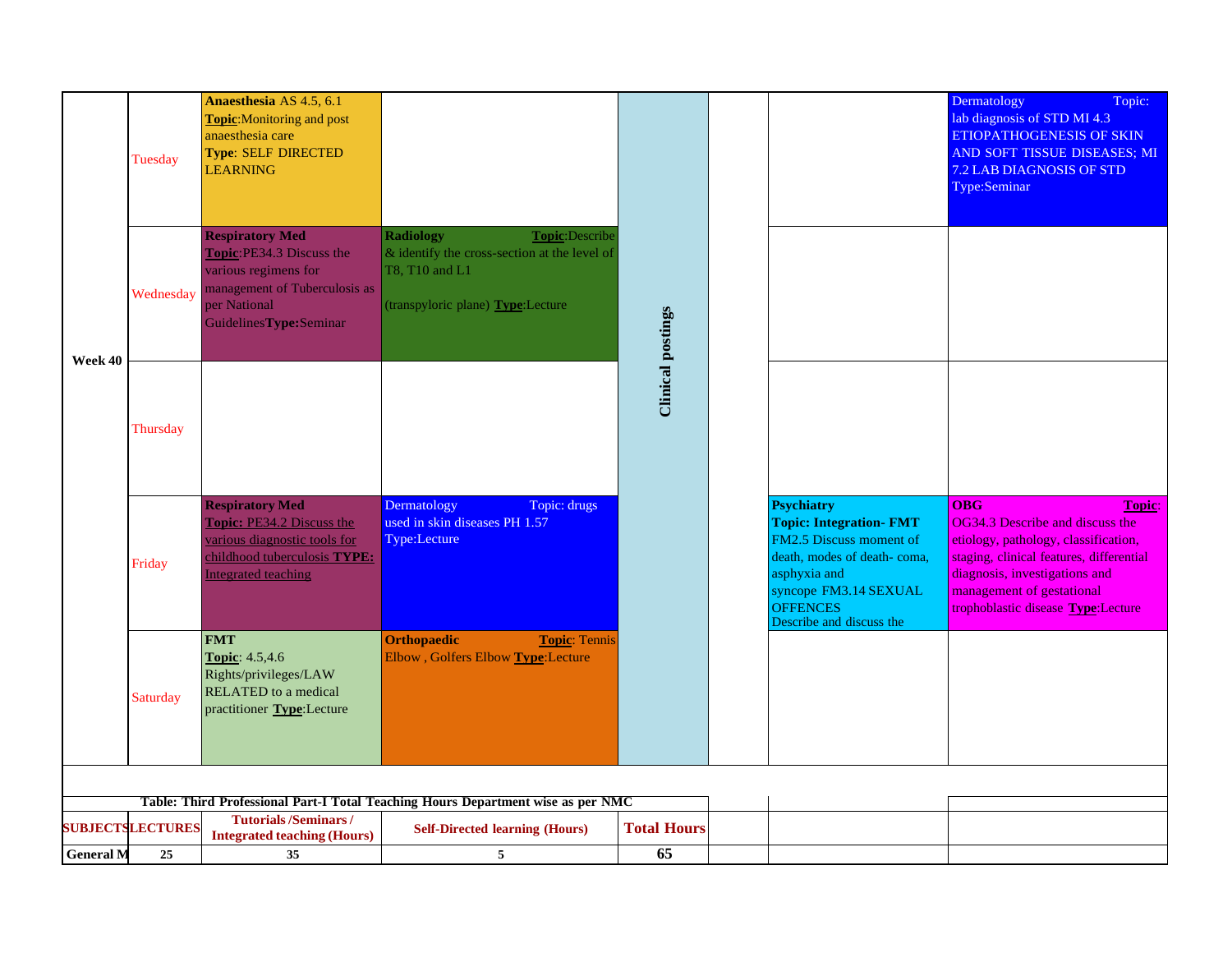| Week | Day | | | | | | |
|---|---|---|---|---|---|---|---|
| Week 40 | Tuesday | **Anaesthesia** AS 4.5, 6.1 **Topic**:Monitoring and post anaesthesia care **Type**: SELF DIRECTED LEARNING | | Clinical postings | | | Dermatology Topic: lab diagnosis of STD MI 4.3 ETIOPATHOGENESIS OF SKIN AND SOFT TISSUE DISEASES; MI 7.2 LAB DIAGNOSIS OF STD Type:Seminar |
| | Wednesday | **Respiratory Med** **Topic**:PE34.3 Discuss the various regimens for management of Tuberculosis as per National Guidelines**Type:**Seminar | **Radiology** **Topic**:Describe & identify the cross-section at the level of T8, T10 and L1 (transpyloric plane) **Type**:Lecture | | | | |
| | Thursday | | | | | | |
| | Friday | **Respiratory Med** **Topic:** PE34.2 Discuss the various diagnostic tools for childhood tuberculosis **TYPE:** Integrated teaching | Dermatology Topic: drugs used in skin diseases PH 1.57 Type:Lecture | | | **Psychiatry** **Topic: Integration- FMT** FM2.5 Discuss moment of death, modes of death- coma, asphyxia and syncope FM3.14 SEXUAL OFFENCES Describe and discuss the | **OBG** **Topic**: OG34.3 Describe and discuss the etiology, pathology, classification, staging, clinical features, differential diagnosis, investigations and management of gestational trophoblastic disease **Type**:Lecture |
| | Saturday | **FMT** **Topic**: 4.5,4.6 Rights/privileges/LAW RELATED to a medical practitioner **Type**:Lecture | **Orthopaedic** **Topic**: Tennis Elbow , Golfers Elbow **Type**:Lecture | | | | |

**Table: Third Professional Part-I Total Teaching Hours Department wise as per NMC**

| SUBJECTS | LECTURES | Tutorials /Seminars / Integrated teaching (Hours) | Self-Directed learning (Hours) | Total Hours |
|---|---|---|---|---|
| General M | 25 | 35 | 5 | 65 |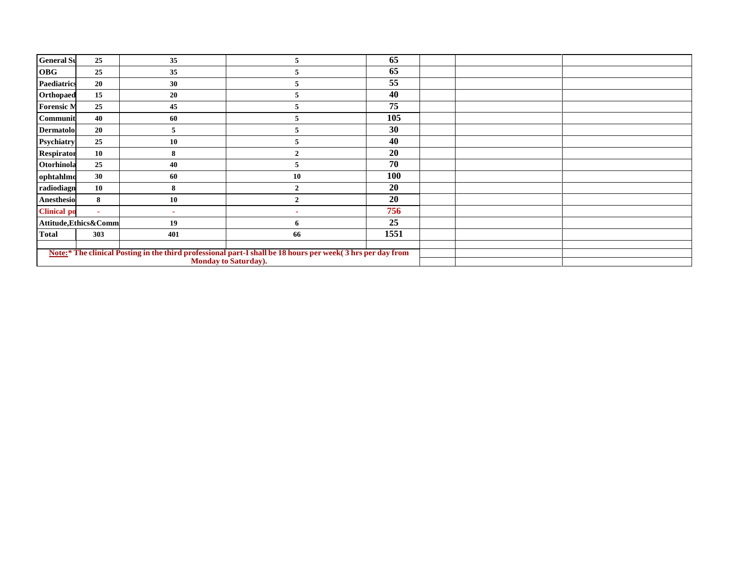| | | | | | | | |
|---|---|---|---|---|---|---|---|
| General Su | 25 | 35 | 5 | 65 | | | |
| OBG | 25 | 35 | 5 | 65 | | | |
| Paediatrics | 20 | 30 | 5 | 55 | | | |
| Orthopaed | 15 | 20 | 5 | 40 | | | |
| Forensic M | 25 | 45 | 5 | 75 | | | |
| Communit | 40 | 60 | 5 | 105 | | | |
| Dermatolo | 20 | 5 | 5 | 30 | | | |
| Psychiatry | 25 | 10 | 5 | 40 | | | |
| Respirator | 10 | 8 | 2 | 20 | | | |
| Otorhinola | 25 | 40 | 5 | 70 | | | |
| ophtahlmo | 30 | 60 | 10 | 100 | | | |
| radiodiagn | 10 | 8 | 2 | 20 | | | |
| Anesthesio | 8 | 10 | 2 | 20 | | | |
| Clinical po | - | - | - | 756 | | | |
| Attitude,Ethics&Comm | | 19 | 6 | 25 | | | |
| Total | 303 | 401 | 66 | 1551 | | | |

**Note:*** The clinical Posting in the third professional part-I shall be 18 hours per week( 3 hrs per day from Monday to Saturday).